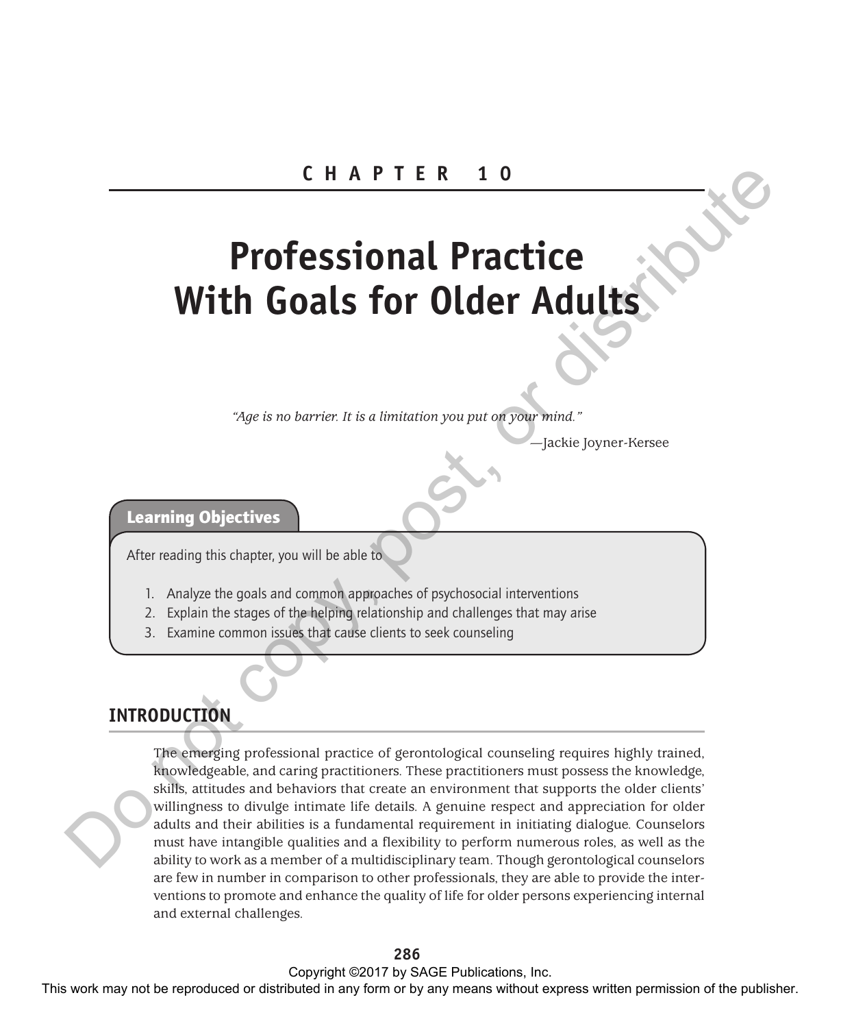# CHAPTER 10

# Professional Practice With Goals for Older Adults

*"Age is no barrier. It is a limitation you put on your mind."*

—Jackie Joyner-Kersee

**Learning Objectives**

After reading this chapter, you will be able to

1. Analyze the goals and common approaches of psychosocial interventions
2. Explain the stages of the helping relationship and challenges that may arise
3. Examine common issues that cause clients to seek counseling

## INTRODUCTION

The emerging professional practice of gerontological counseling requires highly trained, knowledgeable, and caring practitioners. These practitioners must possess the knowledge, skills, attitudes and behaviors that create an environment that supports the older clients' willingness to divulge intimate life details. A genuine respect and appreciation for older adults and their abilities is a fundamental requirement in initiating dialogue. Counselors must have intangible qualities and a flexibility to perform numerous roles, as well as the ability to work as a member of a multidisciplinary team. Though gerontological counselors are few in number in comparison to other professionals, they are able to provide the interventions to promote and enhance the quality of life for older persons experiencing internal and external challenges.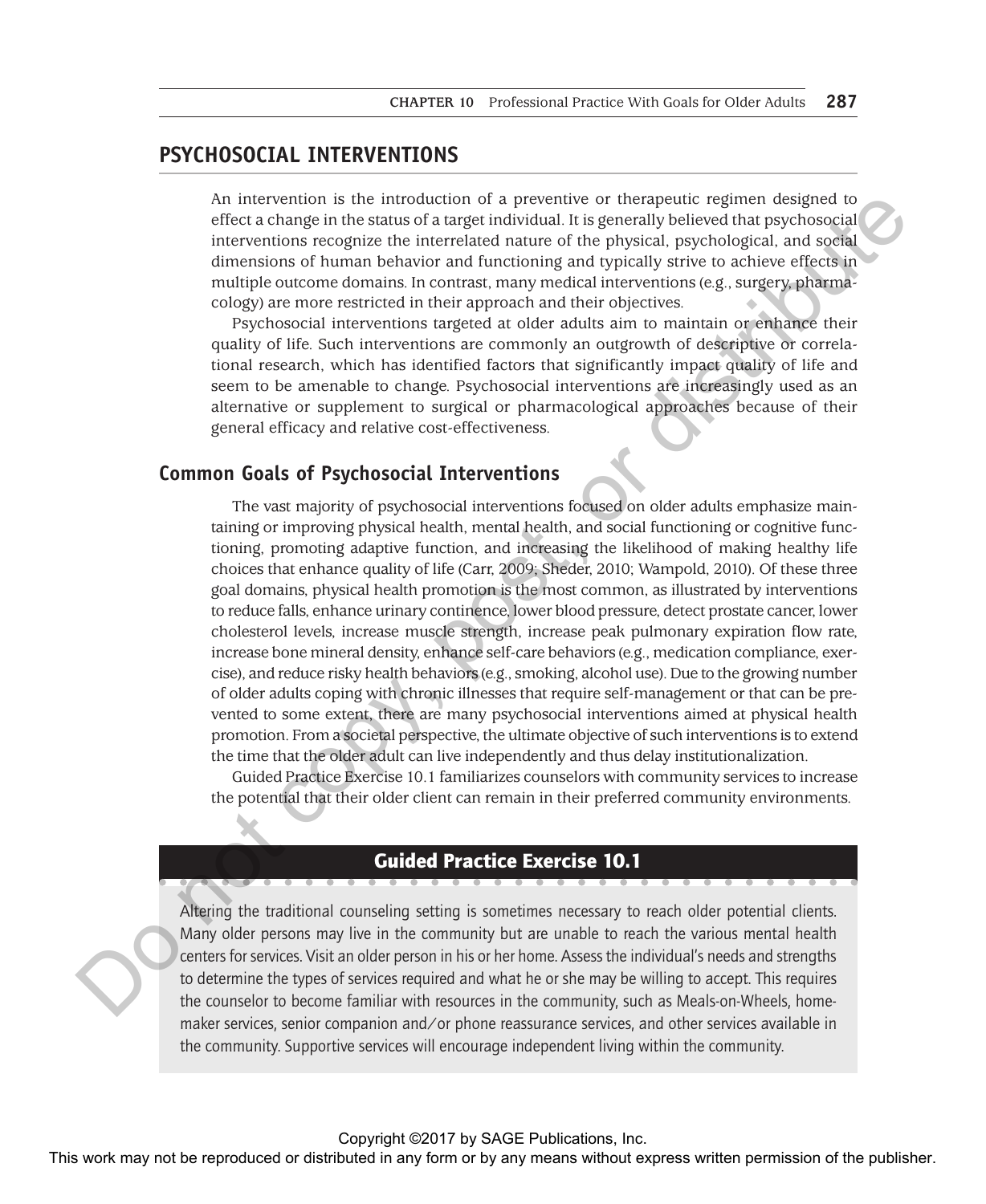## PSYCHOSOCIAL INTERVENTIONS

An intervention is the introduction of a preventive or therapeutic regimen designed to effect a change in the status of a target individual. It is generally believed that psychosocial interventions recognize the interrelated nature of the physical, psychological, and social dimensions of human behavior and functioning and typically strive to achieve effects in multiple outcome domains. In contrast, many medical interventions (e.g., surgery, pharmacology) are more restricted in their approach and their objectives.

Psychosocial interventions targeted at older adults aim to maintain or enhance their quality of life. Such interventions are commonly an outgrowth of descriptive or correlational research, which has identified factors that significantly impact quality of life and seem to be amenable to change. Psychosocial interventions are increasingly used as an alternative or supplement to surgical or pharmacological approaches because of their general efficacy and relative cost-effectiveness.

### Common Goals of Psychosocial Interventions

The vast majority of psychosocial interventions focused on older adults emphasize maintaining or improving physical health, mental health, and social functioning or cognitive functioning, promoting adaptive function, and increasing the likelihood of making healthy life choices that enhance quality of life (Carr, 2009; Sheder, 2010; Wampold, 2010). Of these three goal domains, physical health promotion is the most common, as illustrated by interventions to reduce falls, enhance urinary continence, lower blood pressure, detect prostate cancer, lower cholesterol levels, increase muscle strength, increase peak pulmonary expiration flow rate, increase bone mineral density, enhance self-care behaviors (e.g., medication compliance, exercise), and reduce risky health behaviors (e.g., smoking, alcohol use). Due to the growing number of older adults coping with chronic illnesses that require self-management or that can be prevented to some extent, there are many psychosocial interventions aimed at physical health promotion. From a societal perspective, the ultimate objective of such interventions is to extend the time that the older adult can live independently and thus delay institutionalization.

Guided Practice Exercise 10.1 familiarizes counselors with community services to increase the potential that their older client can remain in their preferred community environments.

#### Guided Practice Exercise 10.1

Altering the traditional counseling setting is sometimes necessary to reach older potential clients. Many older persons may live in the community but are unable to reach the various mental health centers for services. Visit an older person in his or her home. Assess the individual's needs and strengths to determine the types of services required and what he or she may be willing to accept. This requires the counselor to become familiar with resources in the community, such as Meals-on-Wheels, homemaker services, senior companion and/or phone reassurance services, and other services available in the community. Supportive services will encourage independent living within the community.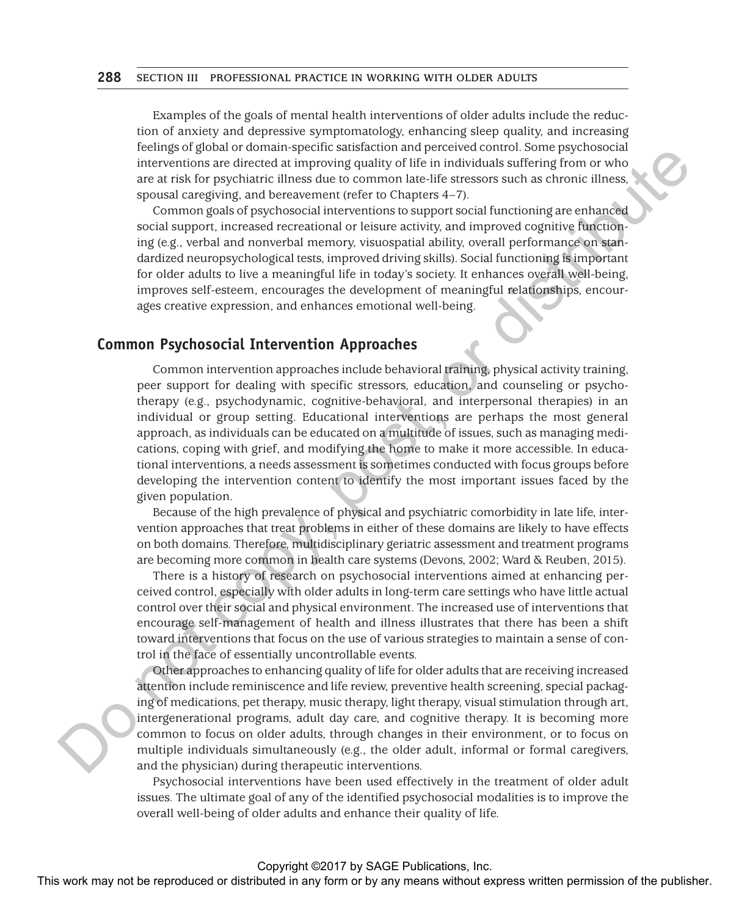Examples of the goals of mental health interventions of older adults include the reduction of anxiety and depressive symptomatology, enhancing sleep quality, and increasing feelings of global or domain-specific satisfaction and perceived control. Some psychosocial interventions are directed at improving quality of life in individuals suffering from or who are at risk for psychiatric illness due to common late-life stressors such as chronic illness, spousal caregiving, and bereavement (refer to Chapters 4–7).

Common goals of psychosocial interventions to support social functioning are enhanced social support, increased recreational or leisure activity, and improved cognitive functioning (e.g., verbal and nonverbal memory, visuospatial ability, overall performance on standardized neuropsychological tests, improved driving skills). Social functioning is important for older adults to live a meaningful life in today's society. It enhances overall well-being, improves self-esteem, encourages the development of meaningful relationships, encourages creative expression, and enhances emotional well-being.

## Common Psychosocial Intervention Approaches

Common intervention approaches include behavioral training, physical activity training, peer support for dealing with specific stressors, education, and counseling or psychotherapy (e.g., psychodynamic, cognitive-behavioral, and interpersonal therapies) in an individual or group setting. Educational interventions are perhaps the most general approach, as individuals can be educated on a multitude of issues, such as managing medications, coping with grief, and modifying the home to make it more accessible. In educational interventions, a needs assessment is sometimes conducted with focus groups before developing the intervention content to identify the most important issues faced by the given population.

Because of the high prevalence of physical and psychiatric comorbidity in late life, intervention approaches that treat problems in either of these domains are likely to have effects on both domains. Therefore, multidisciplinary geriatric assessment and treatment programs are becoming more common in health care systems (Devons, 2002; Ward & Reuben, 2015).

There is a history of research on psychosocial interventions aimed at enhancing perceived control, especially with older adults in long-term care settings who have little actual control over their social and physical environment. The increased use of interventions that encourage self-management of health and illness illustrates that there has been a shift toward interventions that focus on the use of various strategies to maintain a sense of control in the face of essentially uncontrollable events.

Other approaches to enhancing quality of life for older adults that are receiving increased attention include reminiscence and life review, preventive health screening, special packaging of medications, pet therapy, music therapy, light therapy, visual stimulation through art, intergenerational programs, adult day care, and cognitive therapy. It is becoming more common to focus on older adults, through changes in their environment, or to focus on multiple individuals simultaneously (e.g., the older adult, informal or formal caregivers, and the physician) during therapeutic interventions.

Psychosocial interventions have been used effectively in the treatment of older adult issues. The ultimate goal of any of the identified psychosocial modalities is to improve the overall well-being of older adults and enhance their quality of life.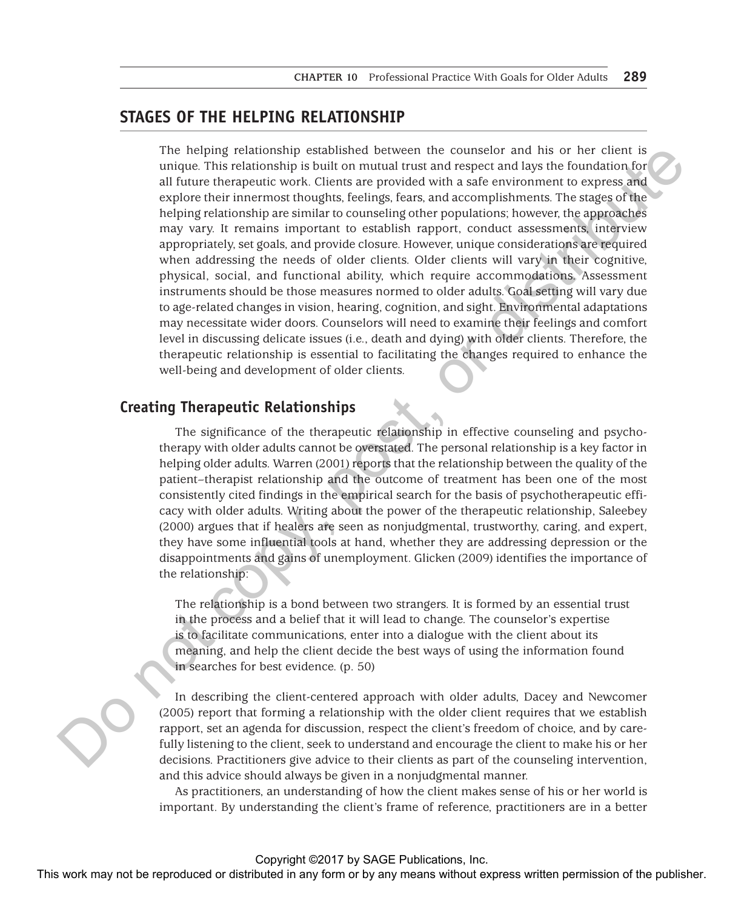## STAGES OF THE HELPING RELATIONSHIP

The helping relationship established between the counselor and his or her client is unique. This relationship is built on mutual trust and respect and lays the foundation for all future therapeutic work. Clients are provided with a safe environment to express and explore their innermost thoughts, feelings, fears, and accomplishments. The stages of the helping relationship are similar to counseling other populations; however, the approaches may vary. It remains important to establish rapport, conduct assessments, interview appropriately, set goals, and provide closure. However, unique considerations are required when addressing the needs of older clients. Older clients will vary in their cognitive, physical, social, and functional ability, which require accommodations. Assessment instruments should be those measures normed to older adults. Goal setting will vary due to age-related changes in vision, hearing, cognition, and sight. Environmental adaptations may necessitate wider doors. Counselors will need to examine their feelings and comfort level in discussing delicate issues (i.e., death and dying) with older clients. Therefore, the therapeutic relationship is essential to facilitating the changes required to enhance the well-being and development of older clients.

### Creating Therapeutic Relationships

The significance of the therapeutic relationship in effective counseling and psychotherapy with older adults cannot be overstated. The personal relationship is a key factor in helping older adults. Warren (2001) reports that the relationship between the quality of the patient–therapist relationship and the outcome of treatment has been one of the most consistently cited findings in the empirical search for the basis of psychotherapeutic efficacy with older adults. Writing about the power of the therapeutic relationship, Saleebey (2000) argues that if healers are seen as nonjudgmental, trustworthy, caring, and expert, they have some influential tools at hand, whether they are addressing depression or the disappointments and gains of unemployment. Glicken (2009) identifies the importance of the relationship:

> The relationship is a bond between two strangers. It is formed by an essential trust in the process and a belief that it will lead to change. The counselor's expertise is to facilitate communications, enter into a dialogue with the client about its meaning, and help the client decide the best ways of using the information found in searches for best evidence. (p. 50)

In describing the client-centered approach with older adults, Dacey and Newcomer (2005) report that forming a relationship with the older client requires that we establish rapport, set an agenda for discussion, respect the client's freedom of choice, and by carefully listening to the client, seek to understand and encourage the client to make his or her decisions. Practitioners give advice to their clients as part of the counseling intervention, and this advice should always be given in a nonjudgmental manner.

As practitioners, an understanding of how the client makes sense of his or her world is important. By understanding the client's frame of reference, practitioners are in a better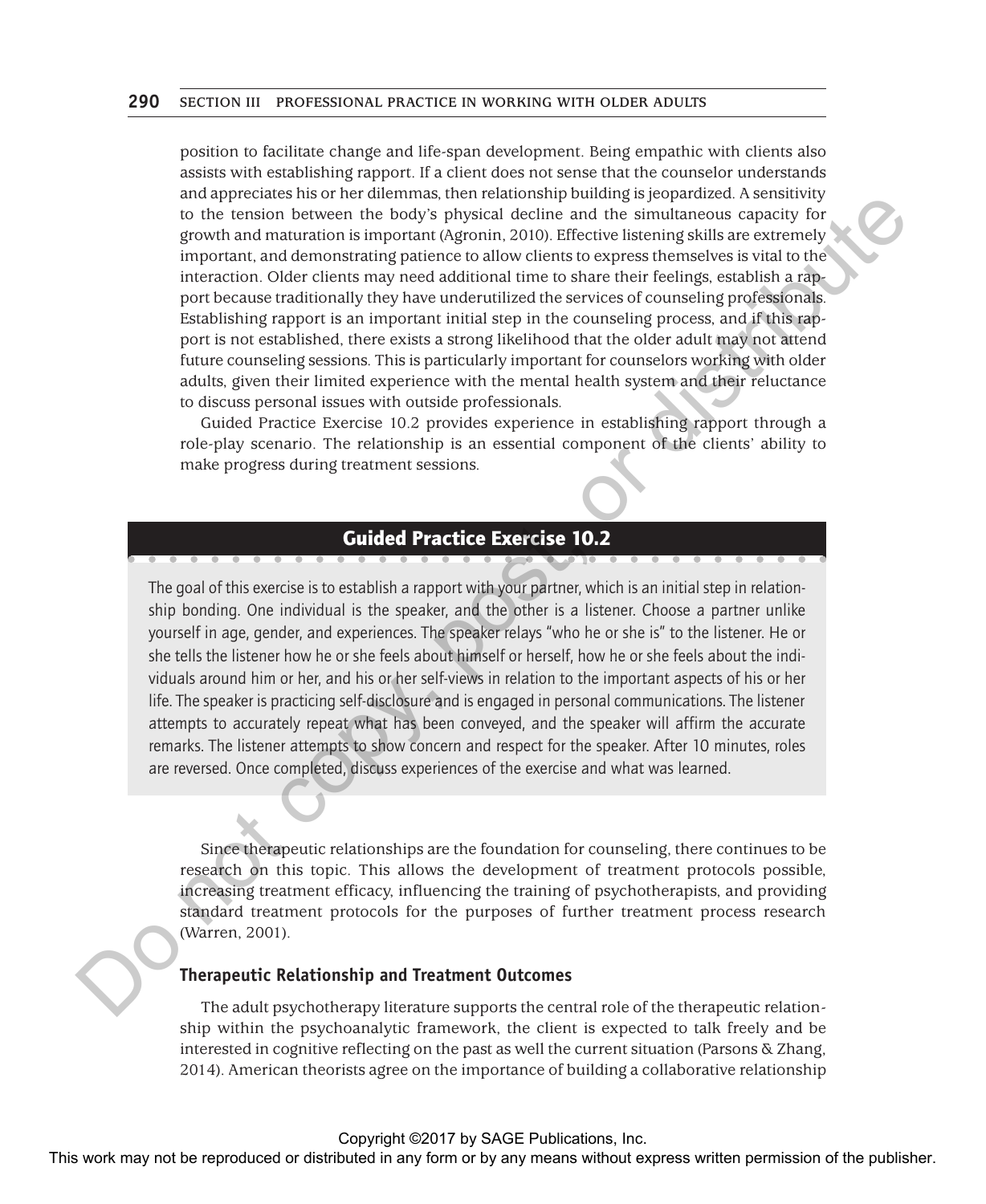position to facilitate change and life-span development. Being empathic with clients also assists with establishing rapport. If a client does not sense that the counselor understands and appreciates his or her dilemmas, then relationship building is jeopardized. A sensitivity to the tension between the body's physical decline and the simultaneous capacity for growth and maturation is important (Agronin, 2010). Effective listening skills are extremely important, and demonstrating patience to allow clients to express themselves is vital to the interaction. Older clients may need additional time to share their feelings, establish a rapport because traditionally they have underutilized the services of counseling professionals. Establishing rapport is an important initial step in the counseling process, and if this rapport is not established, there exists a strong likelihood that the older adult may not attend future counseling sessions. This is particularly important for counselors working with older adults, given their limited experience with the mental health system and their reluctance to discuss personal issues with outside professionals.

Guided Practice Exercise 10.2 provides experience in establishing rapport through a role-play scenario. The relationship is an essential component of the clients' ability to make progress during treatment sessions.

### Guided Practice Exercise 10.2

The goal of this exercise is to establish a rapport with your partner, which is an initial step in relationship bonding. One individual is the speaker, and the other is a listener. Choose a partner unlike yourself in age, gender, and experiences. The speaker relays "who he or she is" to the listener. He or she tells the listener how he or she feels about himself or herself, how he or she feels about the individuals around him or her, and his or her self-views in relation to the important aspects of his or her life. The speaker is practicing self-disclosure and is engaged in personal communications. The listener attempts to accurately repeat what has been conveyed, and the speaker will affirm the accurate remarks. The listener attempts to show concern and respect for the speaker. After 10 minutes, roles are reversed. Once completed, discuss experiences of the exercise and what was learned.

Since therapeutic relationships are the foundation for counseling, there continues to be research on this topic. This allows the development of treatment protocols possible, increasing treatment efficacy, influencing the training of psychotherapists, and providing standard treatment protocols for the purposes of further treatment process research (Warren, 2001).

### Therapeutic Relationship and Treatment Outcomes

The adult psychotherapy literature supports the central role of the therapeutic relationship within the psychoanalytic framework, the client is expected to talk freely and be interested in cognitive reflecting on the past as well the current situation (Parsons & Zhang, 2014). American theorists agree on the importance of building a collaborative relationship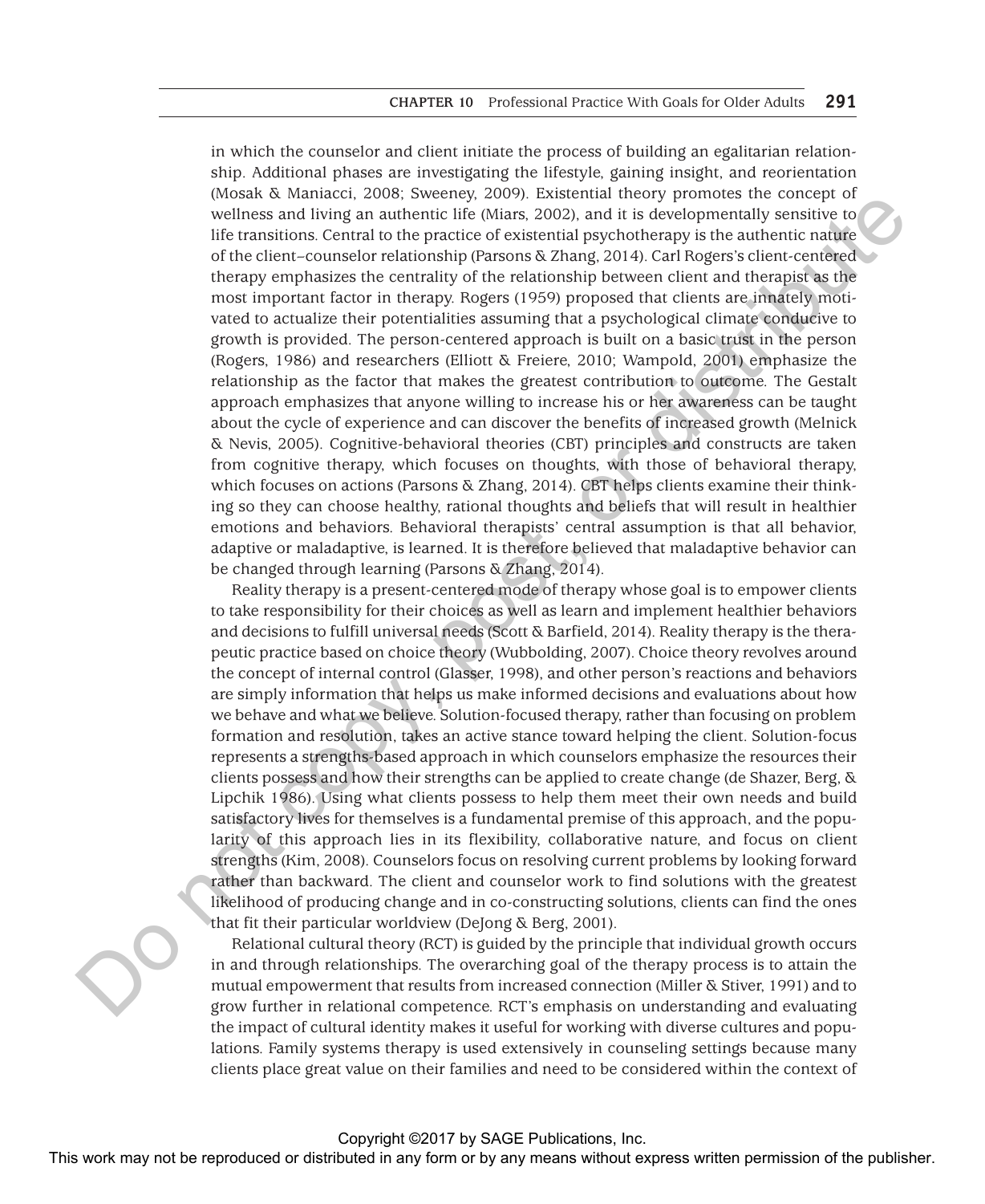in which the counselor and client initiate the process of building an egalitarian relationship. Additional phases are investigating the lifestyle, gaining insight, and reorientation (Mosak & Maniacci, 2008; Sweeney, 2009). Existential theory promotes the concept of wellness and living an authentic life (Miars, 2002), and it is developmentally sensitive to life transitions. Central to the practice of existential psychotherapy is the authentic nature of the client–counselor relationship (Parsons & Zhang, 2014). Carl Rogers's client-centered therapy emphasizes the centrality of the relationship between client and therapist as the most important factor in therapy. Rogers (1959) proposed that clients are innately motivated to actualize their potentialities assuming that a psychological climate conducive to growth is provided. The person-centered approach is built on a basic trust in the person (Rogers, 1986) and researchers (Elliott & Freiere, 2010; Wampold, 2001) emphasize the relationship as the factor that makes the greatest contribution to outcome. The Gestalt approach emphasizes that anyone willing to increase his or her awareness can be taught about the cycle of experience and can discover the benefits of increased growth (Melnick & Nevis, 2005). Cognitive-behavioral theories (CBT) principles and constructs are taken from cognitive therapy, which focuses on thoughts, with those of behavioral therapy, which focuses on actions (Parsons & Zhang, 2014). CBT helps clients examine their thinking so they can choose healthy, rational thoughts and beliefs that will result in healthier emotions and behaviors. Behavioral therapists' central assumption is that all behavior, adaptive or maladaptive, is learned. It is therefore believed that maladaptive behavior can be changed through learning (Parsons & Zhang, 2014).

Reality therapy is a present-centered mode of therapy whose goal is to empower clients to take responsibility for their choices as well as learn and implement healthier behaviors and decisions to fulfill universal needs (Scott & Barfield, 2014). Reality therapy is the therapeutic practice based on choice theory (Wubbolding, 2007). Choice theory revolves around the concept of internal control (Glasser, 1998), and other person's reactions and behaviors are simply information that helps us make informed decisions and evaluations about how we behave and what we believe. Solution-focused therapy, rather than focusing on problem formation and resolution, takes an active stance toward helping the client. Solution-focus represents a strengths-based approach in which counselors emphasize the resources their clients possess and how their strengths can be applied to create change (de Shazer, Berg, & Lipchik 1986). Using what clients possess to help them meet their own needs and build satisfactory lives for themselves is a fundamental premise of this approach, and the popularity of this approach lies in its flexibility, collaborative nature, and focus on client strengths (Kim, 2008). Counselors focus on resolving current problems by looking forward rather than backward. The client and counselor work to find solutions with the greatest likelihood of producing change and in co-constructing solutions, clients can find the ones that fit their particular worldview (DeJong & Berg, 2001).

Relational cultural theory (RCT) is guided by the principle that individual growth occurs in and through relationships. The overarching goal of the therapy process is to attain the mutual empowerment that results from increased connection (Miller & Stiver, 1991) and to grow further in relational competence. RCT's emphasis on understanding and evaluating the impact of cultural identity makes it useful for working with diverse cultures and populations. Family systems therapy is used extensively in counseling settings because many clients place great value on their families and need to be considered within the context of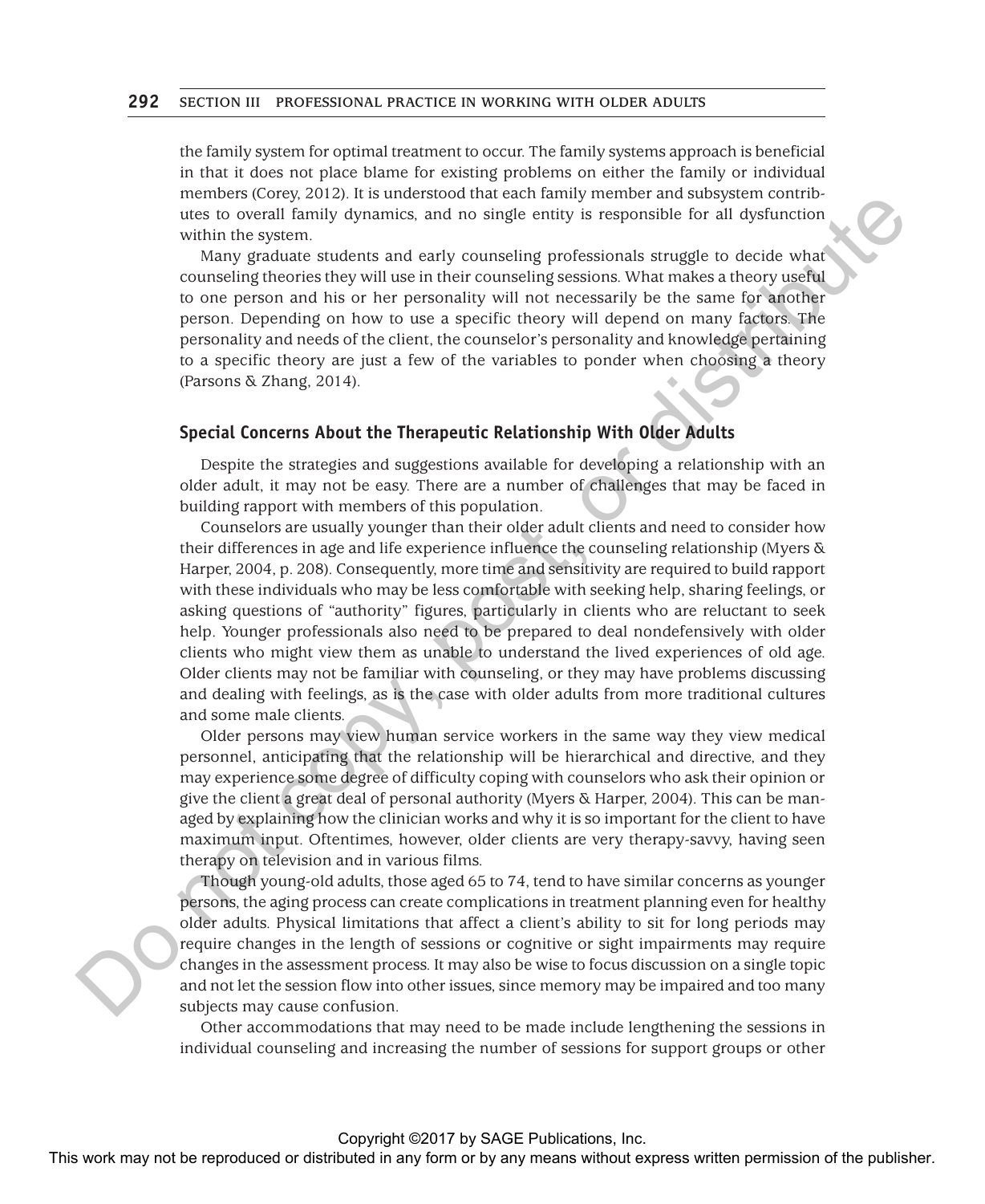the family system for optimal treatment to occur. The family systems approach is beneficial in that it does not place blame for existing problems on either the family or individual members (Corey, 2012). It is understood that each family member and subsystem contributes to overall family dynamics, and no single entity is responsible for all dysfunction within the system.

Many graduate students and early counseling professionals struggle to decide what counseling theories they will use in their counseling sessions. What makes a theory useful to one person and his or her personality will not necessarily be the same for another person. Depending on how to use a specific theory will depend on many factors. The personality and needs of the client, the counselor's personality and knowledge pertaining to a specific theory are just a few of the variables to ponder when choosing a theory (Parsons & Zhang, 2014).

### Special Concerns About the Therapeutic Relationship With Older Adults

Despite the strategies and suggestions available for developing a relationship with an older adult, it may not be easy. There are a number of challenges that may be faced in building rapport with members of this population.

Counselors are usually younger than their older adult clients and need to consider how their differences in age and life experience influence the counseling relationship (Myers & Harper, 2004, p. 208). Consequently, more time and sensitivity are required to build rapport with these individuals who may be less comfortable with seeking help, sharing feelings, or asking questions of "authority" figures, particularly in clients who are reluctant to seek help. Younger professionals also need to be prepared to deal nondefensively with older clients who might view them as unable to understand the lived experiences of old age. Older clients may not be familiar with counseling, or they may have problems discussing and dealing with feelings, as is the case with older adults from more traditional cultures and some male clients.

Older persons may view human service workers in the same way they view medical personnel, anticipating that the relationship will be hierarchical and directive, and they may experience some degree of difficulty coping with counselors who ask their opinion or give the client a great deal of personal authority (Myers & Harper, 2004). This can be managed by explaining how the clinician works and why it is so important for the client to have maximum input. Oftentimes, however, older clients are very therapy-savvy, having seen therapy on television and in various films.

Though young-old adults, those aged 65 to 74, tend to have similar concerns as younger persons, the aging process can create complications in treatment planning even for healthy older adults. Physical limitations that affect a client's ability to sit for long periods may require changes in the length of sessions or cognitive or sight impairments may require changes in the assessment process. It may also be wise to focus discussion on a single topic and not let the session flow into other issues, since memory may be impaired and too many subjects may cause confusion.

Other accommodations that may need to be made include lengthening the sessions in individual counseling and increasing the number of sessions for support groups or other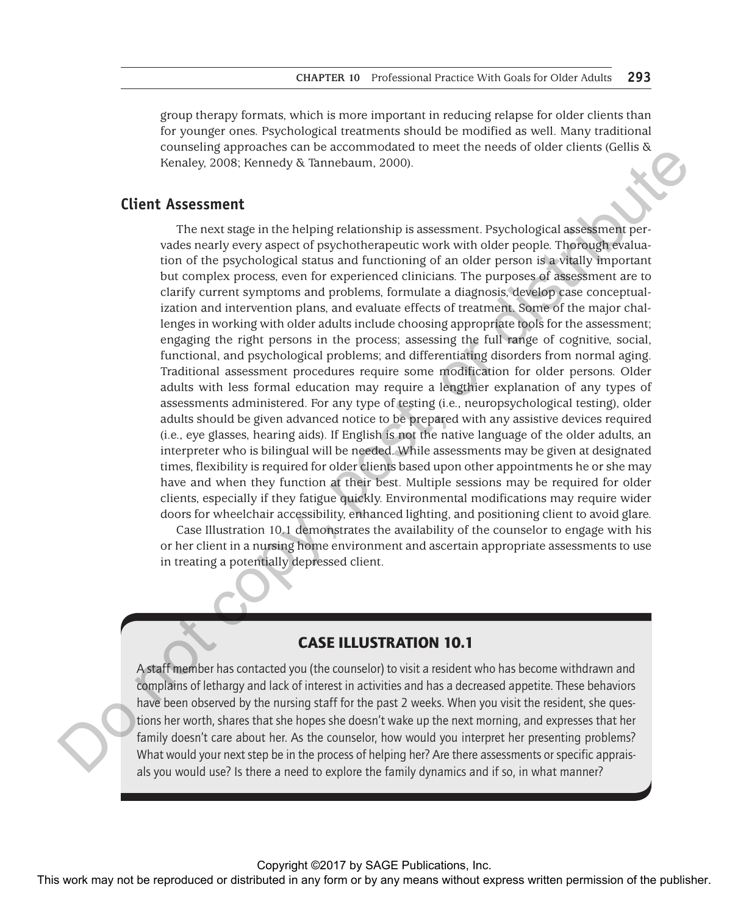group therapy formats, which is more important in reducing relapse for older clients than for younger ones. Psychological treatments should be modified as well. Many traditional counseling approaches can be accommodated to meet the needs of older clients (Gellis & Kenaley, 2008; Kennedy & Tannebaum, 2000).

## Client Assessment

The next stage in the helping relationship is assessment. Psychological assessment pervades nearly every aspect of psychotherapeutic work with older people. Thorough evaluation of the psychological status and functioning of an older person is a vitally important but complex process, even for experienced clinicians. The purposes of assessment are to clarify current symptoms and problems, formulate a diagnosis, develop case conceptualization and intervention plans, and evaluate effects of treatment. Some of the major challenges in working with older adults include choosing appropriate tools for the assessment; engaging the right persons in the process; assessing the full range of cognitive, social, functional, and psychological problems; and differentiating disorders from normal aging. Traditional assessment procedures require some modification for older persons. Older adults with less formal education may require a lengthier explanation of any types of assessments administered. For any type of testing (i.e., neuropsychological testing), older adults should be given advanced notice to be prepared with any assistive devices required (i.e., eye glasses, hearing aids). If English is not the native language of the older adults, an interpreter who is bilingual will be needed. While assessments may be given at designated times, flexibility is required for older clients based upon other appointments he or she may have and when they function at their best. Multiple sessions may be required for older clients, especially if they fatigue quickly. Environmental modifications may require wider doors for wheelchair accessibility, enhanced lighting, and positioning client to avoid glare.

Case Illustration 10.1 demonstrates the availability of the counselor to engage with his or her client in a nursing home environment and ascertain appropriate assessments to use in treating a potentially depressed client.

### CASE ILLUSTRATION 10.1

A staff member has contacted you (the counselor) to visit a resident who has become withdrawn and complains of lethargy and lack of interest in activities and has a decreased appetite. These behaviors have been observed by the nursing staff for the past 2 weeks. When you visit the resident, she questions her worth, shares that she hopes she doesn't wake up the next morning, and expresses that her family doesn't care about her. As the counselor, how would you interpret her presenting problems? What would your next step be in the process of helping her? Are there assessments or specific appraisals you would use? Is there a need to explore the family dynamics and if so, in what manner?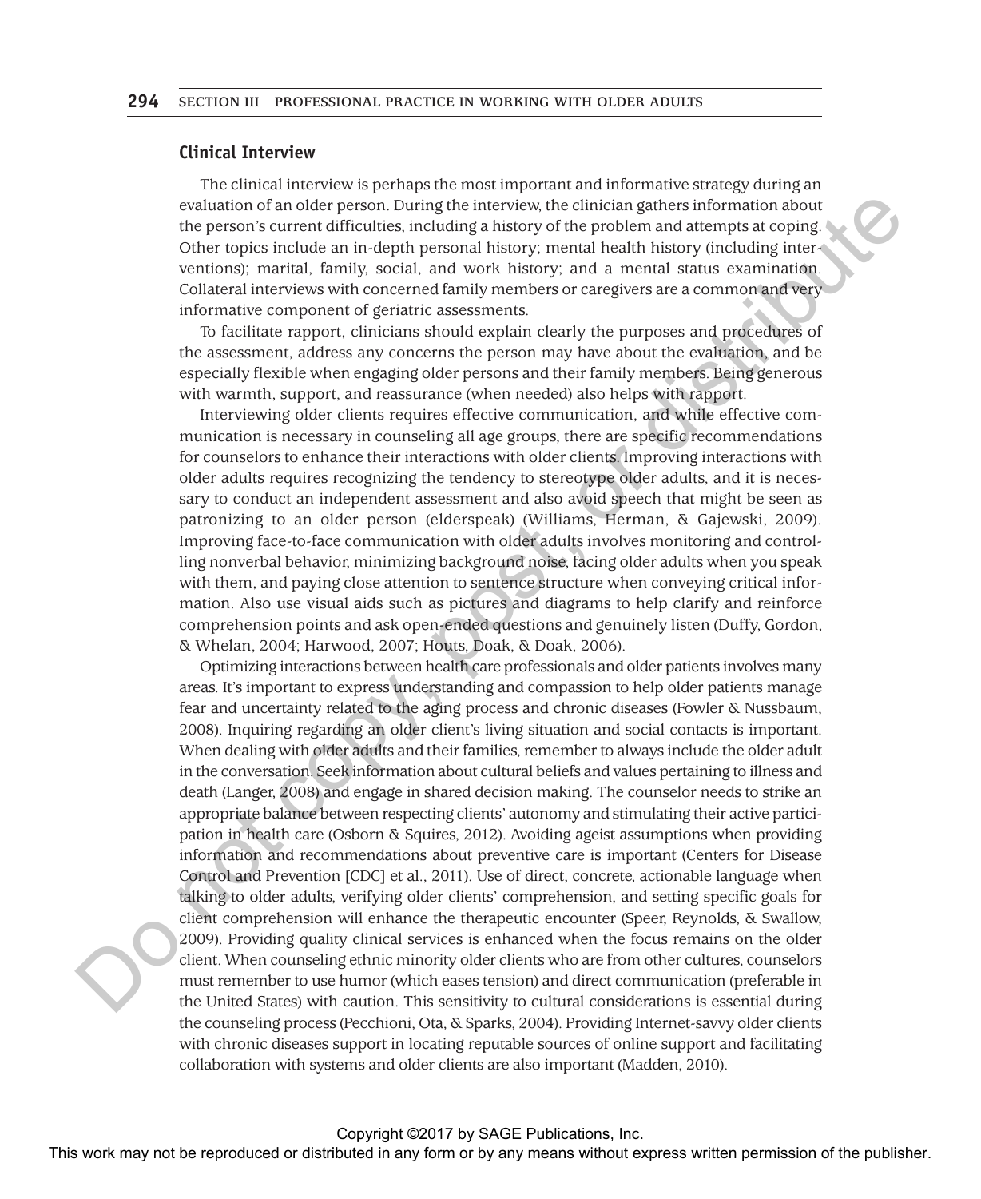### Clinical Interview

The clinical interview is perhaps the most important and informative strategy during an evaluation of an older person. During the interview, the clinician gathers information about the person's current difficulties, including a history of the problem and attempts at coping. Other topics include an in-depth personal history; mental health history (including interventions); marital, family, social, and work history; and a mental status examination. Collateral interviews with concerned family members or caregivers are a common and very informative component of geriatric assessments.

To facilitate rapport, clinicians should explain clearly the purposes and procedures of the assessment, address any concerns the person may have about the evaluation, and be especially flexible when engaging older persons and their family members. Being generous with warmth, support, and reassurance (when needed) also helps with rapport.

Interviewing older clients requires effective communication, and while effective communication is necessary in counseling all age groups, there are specific recommendations for counselors to enhance their interactions with older clients. Improving interactions with older adults requires recognizing the tendency to stereotype older adults, and it is necessary to conduct an independent assessment and also avoid speech that might be seen as patronizing to an older person (elderspeak) (Williams, Herman, & Gajewski, 2009). Improving face-to-face communication with older adults involves monitoring and controlling nonverbal behavior, minimizing background noise, facing older adults when you speak with them, and paying close attention to sentence structure when conveying critical information. Also use visual aids such as pictures and diagrams to help clarify and reinforce comprehension points and ask open-ended questions and genuinely listen (Duffy, Gordon, & Whelan, 2004; Harwood, 2007; Houts, Doak, & Doak, 2006).

Optimizing interactions between health care professionals and older patients involves many areas. It's important to express understanding and compassion to help older patients manage fear and uncertainty related to the aging process and chronic diseases (Fowler & Nussbaum, 2008). Inquiring regarding an older client's living situation and social contacts is important. When dealing with older adults and their families, remember to always include the older adult in the conversation. Seek information about cultural beliefs and values pertaining to illness and death (Langer, 2008) and engage in shared decision making. The counselor needs to strike an appropriate balance between respecting clients' autonomy and stimulating their active participation in health care (Osborn & Squires, 2012). Avoiding ageist assumptions when providing information and recommendations about preventive care is important (Centers for Disease Control and Prevention [CDC] et al., 2011). Use of direct, concrete, actionable language when talking to older adults, verifying older clients' comprehension, and setting specific goals for client comprehension will enhance the therapeutic encounter (Speer, Reynolds, & Swallow, 2009). Providing quality clinical services is enhanced when the focus remains on the older client. When counseling ethnic minority older clients who are from other cultures, counselors must remember to use humor (which eases tension) and direct communication (preferable in the United States) with caution. This sensitivity to cultural considerations is essential during the counseling process (Pecchioni, Ota, & Sparks, 2004). Providing Internet-savvy older clients with chronic diseases support in locating reputable sources of online support and facilitating collaboration with systems and older clients are also important (Madden, 2010).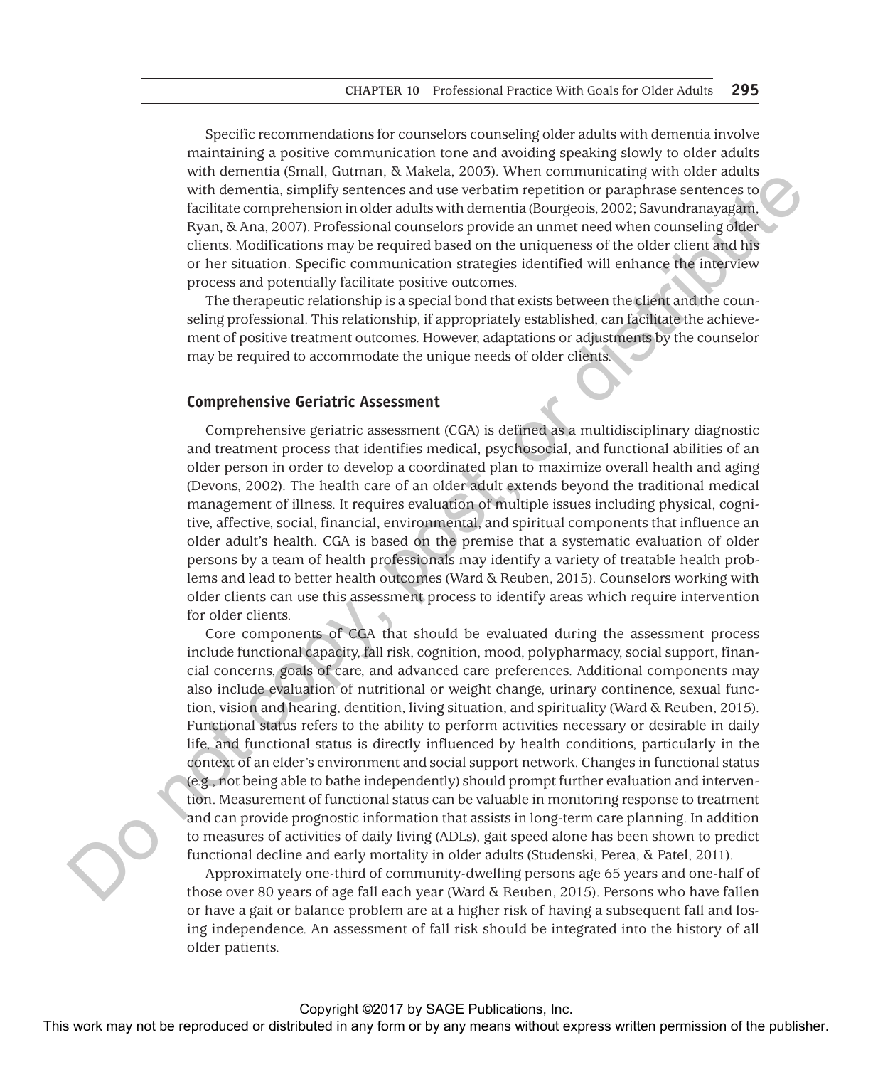Specific recommendations for counselors counseling older adults with dementia involve maintaining a positive communication tone and avoiding speaking slowly to older adults with dementia (Small, Gutman, & Makela, 2003). When communicating with older adults with dementia, simplify sentences and use verbatim repetition or paraphrase sentences to facilitate comprehension in older adults with dementia (Bourgeois, 2002; Savundranayagam, Ryan, & Ana, 2007). Professional counselors provide an unmet need when counseling older clients. Modifications may be required based on the uniqueness of the older client and his or her situation. Specific communication strategies identified will enhance the interview process and potentially facilitate positive outcomes.

The therapeutic relationship is a special bond that exists between the client and the counseling professional. This relationship, if appropriately established, can facilitate the achievement of positive treatment outcomes. However, adaptations or adjustments by the counselor may be required to accommodate the unique needs of older clients.

## Comprehensive Geriatric Assessment

Comprehensive geriatric assessment (CGA) is defined as a multidisciplinary diagnostic and treatment process that identifies medical, psychosocial, and functional abilities of an older person in order to develop a coordinated plan to maximize overall health and aging (Devons, 2002). The health care of an older adult extends beyond the traditional medical management of illness. It requires evaluation of multiple issues including physical, cognitive, affective, social, financial, environmental, and spiritual components that influence an older adult's health. CGA is based on the premise that a systematic evaluation of older persons by a team of health professionals may identify a variety of treatable health problems and lead to better health outcomes (Ward & Reuben, 2015). Counselors working with older clients can use this assessment process to identify areas which require intervention for older clients.

Core components of CGA that should be evaluated during the assessment process include functional capacity, fall risk, cognition, mood, polypharmacy, social support, financial concerns, goals of care, and advanced care preferences. Additional components may also include evaluation of nutritional or weight change, urinary continence, sexual function, vision and hearing, dentition, living situation, and spirituality (Ward & Reuben, 2015). Functional status refers to the ability to perform activities necessary or desirable in daily life, and functional status is directly influenced by health conditions, particularly in the context of an elder's environment and social support network. Changes in functional status (e.g., not being able to bathe independently) should prompt further evaluation and intervention. Measurement of functional status can be valuable in monitoring response to treatment and can provide prognostic information that assists in long-term care planning. In addition to measures of activities of daily living (ADLs), gait speed alone has been shown to predict functional decline and early mortality in older adults (Studenski, Perea, & Patel, 2011).

Approximately one-third of community-dwelling persons age 65 years and one-half of those over 80 years of age fall each year (Ward & Reuben, 2015). Persons who have fallen or have a gait or balance problem are at a higher risk of having a subsequent fall and losing independence. An assessment of fall risk should be integrated into the history of all older patients.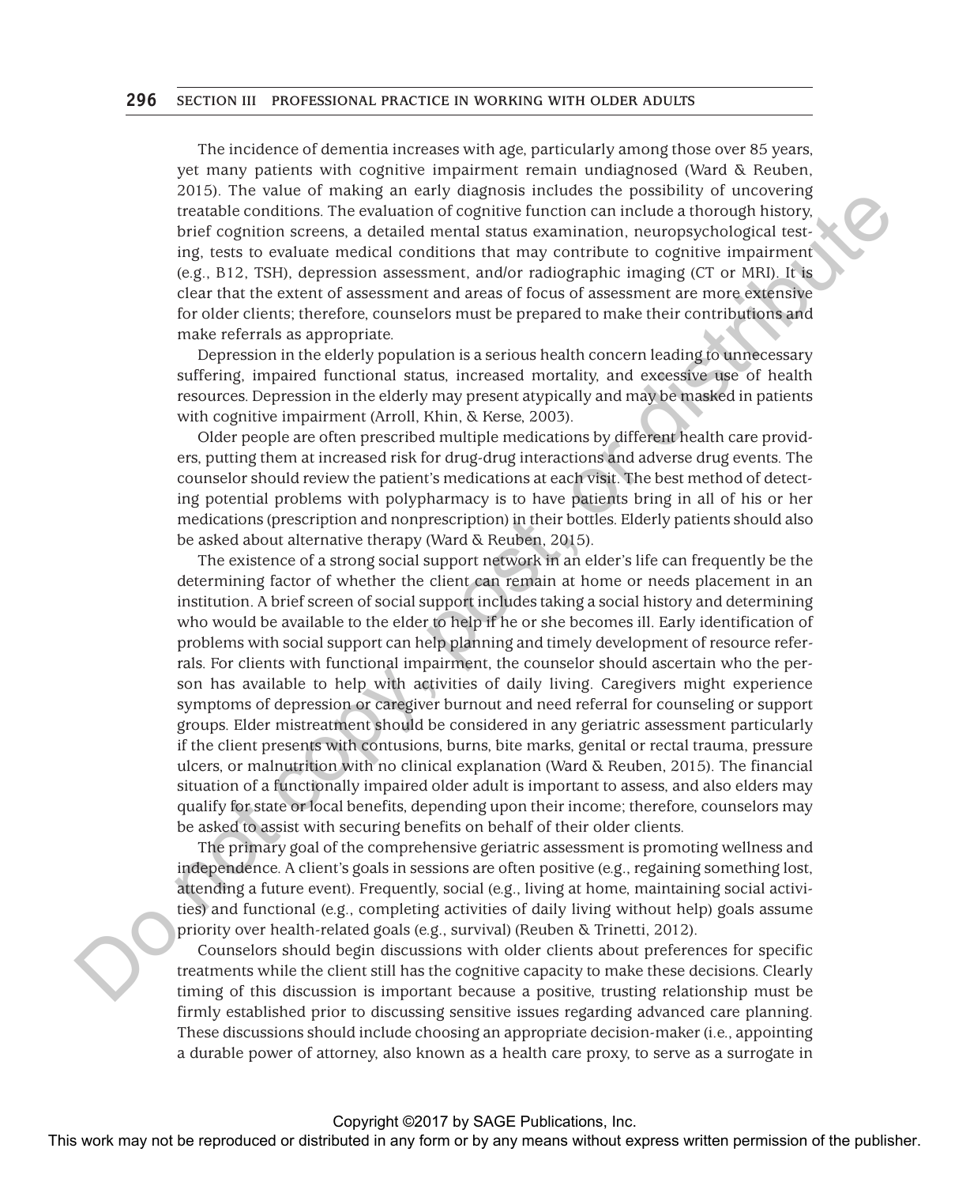The incidence of dementia increases with age, particularly among those over 85 years, yet many patients with cognitive impairment remain undiagnosed (Ward & Reuben, 2015). The value of making an early diagnosis includes the possibility of uncovering treatable conditions. The evaluation of cognitive function can include a thorough history, brief cognition screens, a detailed mental status examination, neuropsychological testing, tests to evaluate medical conditions that may contribute to cognitive impairment (e.g., B12, TSH), depression assessment, and/or radiographic imaging (CT or MRI). It is clear that the extent of assessment and areas of focus of assessment are more extensive for older clients; therefore, counselors must be prepared to make their contributions and make referrals as appropriate.

Depression in the elderly population is a serious health concern leading to unnecessary suffering, impaired functional status, increased mortality, and excessive use of health resources. Depression in the elderly may present atypically and may be masked in patients with cognitive impairment (Arroll, Khin, & Kerse, 2003).

Older people are often prescribed multiple medications by different health care providers, putting them at increased risk for drug-drug interactions and adverse drug events. The counselor should review the patient's medications at each visit. The best method of detecting potential problems with polypharmacy is to have patients bring in all of his or her medications (prescription and nonprescription) in their bottles. Elderly patients should also be asked about alternative therapy (Ward & Reuben, 2015).

The existence of a strong social support network in an elder's life can frequently be the determining factor of whether the client can remain at home or needs placement in an institution. A brief screen of social support includes taking a social history and determining who would be available to the elder to help if he or she becomes ill. Early identification of problems with social support can help planning and timely development of resource referrals. For clients with functional impairment, the counselor should ascertain who the person has available to help with activities of daily living. Caregivers might experience symptoms of depression or caregiver burnout and need referral for counseling or support groups. Elder mistreatment should be considered in any geriatric assessment particularly if the client presents with contusions, burns, bite marks, genital or rectal trauma, pressure ulcers, or malnutrition with no clinical explanation (Ward & Reuben, 2015). The financial situation of a functionally impaired older adult is important to assess, and also elders may qualify for state or local benefits, depending upon their income; therefore, counselors may be asked to assist with securing benefits on behalf of their older clients.

The primary goal of the comprehensive geriatric assessment is promoting wellness and independence. A client's goals in sessions are often positive (e.g., regaining something lost, attending a future event). Frequently, social (e.g., living at home, maintaining social activities) and functional (e.g., completing activities of daily living without help) goals assume priority over health-related goals (e.g., survival) (Reuben & Trinetti, 2012).

Counselors should begin discussions with older clients about preferences for specific treatments while the client still has the cognitive capacity to make these decisions. Clearly timing of this discussion is important because a positive, trusting relationship must be firmly established prior to discussing sensitive issues regarding advanced care planning. These discussions should include choosing an appropriate decision-maker (i.e., appointing a durable power of attorney, also known as a health care proxy, to serve as a surrogate in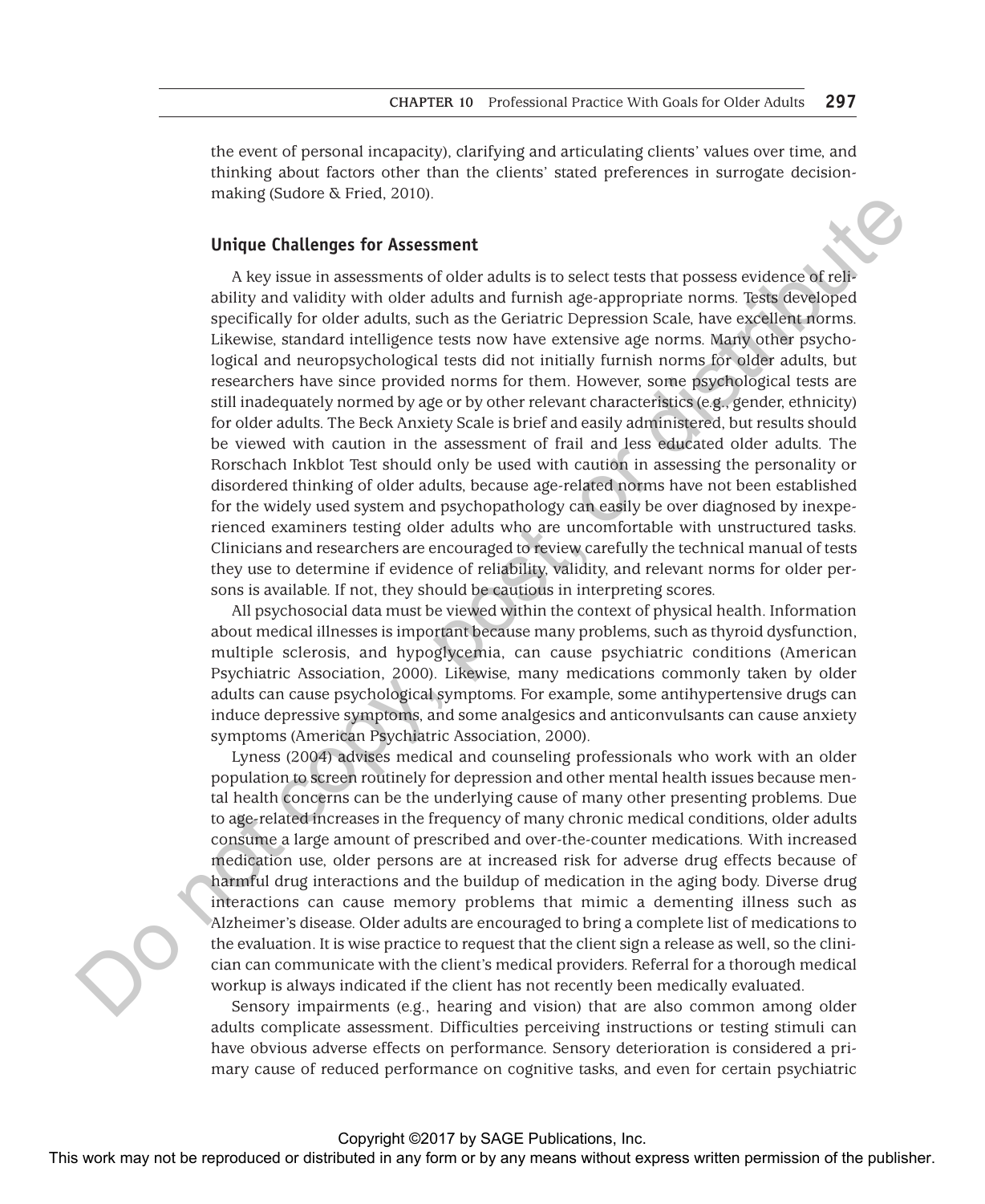the event of personal incapacity), clarifying and articulating clients' values over time, and thinking about factors other than the clients' stated preferences in surrogate decision-making (Sudore & Fried, 2010).

### Unique Challenges for Assessment

A key issue in assessments of older adults is to select tests that possess evidence of reliability and validity with older adults and furnish age-appropriate norms. Tests developed specifically for older adults, such as the Geriatric Depression Scale, have excellent norms. Likewise, standard intelligence tests now have extensive age norms. Many other psychological and neuropsychological tests did not initially furnish norms for older adults, but researchers have since provided norms for them. However, some psychological tests are still inadequately normed by age or by other relevant characteristics (e.g., gender, ethnicity) for older adults. The Beck Anxiety Scale is brief and easily administered, but results should be viewed with caution in the assessment of frail and less educated older adults. The Rorschach Inkblot Test should only be used with caution in assessing the personality or disordered thinking of older adults, because age-related norms have not been established for the widely used system and psychopathology can easily be over diagnosed by inexperienced examiners testing older adults who are uncomfortable with unstructured tasks. Clinicians and researchers are encouraged to review carefully the technical manual of tests they use to determine if evidence of reliability, validity, and relevant norms for older persons is available. If not, they should be cautious in interpreting scores.

All psychosocial data must be viewed within the context of physical health. Information about medical illnesses is important because many problems, such as thyroid dysfunction, multiple sclerosis, and hypoglycemia, can cause psychiatric conditions (American Psychiatric Association, 2000). Likewise, many medications commonly taken by older adults can cause psychological symptoms. For example, some antihypertensive drugs can induce depressive symptoms, and some analgesics and anticonvulsants can cause anxiety symptoms (American Psychiatric Association, 2000).

Lyness (2004) advises medical and counseling professionals who work with an older population to screen routinely for depression and other mental health issues because mental health concerns can be the underlying cause of many other presenting problems. Due to age-related increases in the frequency of many chronic medical conditions, older adults consume a large amount of prescribed and over-the-counter medications. With increased medication use, older persons are at increased risk for adverse drug effects because of harmful drug interactions and the buildup of medication in the aging body. Diverse drug interactions can cause memory problems that mimic a dementing illness such as Alzheimer's disease. Older adults are encouraged to bring a complete list of medications to the evaluation. It is wise practice to request that the client sign a release as well, so the clinician can communicate with the client's medical providers. Referral for a thorough medical workup is always indicated if the client has not recently been medically evaluated.

Sensory impairments (e.g., hearing and vision) that are also common among older adults complicate assessment. Difficulties perceiving instructions or testing stimuli can have obvious adverse effects on performance. Sensory deterioration is considered a primary cause of reduced performance on cognitive tasks, and even for certain psychiatric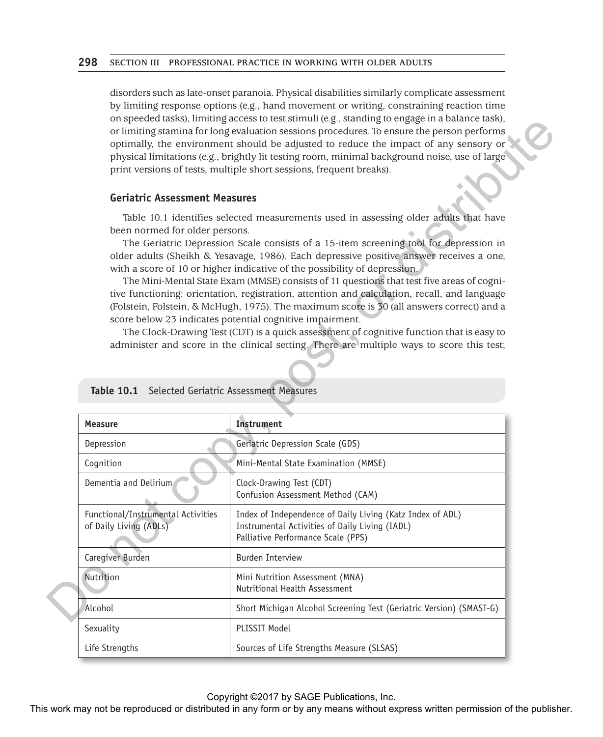disorders such as late-onset paranoia. Physical disabilities similarly complicate assessment by limiting response options (e.g., hand movement or writing, constraining reaction time on speeded tasks), limiting access to test stimuli (e.g., standing to engage in a balance task), or limiting stamina for long evaluation sessions procedures. To ensure the person performs optimally, the environment should be adjusted to reduce the impact of any sensory or physical limitations (e.g., brightly lit testing room, minimal background noise, use of large print versions of tests, multiple short sessions, frequent breaks).

### Geriatric Assessment Measures

Table 10.1 identifies selected measurements used in assessing older adults that have been normed for older persons.

The Geriatric Depression Scale consists of a 15-item screening tool for depression in older adults (Sheikh & Yesavage, 1986). Each depressive positive answer receives a one, with a score of 10 or higher indicative of the possibility of depression.

The Mini-Mental State Exam (MMSE) consists of 11 questions that test five areas of cognitive functioning: orientation, registration, attention and calculation, recall, and language (Folstein, Folstein, & McHugh, 1975). The maximum score is 30 (all answers correct) and a score below 23 indicates potential cognitive impairment.

The Clock-Drawing Test (CDT) is a quick assessment of cognitive function that is easy to administer and score in the clinical setting. There are multiple ways to score this test;

**Table 10.1** Selected Geriatric Assessment Measures

| Measure | Instrument |
|---|---|
| Depression | Geriatric Depression Scale (GDS) |
| Cognition | Mini-Mental State Examination (MMSE) |
| Dementia and Delirium | Clock-Drawing Test (CDT)<br>Confusion Assessment Method (CAM) |
| Functional/Instrumental Activities of Daily Living (ADLs) | Index of Independence of Daily Living (Katz Index of ADL)<br>Instrumental Activities of Daily Living (IADL)<br>Palliative Performance Scale (PPS) |
| Caregiver Burden | Burden Interview |
| Nutrition | Mini Nutrition Assessment (MNA)<br>Nutritional Health Assessment |
| Alcohol | Short Michigan Alcohol Screening Test (Geriatric Version) (SMAST-G) |
| Sexuality | PLISSIT Model |
| Life Strengths | Sources of Life Strengths Measure (SLSAS) |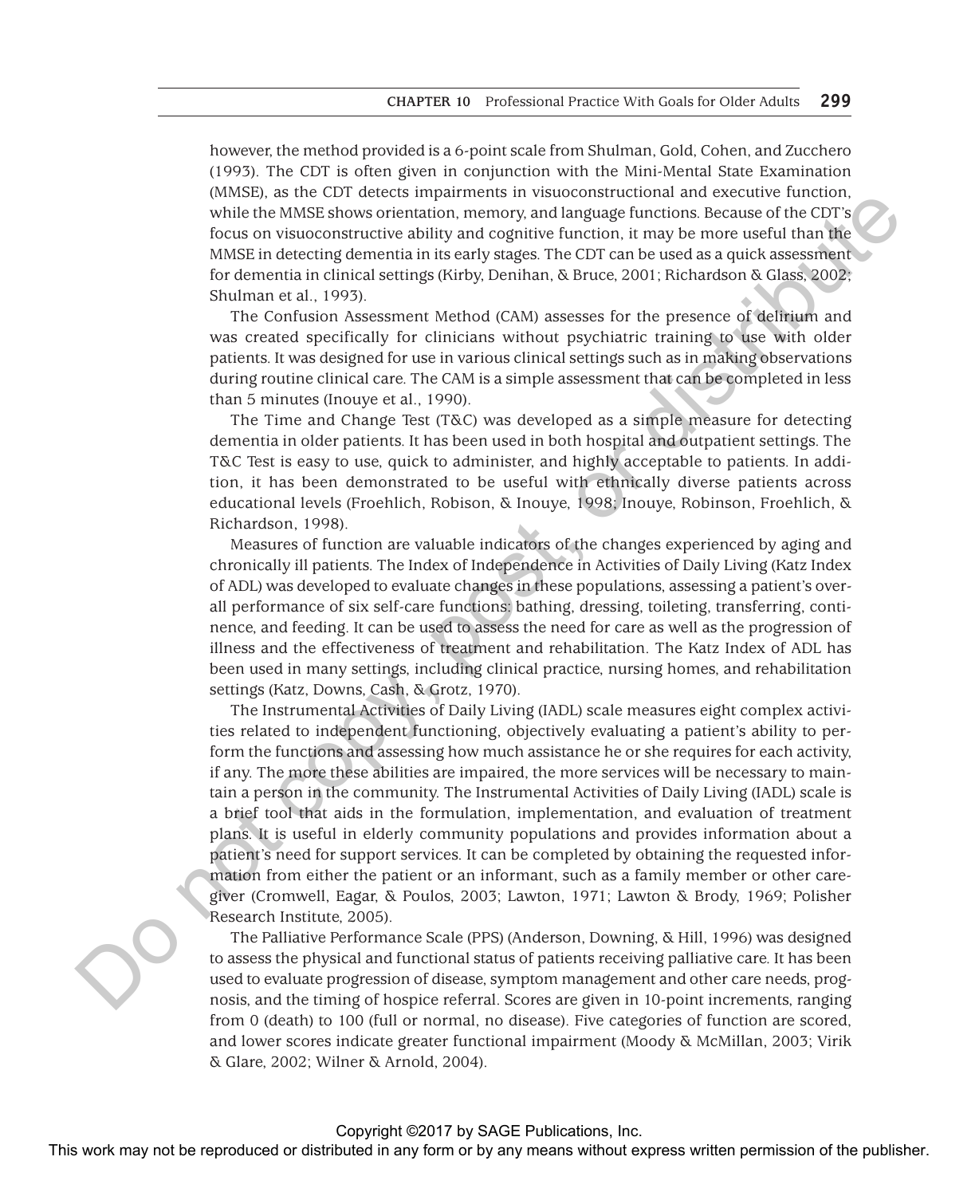however, the method provided is a 6-point scale from Shulman, Gold, Cohen, and Zucchero (1993). The CDT is often given in conjunction with the Mini-Mental State Examination (MMSE), as the CDT detects impairments in visuoconstructional and executive function, while the MMSE shows orientation, memory, and language functions. Because of the CDT's focus on visuoconstructive ability and cognitive function, it may be more useful than the MMSE in detecting dementia in its early stages. The CDT can be used as a quick assessment for dementia in clinical settings (Kirby, Denihan, & Bruce, 2001; Richardson & Glass, 2002; Shulman et al., 1993).

The Confusion Assessment Method (CAM) assesses for the presence of delirium and was created specifically for clinicians without psychiatric training to use with older patients. It was designed for use in various clinical settings such as in making observations during routine clinical care. The CAM is a simple assessment that can be completed in less than 5 minutes (Inouye et al., 1990).

The Time and Change Test (T&C) was developed as a simple measure for detecting dementia in older patients. It has been used in both hospital and outpatient settings. The T&C Test is easy to use, quick to administer, and highly acceptable to patients. In addition, it has been demonstrated to be useful with ethnically diverse patients across educational levels (Froehlich, Robison, & Inouye, 1998; Inouye, Robinson, Froehlich, & Richardson, 1998).

Measures of function are valuable indicators of the changes experienced by aging and chronically ill patients. The Index of Independence in Activities of Daily Living (Katz Index of ADL) was developed to evaluate changes in these populations, assessing a patient's overall performance of six self-care functions: bathing, dressing, toileting, transferring, continence, and feeding. It can be used to assess the need for care as well as the progression of illness and the effectiveness of treatment and rehabilitation. The Katz Index of ADL has been used in many settings, including clinical practice, nursing homes, and rehabilitation settings (Katz, Downs, Cash, & Grotz, 1970).

The Instrumental Activities of Daily Living (IADL) scale measures eight complex activities related to independent functioning, objectively evaluating a patient's ability to perform the functions and assessing how much assistance he or she requires for each activity, if any. The more these abilities are impaired, the more services will be necessary to maintain a person in the community. The Instrumental Activities of Daily Living (IADL) scale is a brief tool that aids in the formulation, implementation, and evaluation of treatment plans. It is useful in elderly community populations and provides information about a patient's need for support services. It can be completed by obtaining the requested information from either the patient or an informant, such as a family member or other caregiver (Cromwell, Eagar, & Poulos, 2003; Lawton, 1971; Lawton & Brody, 1969; Polisher Research Institute, 2005).

The Palliative Performance Scale (PPS) (Anderson, Downing, & Hill, 1996) was designed to assess the physical and functional status of patients receiving palliative care. It has been used to evaluate progression of disease, symptom management and other care needs, prognosis, and the timing of hospice referral. Scores are given in 10-point increments, ranging from 0 (death) to 100 (full or normal, no disease). Five categories of function are scored, and lower scores indicate greater functional impairment (Moody & McMillan, 2003; Virik & Glare, 2002; Wilner & Arnold, 2004).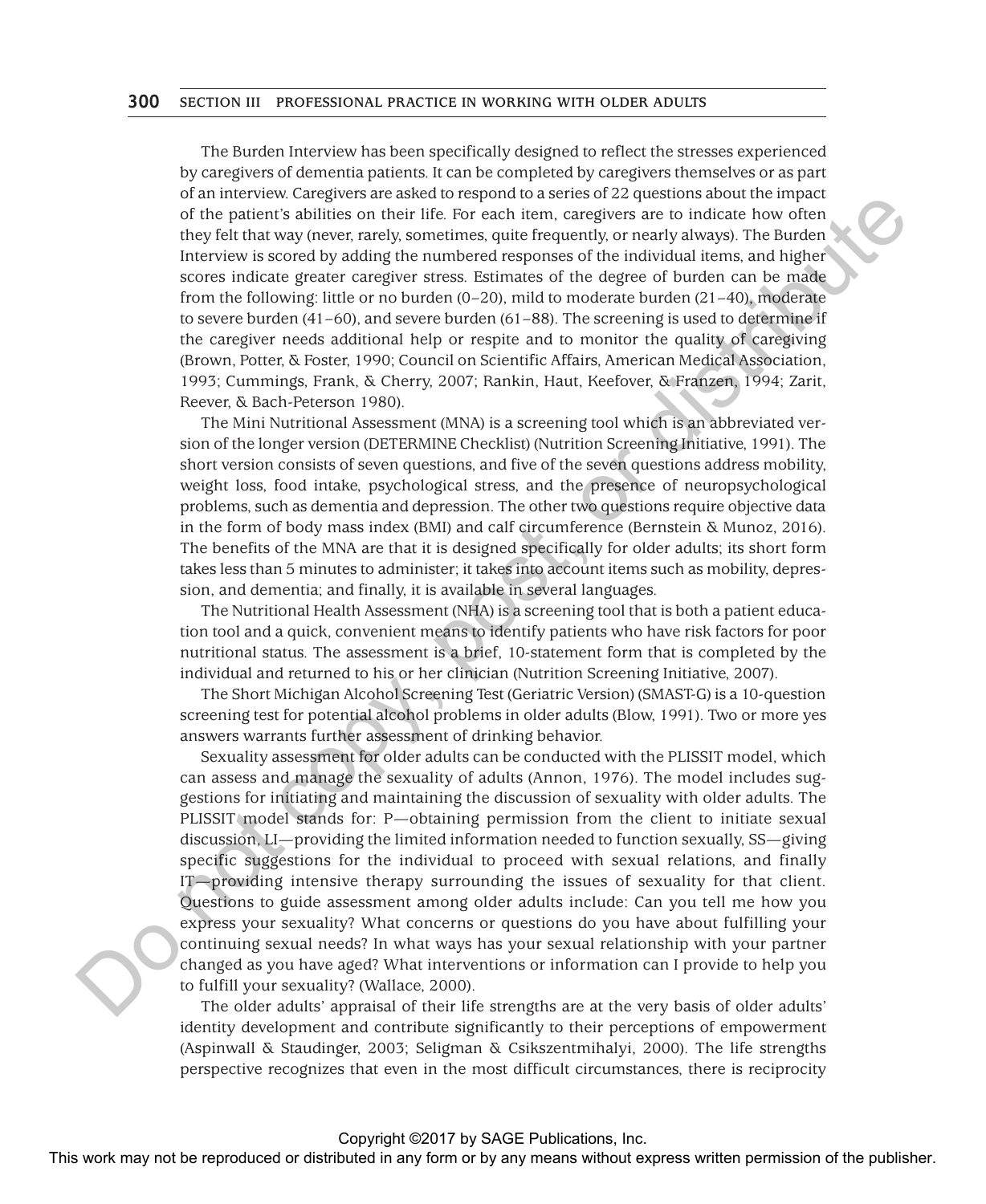The Burden Interview has been specifically designed to reflect the stresses experienced by caregivers of dementia patients. It can be completed by caregivers themselves or as part of an interview. Caregivers are asked to respond to a series of 22 questions about the impact of the patient's abilities on their life. For each item, caregivers are to indicate how often they felt that way (never, rarely, sometimes, quite frequently, or nearly always). The Burden Interview is scored by adding the numbered responses of the individual items, and higher scores indicate greater caregiver stress. Estimates of the degree of burden can be made from the following: little or no burden (0–20), mild to moderate burden (21–40), moderate to severe burden (41–60), and severe burden (61–88). The screening is used to determine if the caregiver needs additional help or respite and to monitor the quality of caregiving (Brown, Potter, & Foster, 1990; Council on Scientific Affairs, American Medical Association, 1993; Cummings, Frank, & Cherry, 2007; Rankin, Haut, Keefover, & Franzen, 1994; Zarit, Reever, & Bach-Peterson 1980).

The Mini Nutritional Assessment (MNA) is a screening tool which is an abbreviated version of the longer version (DETERMINE Checklist) (Nutrition Screening Initiative, 1991). The short version consists of seven questions, and five of the seven questions address mobility, weight loss, food intake, psychological stress, and the presence of neuropsychological problems, such as dementia and depression. The other two questions require objective data in the form of body mass index (BMI) and calf circumference (Bernstein & Munoz, 2016). The benefits of the MNA are that it is designed specifically for older adults; its short form takes less than 5 minutes to administer; it takes into account items such as mobility, depression, and dementia; and finally, it is available in several languages.

The Nutritional Health Assessment (NHA) is a screening tool that is both a patient education tool and a quick, convenient means to identify patients who have risk factors for poor nutritional status. The assessment is a brief, 10-statement form that is completed by the individual and returned to his or her clinician (Nutrition Screening Initiative, 2007).

The Short Michigan Alcohol Screening Test (Geriatric Version) (SMAST-G) is a 10-question screening test for potential alcohol problems in older adults (Blow, 1991). Two or more yes answers warrants further assessment of drinking behavior.

Sexuality assessment for older adults can be conducted with the PLISSIT model, which can assess and manage the sexuality of adults (Annon, 1976). The model includes suggestions for initiating and maintaining the discussion of sexuality with older adults. The PLISSIT model stands for: P—obtaining permission from the client to initiate sexual discussion, LI—providing the limited information needed to function sexually, SS—giving specific suggestions for the individual to proceed with sexual relations, and finally IT—providing intensive therapy surrounding the issues of sexuality for that client. Questions to guide assessment among older adults include: Can you tell me how you express your sexuality? What concerns or questions do you have about fulfilling your continuing sexual needs? In what ways has your sexual relationship with your partner changed as you have aged? What interventions or information can I provide to help you to fulfill your sexuality? (Wallace, 2000).

The older adults' appraisal of their life strengths are at the very basis of older adults' identity development and contribute significantly to their perceptions of empowerment (Aspinwall & Staudinger, 2003; Seligman & Csikszentmihalyi, 2000). The life strengths perspective recognizes that even in the most difficult circumstances, there is reciprocity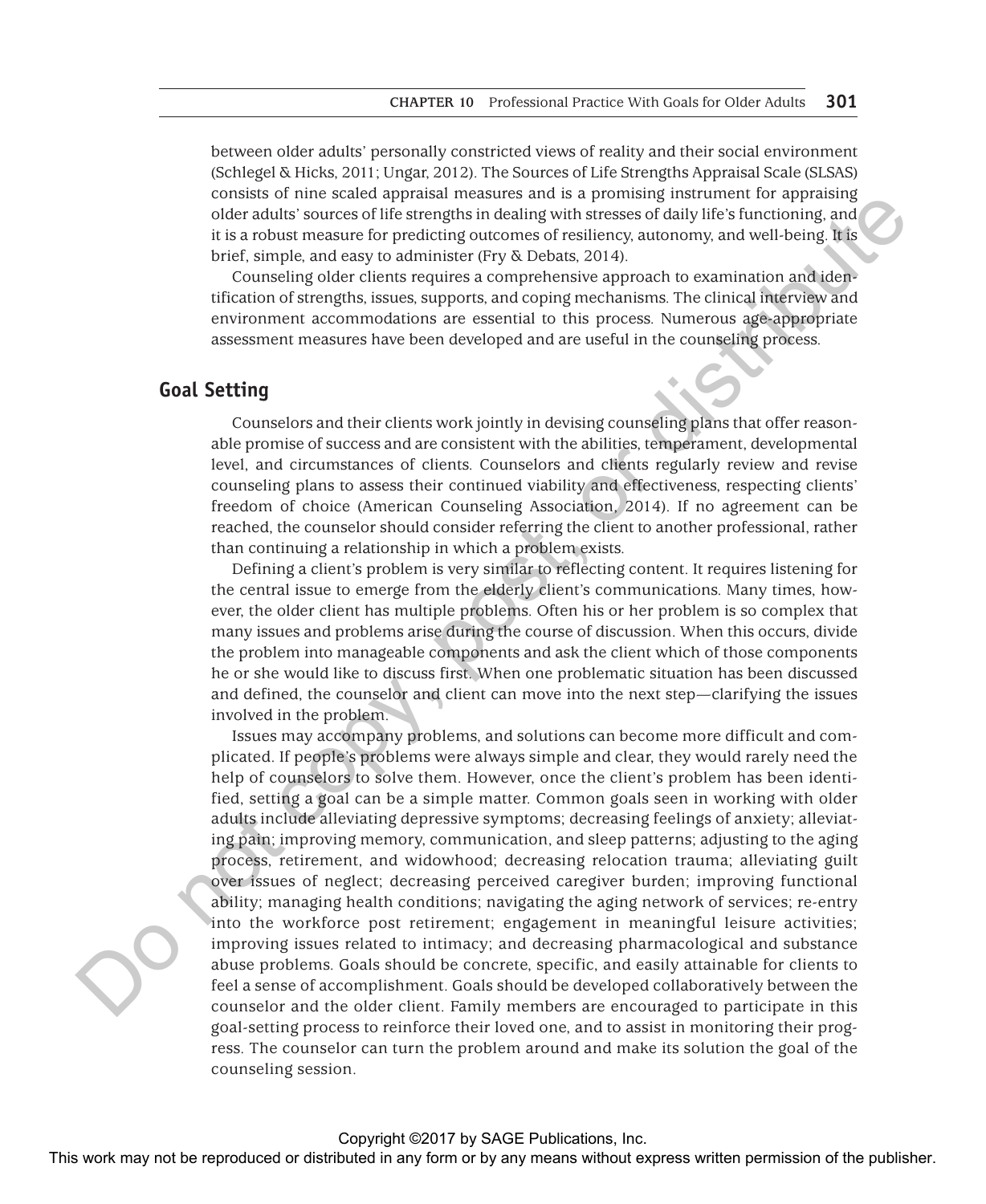between older adults' personally constricted views of reality and their social environment (Schlegel & Hicks, 2011; Ungar, 2012). The Sources of Life Strengths Appraisal Scale (SLSAS) consists of nine scaled appraisal measures and is a promising instrument for appraising older adults' sources of life strengths in dealing with stresses of daily life's functioning, and it is a robust measure for predicting outcomes of resiliency, autonomy, and well-being. It is brief, simple, and easy to administer (Fry & Debats, 2014).

Counseling older clients requires a comprehensive approach to examination and identification of strengths, issues, supports, and coping mechanisms. The clinical interview and environment accommodations are essential to this process. Numerous age-appropriate assessment measures have been developed and are useful in the counseling process.

## Goal Setting

Counselors and their clients work jointly in devising counseling plans that offer reasonable promise of success and are consistent with the abilities, temperament, developmental level, and circumstances of clients. Counselors and clients regularly review and revise counseling plans to assess their continued viability and effectiveness, respecting clients' freedom of choice (American Counseling Association, 2014). If no agreement can be reached, the counselor should consider referring the client to another professional, rather than continuing a relationship in which a problem exists.

Defining a client's problem is very similar to reflecting content. It requires listening for the central issue to emerge from the elderly client's communications. Many times, however, the older client has multiple problems. Often his or her problem is so complex that many issues and problems arise during the course of discussion. When this occurs, divide the problem into manageable components and ask the client which of those components he or she would like to discuss first. When one problematic situation has been discussed and defined, the counselor and client can move into the next step—clarifying the issues involved in the problem.

Issues may accompany problems, and solutions can become more difficult and complicated. If people's problems were always simple and clear, they would rarely need the help of counselors to solve them. However, once the client's problem has been identified, setting a goal can be a simple matter. Common goals seen in working with older adults include alleviating depressive symptoms; decreasing feelings of anxiety; alleviating pain; improving memory, communication, and sleep patterns; adjusting to the aging process, retirement, and widowhood; decreasing relocation trauma; alleviating guilt over issues of neglect; decreasing perceived caregiver burden; improving functional ability; managing health conditions; navigating the aging network of services; re-entry into the workforce post retirement; engagement in meaningful leisure activities; improving issues related to intimacy; and decreasing pharmacological and substance abuse problems. Goals should be concrete, specific, and easily attainable for clients to feel a sense of accomplishment. Goals should be developed collaboratively between the counselor and the older client. Family members are encouraged to participate in this goal-setting process to reinforce their loved one, and to assist in monitoring their progress. The counselor can turn the problem around and make its solution the goal of the counseling session.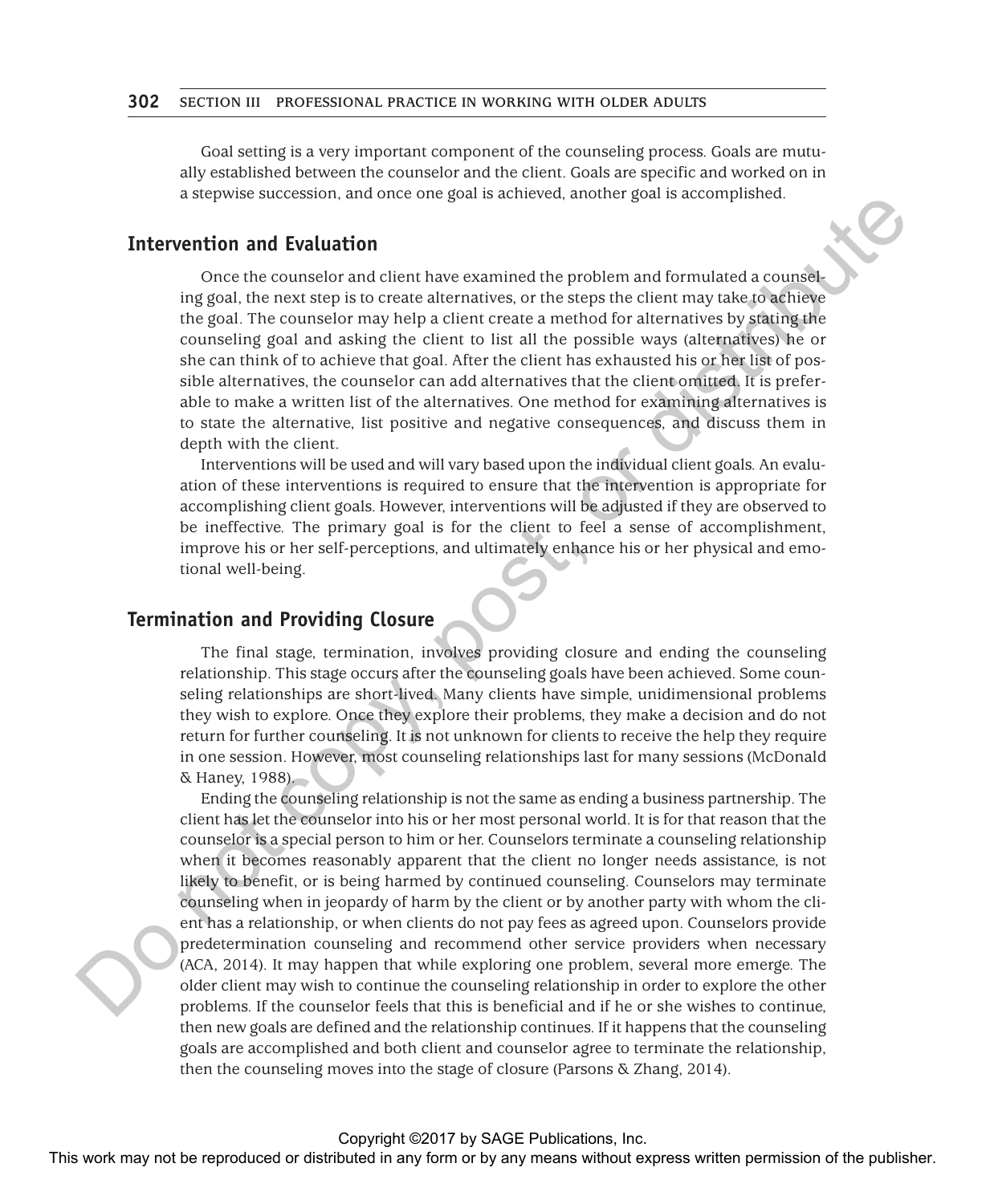Goal setting is a very important component of the counseling process. Goals are mutually established between the counselor and the client. Goals are specific and worked on in a stepwise succession, and once one goal is achieved, another goal is accomplished.

## Intervention and Evaluation

Once the counselor and client have examined the problem and formulated a counseling goal, the next step is to create alternatives, or the steps the client may take to achieve the goal. The counselor may help a client create a method for alternatives by stating the counseling goal and asking the client to list all the possible ways (alternatives) he or she can think of to achieve that goal. After the client has exhausted his or her list of possible alternatives, the counselor can add alternatives that the client omitted. It is preferable to make a written list of the alternatives. One method for examining alternatives is to state the alternative, list positive and negative consequences, and discuss them in depth with the client.

Interventions will be used and will vary based upon the individual client goals. An evaluation of these interventions is required to ensure that the intervention is appropriate for accomplishing client goals. However, interventions will be adjusted if they are observed to be ineffective. The primary goal is for the client to feel a sense of accomplishment, improve his or her self-perceptions, and ultimately enhance his or her physical and emotional well-being.

## Termination and Providing Closure

The final stage, termination, involves providing closure and ending the counseling relationship. This stage occurs after the counseling goals have been achieved. Some counseling relationships are short-lived. Many clients have simple, unidimensional problems they wish to explore. Once they explore their problems, they make a decision and do not return for further counseling. It is not unknown for clients to receive the help they require in one session. However, most counseling relationships last for many sessions (McDonald & Haney, 1988).

Ending the counseling relationship is not the same as ending a business partnership. The client has let the counselor into his or her most personal world. It is for that reason that the counselor is a special person to him or her. Counselors terminate a counseling relationship when it becomes reasonably apparent that the client no longer needs assistance, is not likely to benefit, or is being harmed by continued counseling. Counselors may terminate counseling when in jeopardy of harm by the client or by another party with whom the client has a relationship, or when clients do not pay fees as agreed upon. Counselors provide predetermination counseling and recommend other service providers when necessary (ACA, 2014). It may happen that while exploring one problem, several more emerge. The older client may wish to continue the counseling relationship in order to explore the other problems. If the counselor feels that this is beneficial and if he or she wishes to continue, then new goals are defined and the relationship continues. If it happens that the counseling goals are accomplished and both client and counselor agree to terminate the relationship, then the counseling moves into the stage of closure (Parsons & Zhang, 2014).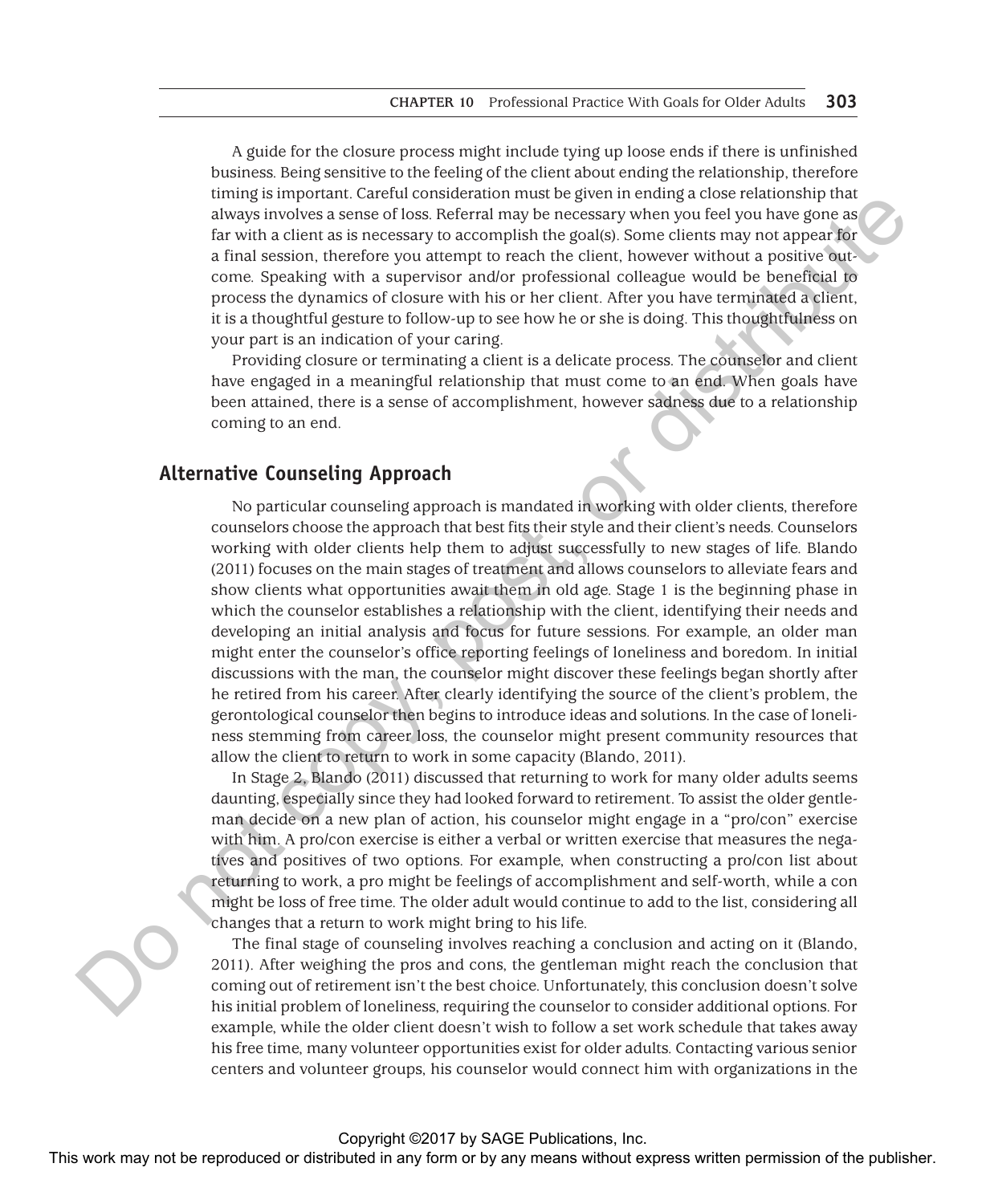A guide for the closure process might include tying up loose ends if there is unfinished business. Being sensitive to the feeling of the client about ending the relationship, therefore timing is important. Careful consideration must be given in ending a close relationship that always involves a sense of loss. Referral may be necessary when you feel you have gone as far with a client as is necessary to accomplish the goal(s). Some clients may not appear for a final session, therefore you attempt to reach the client, however without a positive outcome. Speaking with a supervisor and/or professional colleague would be beneficial to process the dynamics of closure with his or her client. After you have terminated a client, it is a thoughtful gesture to follow-up to see how he or she is doing. This thoughtfulness on your part is an indication of your caring.

Providing closure or terminating a client is a delicate process. The counselor and client have engaged in a meaningful relationship that must come to an end. When goals have been attained, there is a sense of accomplishment, however sadness due to a relationship coming to an end.

## Alternative Counseling Approach

No particular counseling approach is mandated in working with older clients, therefore counselors choose the approach that best fits their style and their client's needs. Counselors working with older clients help them to adjust successfully to new stages of life. Blando (2011) focuses on the main stages of treatment and allows counselors to alleviate fears and show clients what opportunities await them in old age. Stage 1 is the beginning phase in which the counselor establishes a relationship with the client, identifying their needs and developing an initial analysis and focus for future sessions. For example, an older man might enter the counselor's office reporting feelings of loneliness and boredom. In initial discussions with the man, the counselor might discover these feelings began shortly after he retired from his career. After clearly identifying the source of the client's problem, the gerontological counselor then begins to introduce ideas and solutions. In the case of loneliness stemming from career loss, the counselor might present community resources that allow the client to return to work in some capacity (Blando, 2011).

In Stage 2, Blando (2011) discussed that returning to work for many older adults seems daunting, especially since they had looked forward to retirement. To assist the older gentleman decide on a new plan of action, his counselor might engage in a "pro/con" exercise with him. A pro/con exercise is either a verbal or written exercise that measures the negatives and positives of two options. For example, when constructing a pro/con list about returning to work, a pro might be feelings of accomplishment and self-worth, while a con might be loss of free time. The older adult would continue to add to the list, considering all changes that a return to work might bring to his life.

The final stage of counseling involves reaching a conclusion and acting on it (Blando, 2011). After weighing the pros and cons, the gentleman might reach the conclusion that coming out of retirement isn't the best choice. Unfortunately, this conclusion doesn't solve his initial problem of loneliness, requiring the counselor to consider additional options. For example, while the older client doesn't wish to follow a set work schedule that takes away his free time, many volunteer opportunities exist for older adults. Contacting various senior centers and volunteer groups, his counselor would connect him with organizations in the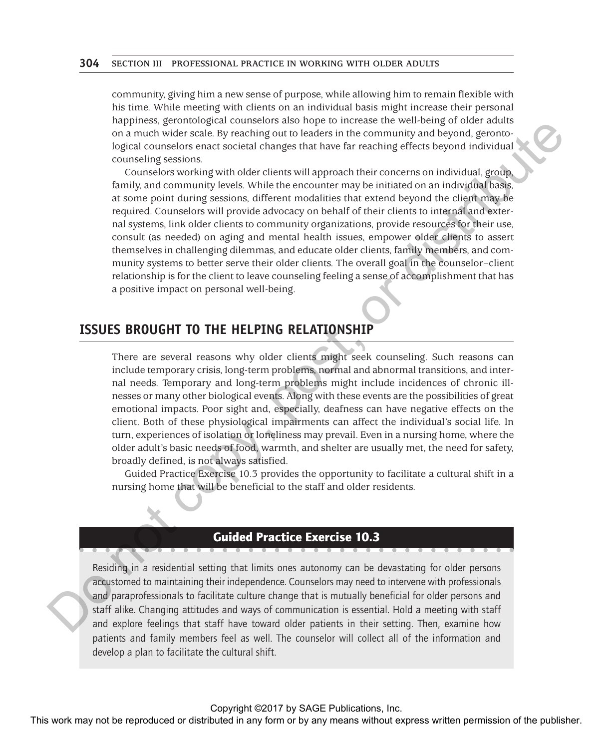community, giving him a new sense of purpose, while allowing him to remain flexible with his time. While meeting with clients on an individual basis might increase their personal happiness, gerontological counselors also hope to increase the well-being of older adults on a much wider scale. By reaching out to leaders in the community and beyond, gerontological counselors enact societal changes that have far reaching effects beyond individual counseling sessions.

Counselors working with older clients will approach their concerns on individual, group, family, and community levels. While the encounter may be initiated on an individual basis, at some point during sessions, different modalities that extend beyond the client may be required. Counselors will provide advocacy on behalf of their clients to internal and external systems, link older clients to community organizations, provide resources for their use, consult (as needed) on aging and mental health issues, empower older clients to assert themselves in challenging dilemmas, and educate older clients, family members, and community systems to better serve their older clients. The overall goal in the counselor–client relationship is for the client to leave counseling feeling a sense of accomplishment that has a positive impact on personal well-being.

## ISSUES BROUGHT TO THE HELPING RELATIONSHIP

There are several reasons why older clients might seek counseling. Such reasons can include temporary crisis, long-term problems, normal and abnormal transitions, and internal needs. Temporary and long-term problems might include incidences of chronic illnesses or many other biological events. Along with these events are the possibilities of great emotional impacts. Poor sight and, especially, deafness can have negative effects on the client. Both of these physiological impairments can affect the individual's social life. In turn, experiences of isolation or loneliness may prevail. Even in a nursing home, where the older adult's basic needs of food, warmth, and shelter are usually met, the need for safety, broadly defined, is not always satisfied.

Guided Practice Exercise 10.3 provides the opportunity to facilitate a cultural shift in a nursing home that will be beneficial to the staff and older residents.

### Guided Practice Exercise 10.3

Residing in a residential setting that limits ones autonomy can be devastating for older persons accustomed to maintaining their independence. Counselors may need to intervene with professionals and paraprofessionals to facilitate culture change that is mutually beneficial for older persons and staff alike. Changing attitudes and ways of communication is essential. Hold a meeting with staff and explore feelings that staff have toward older patients in their setting. Then, examine how patients and family members feel as well. The counselor will collect all of the information and develop a plan to facilitate the cultural shift.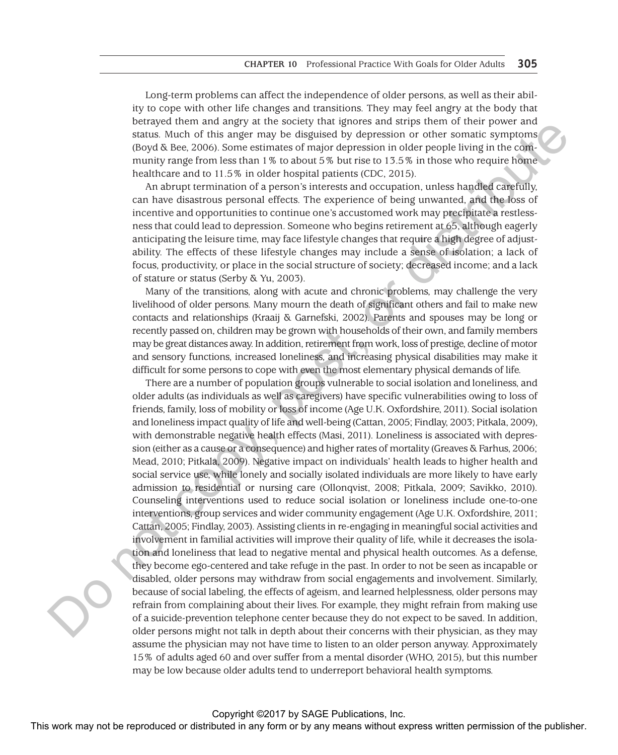Long-term problems can affect the independence of older persons, as well as their ability to cope with other life changes and transitions. They may feel angry at the body that betrayed them and angry at the society that ignores and strips them of their power and status. Much of this anger may be disguised by depression or other somatic symptoms (Boyd & Bee, 2006). Some estimates of major depression in older people living in the community range from less than 1% to about 5% but rise to 13.5% in those who require home healthcare and to 11.5% in older hospital patients (CDC, 2015).

An abrupt termination of a person's interests and occupation, unless handled carefully, can have disastrous personal effects. The experience of being unwanted, and the loss of incentive and opportunities to continue one's accustomed work may precipitate a restlessness that could lead to depression. Someone who begins retirement at 65, although eagerly anticipating the leisure time, may face lifestyle changes that require a high degree of adjustability. The effects of these lifestyle changes may include a sense of isolation; a lack of focus, productivity, or place in the social structure of society; decreased income; and a lack of stature or status (Serby & Yu, 2003).

Many of the transitions, along with acute and chronic problems, may challenge the very livelihood of older persons. Many mourn the death of significant others and fail to make new contacts and relationships (Kraaij & Garnefski, 2002). Parents and spouses may be long or recently passed on, children may be grown with households of their own, and family members may be great distances away. In addition, retirement from work, loss of prestige, decline of motor and sensory functions, increased loneliness, and increasing physical disabilities may make it difficult for some persons to cope with even the most elementary physical demands of life.

There are a number of population groups vulnerable to social isolation and loneliness, and older adults (as individuals as well as caregivers) have specific vulnerabilities owing to loss of friends, family, loss of mobility or loss of income (Age U.K. Oxfordshire, 2011). Social isolation and loneliness impact quality of life and well-being (Cattan, 2005; Findlay, 2003; Pitkala, 2009), with demonstrable negative health effects (Masi, 2011). Loneliness is associated with depression (either as a cause or a consequence) and higher rates of mortality (Greaves & Farhus, 2006; Mead, 2010; Pitkala, 2009). Negative impact on individuals' health leads to higher health and social service use, while lonely and socially isolated individuals are more likely to have early admission to residential or nursing care (Ollonqvist, 2008; Pitkala, 2009; Savikko, 2010). Counseling interventions used to reduce social isolation or loneliness include one-to-one interventions, group services and wider community engagement (Age U.K. Oxfordshire, 2011; Cattan, 2005; Findlay, 2003). Assisting clients in re-engaging in meaningful social activities and involvement in familial activities will improve their quality of life, while it decreases the isolation and loneliness that lead to negative mental and physical health outcomes. As a defense, they become ego-centered and take refuge in the past. In order to not be seen as incapable or disabled, older persons may withdraw from social engagements and involvement. Similarly, because of social labeling, the effects of ageism, and learned helplessness, older persons may refrain from complaining about their lives. For example, they might refrain from making use of a suicide-prevention telephone center because they do not expect to be saved. In addition, older persons might not talk in depth about their concerns with their physician, as they may assume the physician may not have time to listen to an older person anyway. Approximately 15% of adults aged 60 and over suffer from a mental disorder (WHO, 2015), but this number may be low because older adults tend to underreport behavioral health symptoms.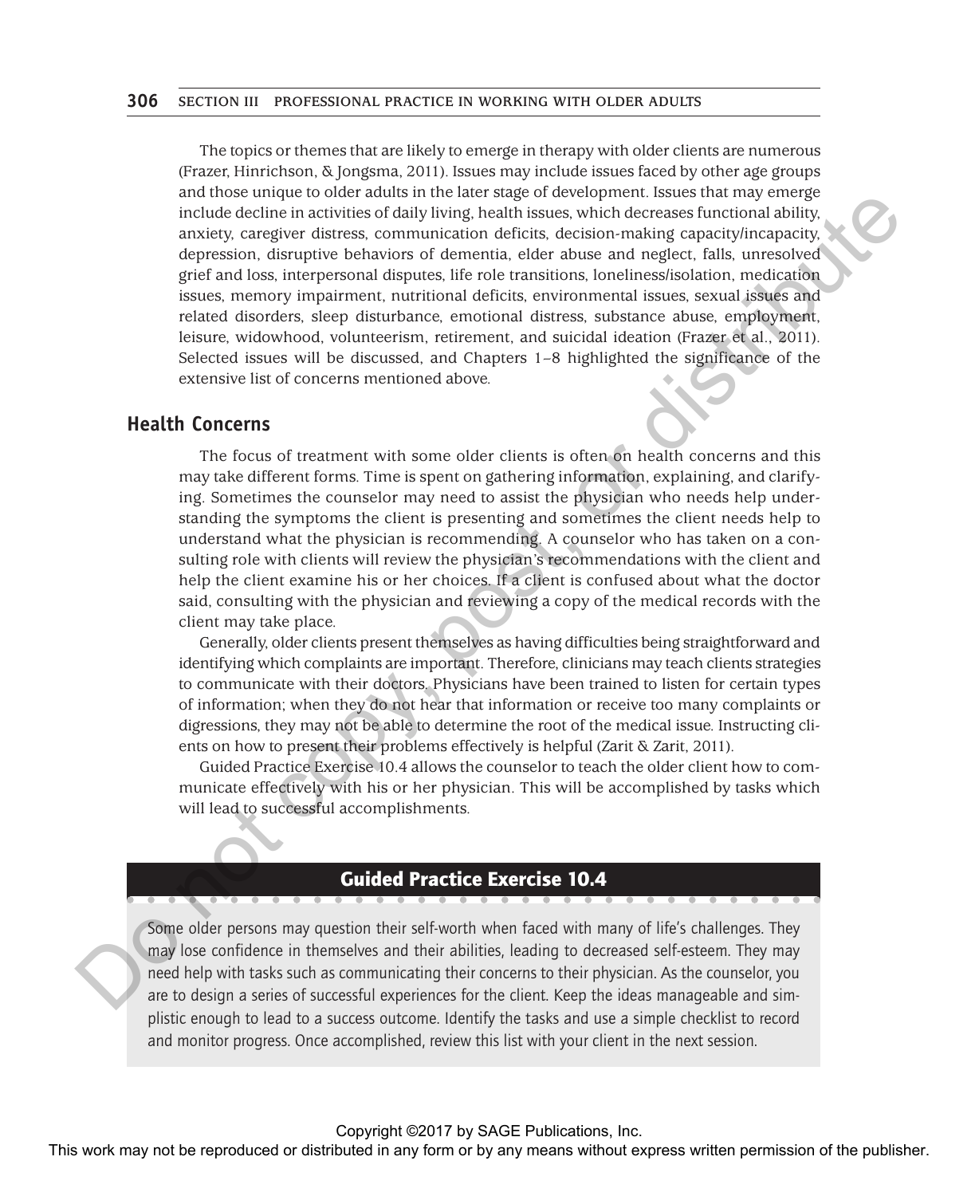The topics or themes that are likely to emerge in therapy with older clients are numerous (Frazer, Hinrichson, & Jongsma, 2011). Issues may include issues faced by other age groups and those unique to older adults in the later stage of development. Issues that may emerge include decline in activities of daily living, health issues, which decreases functional ability, anxiety, caregiver distress, communication deficits, decision-making capacity/incapacity, depression, disruptive behaviors of dementia, elder abuse and neglect, falls, unresolved grief and loss, interpersonal disputes, life role transitions, loneliness/isolation, medication issues, memory impairment, nutritional deficits, environmental issues, sexual issues and related disorders, sleep disturbance, emotional distress, substance abuse, employment, leisure, widowhood, volunteerism, retirement, and suicidal ideation (Frazer et al., 2011). Selected issues will be discussed, and Chapters 1–8 highlighted the significance of the extensive list of concerns mentioned above.

## Health Concerns

The focus of treatment with some older clients is often on health concerns and this may take different forms. Time is spent on gathering information, explaining, and clarifying. Sometimes the counselor may need to assist the physician who needs help understanding the symptoms the client is presenting and sometimes the client needs help to understand what the physician is recommending. A counselor who has taken on a consulting role with clients will review the physician's recommendations with the client and help the client examine his or her choices. If a client is confused about what the doctor said, consulting with the physician and reviewing a copy of the medical records with the client may take place.

Generally, older clients present themselves as having difficulties being straightforward and identifying which complaints are important. Therefore, clinicians may teach clients strategies to communicate with their doctors. Physicians have been trained to listen for certain types of information; when they do not hear that information or receive too many complaints or digressions, they may not be able to determine the root of the medical issue. Instructing clients on how to present their problems effectively is helpful (Zarit & Zarit, 2011).

Guided Practice Exercise 10.4 allows the counselor to teach the older client how to communicate effectively with his or her physician. This will be accomplished by tasks which will lead to successful accomplishments.

### Guided Practice Exercise 10.4

Some older persons may question their self-worth when faced with many of life's challenges. They may lose confidence in themselves and their abilities, leading to decreased self-esteem. They may need help with tasks such as communicating their concerns to their physician. As the counselor, you are to design a series of successful experiences for the client. Keep the ideas manageable and simplistic enough to lead to a success outcome. Identify the tasks and use a simple checklist to record and monitor progress. Once accomplished, review this list with your client in the next session.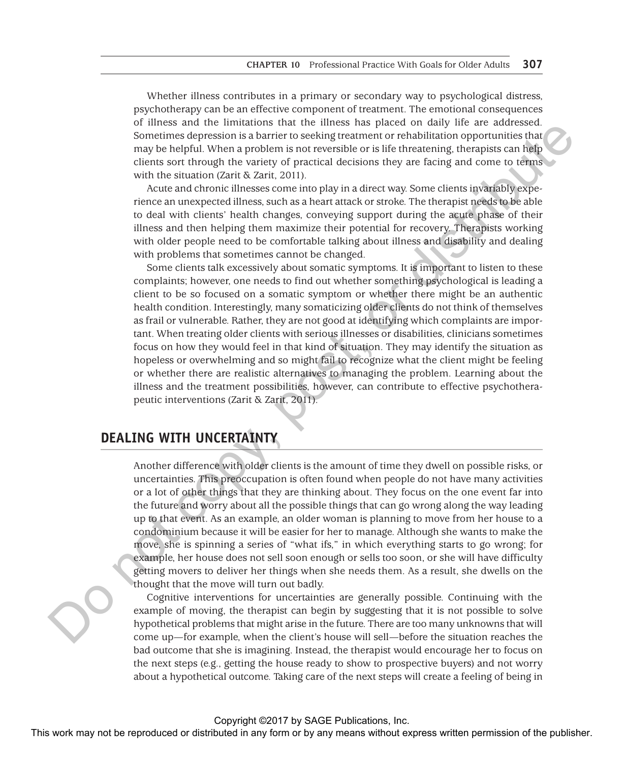Whether illness contributes in a primary or secondary way to psychological distress, psychotherapy can be an effective component of treatment. The emotional consequences of illness and the limitations that the illness has placed on daily life are addressed. Sometimes depression is a barrier to seeking treatment or rehabilitation opportunities that may be helpful. When a problem is not reversible or is life threatening, therapists can help clients sort through the variety of practical decisions they are facing and come to terms with the situation (Zarit & Zarit, 2011).

Acute and chronic illnesses come into play in a direct way. Some clients invariably experience an unexpected illness, such as a heart attack or stroke. The therapist needs to be able to deal with clients' health changes, conveying support during the acute phase of their illness and then helping them maximize their potential for recovery. Therapists working with older people need to be comfortable talking about illness and disability and dealing with problems that sometimes cannot be changed.

Some clients talk excessively about somatic symptoms. It is important to listen to these complaints; however, one needs to find out whether something psychological is leading a client to be so focused on a somatic symptom or whether there might be an authentic health condition. Interestingly, many somaticizing older clients do not think of themselves as frail or vulnerable. Rather, they are not good at identifying which complaints are important. When treating older clients with serious illnesses or disabilities, clinicians sometimes focus on how they would feel in that kind of situation. They may identify the situation as hopeless or overwhelming and so might fail to recognize what the client might be feeling or whether there are realistic alternatives to managing the problem. Learning about the illness and the treatment possibilities, however, can contribute to effective psychotherapeutic interventions (Zarit & Zarit, 2011).

## DEALING WITH UNCERTAINTY

Another difference with older clients is the amount of time they dwell on possible risks, or uncertainties. This preoccupation is often found when people do not have many activities or a lot of other things that they are thinking about. They focus on the one event far into the future and worry about all the possible things that can go wrong along the way leading up to that event. As an example, an older woman is planning to move from her house to a condominium because it will be easier for her to manage. Although she wants to make the move, she is spinning a series of "what ifs," in which everything starts to go wrong; for example, her house does not sell soon enough or sells too soon, or she will have difficulty getting movers to deliver her things when she needs them. As a result, she dwells on the thought that the move will turn out badly.

Cognitive interventions for uncertainties are generally possible. Continuing with the example of moving, the therapist can begin by suggesting that it is not possible to solve hypothetical problems that might arise in the future. There are too many unknowns that will come up—for example, when the client's house will sell—before the situation reaches the bad outcome that she is imagining. Instead, the therapist would encourage her to focus on the next steps (e.g., getting the house ready to show to prospective buyers) and not worry about a hypothetical outcome. Taking care of the next steps will create a feeling of being in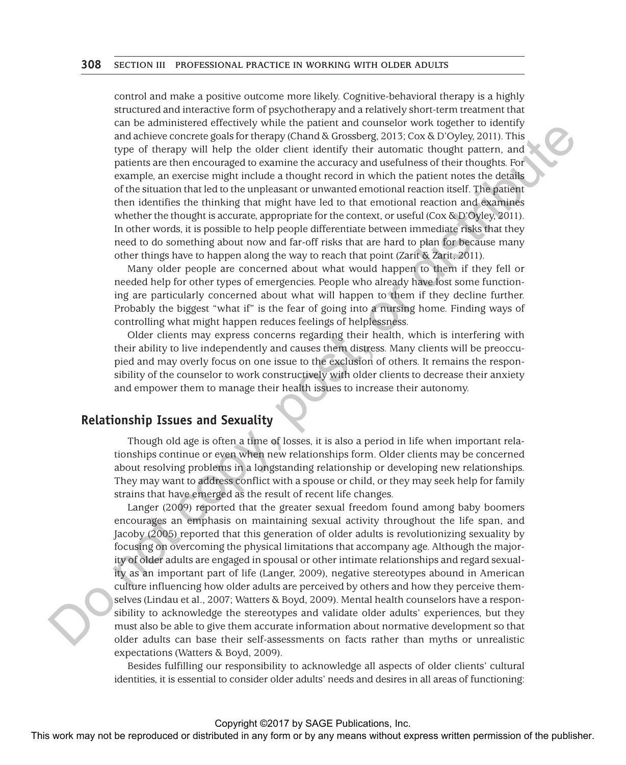control and make a positive outcome more likely. Cognitive-behavioral therapy is a highly structured and interactive form of psychotherapy and a relatively short-term treatment that can be administered effectively while the patient and counselor work together to identify and achieve concrete goals for therapy (Chand & Grossberg, 2013; Cox & D'Oyley, 2011). This type of therapy will help the older client identify their automatic thought pattern, and patients are then encouraged to examine the accuracy and usefulness of their thoughts. For example, an exercise might include a thought record in which the patient notes the details of the situation that led to the unpleasant or unwanted emotional reaction itself. The patient then identifies the thinking that might have led to that emotional reaction and examines whether the thought is accurate, appropriate for the context, or useful (Cox & D'Oyley, 2011). In other words, it is possible to help people differentiate between immediate risks that they need to do something about now and far-off risks that are hard to plan for because many other things have to happen along the way to reach that point (Zarit & Zarit, 2011).

Many older people are concerned about what would happen to them if they fell or needed help for other types of emergencies. People who already have lost some functioning are particularly concerned about what will happen to them if they decline further. Probably the biggest "what if" is the fear of going into a nursing home. Finding ways of controlling what might happen reduces feelings of helplessness.

Older clients may express concerns regarding their health, which is interfering with their ability to live independently and causes them distress. Many clients will be preoccupied and may overly focus on one issue to the exclusion of others. It remains the responsibility of the counselor to work constructively with older clients to decrease their anxiety and empower them to manage their health issues to increase their autonomy.

## Relationship Issues and Sexuality

Though old age is often a time of losses, it is also a period in life when important relationships continue or even when new relationships form. Older clients may be concerned about resolving problems in a longstanding relationship or developing new relationships. They may want to address conflict with a spouse or child, or they may seek help for family strains that have emerged as the result of recent life changes.

Langer (2009) reported that the greater sexual freedom found among baby boomers encourages an emphasis on maintaining sexual activity throughout the life span, and Jacoby (2005) reported that this generation of older adults is revolutionizing sexuality by focusing on overcoming the physical limitations that accompany age. Although the majority of older adults are engaged in spousal or other intimate relationships and regard sexuality as an important part of life (Langer, 2009), negative stereotypes abound in American culture influencing how older adults are perceived by others and how they perceive themselves (Lindau et al., 2007; Watters & Boyd, 2009). Mental health counselors have a responsibility to acknowledge the stereotypes and validate older adults' experiences, but they must also be able to give them accurate information about normative development so that older adults can base their self-assessments on facts rather than myths or unrealistic expectations (Watters & Boyd, 2009).

Besides fulfilling our responsibility to acknowledge all aspects of older clients' cultural identities, it is essential to consider older adults' needs and desires in all areas of functioning: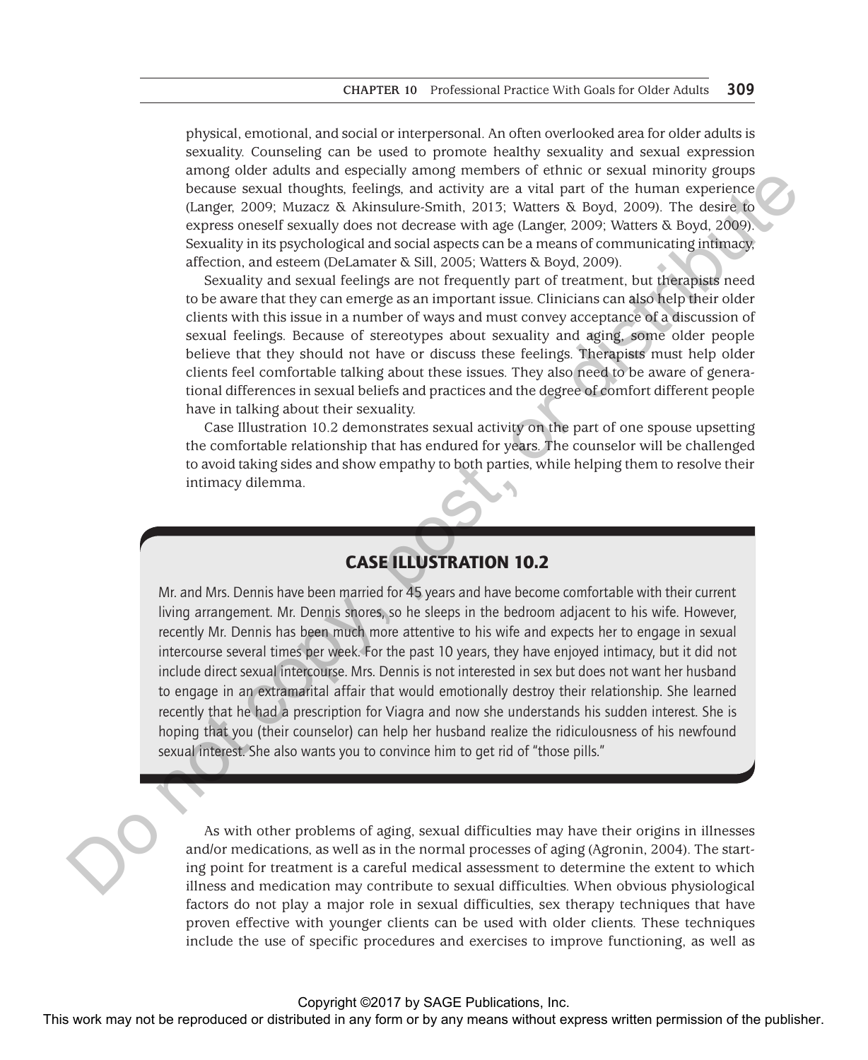physical, emotional, and social or interpersonal. An often overlooked area for older adults is sexuality. Counseling can be used to promote healthy sexuality and sexual expression among older adults and especially among members of ethnic or sexual minority groups because sexual thoughts, feelings, and activity are a vital part of the human experience (Langer, 2009; Muzacz & Akinsulure-Smith, 2013; Watters & Boyd, 2009). The desire to express oneself sexually does not decrease with age (Langer, 2009; Watters & Boyd, 2009). Sexuality in its psychological and social aspects can be a means of communicating intimacy, affection, and esteem (DeLamater & Sill, 2005; Watters & Boyd, 2009).

Sexuality and sexual feelings are not frequently part of treatment, but therapists need to be aware that they can emerge as an important issue. Clinicians can also help their older clients with this issue in a number of ways and must convey acceptance of a discussion of sexual feelings. Because of stereotypes about sexuality and aging, some older people believe that they should not have or discuss these feelings. Therapists must help older clients feel comfortable talking about these issues. They also need to be aware of generational differences in sexual beliefs and practices and the degree of comfort different people have in talking about their sexuality.

Case Illustration 10.2 demonstrates sexual activity on the part of one spouse upsetting the comfortable relationship that has endured for years. The counselor will be challenged to avoid taking sides and show empathy to both parties, while helping them to resolve their intimacy dilemma.

## CASE ILLUSTRATION 10.2

Mr. and Mrs. Dennis have been married for 45 years and have become comfortable with their current living arrangement. Mr. Dennis snores, so he sleeps in the bedroom adjacent to his wife. However, recently Mr. Dennis has been much more attentive to his wife and expects her to engage in sexual intercourse several times per week. For the past 10 years, they have enjoyed intimacy, but it did not include direct sexual intercourse. Mrs. Dennis is not interested in sex but does not want her husband to engage in an extramarital affair that would emotionally destroy their relationship. She learned recently that he had a prescription for Viagra and now she understands his sudden interest. She is hoping that you (their counselor) can help her husband realize the ridiculousness of his newfound sexual interest. She also wants you to convince him to get rid of "those pills."

As with other problems of aging, sexual difficulties may have their origins in illnesses and/or medications, as well as in the normal processes of aging (Agronin, 2004). The starting point for treatment is a careful medical assessment to determine the extent to which illness and medication may contribute to sexual difficulties. When obvious physiological factors do not play a major role in sexual difficulties, sex therapy techniques that have proven effective with younger clients can be used with older clients. These techniques include the use of specific procedures and exercises to improve functioning, as well as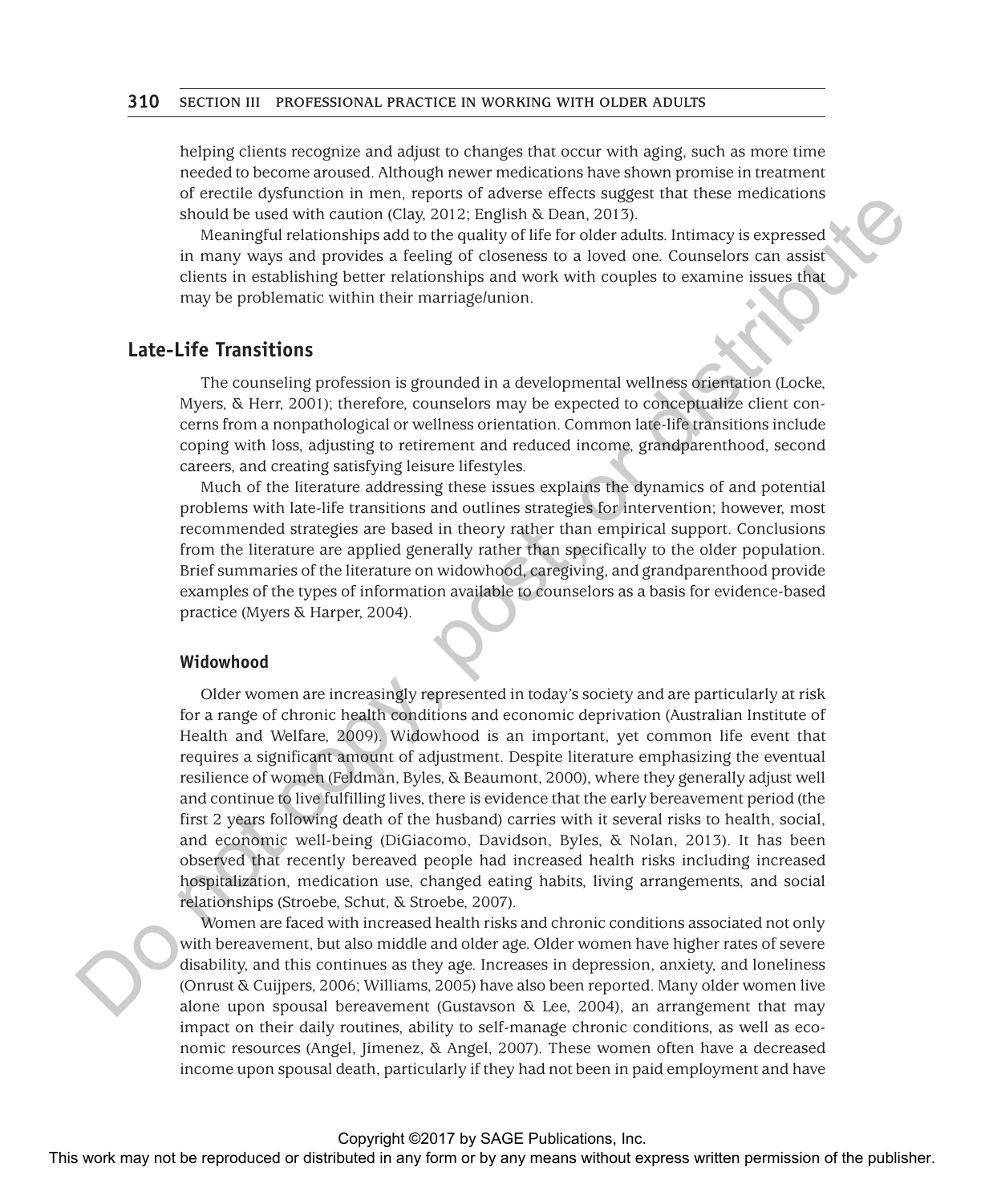helping clients recognize and adjust to changes that occur with aging, such as more time needed to become aroused. Although newer medications have shown promise in treatment of erectile dysfunction in men, reports of adverse effects suggest that these medications should be used with caution (Clay, 2012; English & Dean, 2013).

Meaningful relationships add to the quality of life for older adults. Intimacy is expressed in many ways and provides a feeling of closeness to a loved one. Counselors can assist clients in establishing better relationships and work with couples to examine issues that may be problematic within their marriage/union.

## Late-Life Transitions

The counseling profession is grounded in a developmental wellness orientation (Locke, Myers, & Herr, 2001); therefore, counselors may be expected to conceptualize client concerns from a nonpathological or wellness orientation. Common late-life transitions include coping with loss, adjusting to retirement and reduced income, grandparenthood, second careers, and creating satisfying leisure lifestyles.

Much of the literature addressing these issues explains the dynamics of and potential problems with late-life transitions and outlines strategies for intervention; however, most recommended strategies are based in theory rather than empirical support. Conclusions from the literature are applied generally rather than specifically to the older population. Brief summaries of the literature on widowhood, caregiving, and grandparenthood provide examples of the types of information available to counselors as a basis for evidence-based practice (Myers & Harper, 2004).

### Widowhood

Older women are increasingly represented in today's society and are particularly at risk for a range of chronic health conditions and economic deprivation (Australian Institute of Health and Welfare, 2009). Widowhood is an important, yet common life event that requires a significant amount of adjustment. Despite literature emphasizing the eventual resilience of women (Feldman, Byles, & Beaumont, 2000), where they generally adjust well and continue to live fulfilling lives, there is evidence that the early bereavement period (the first 2 years following death of the husband) carries with it several risks to health, social, and economic well-being (DiGiacomo, Davidson, Byles, & Nolan, 2013). It has been observed that recently bereaved people had increased health risks including increased hospitalization, medication use, changed eating habits, living arrangements, and social relationships (Stroebe, Schut, & Stroebe, 2007).

Women are faced with increased health risks and chronic conditions associated not only with bereavement, but also middle and older age. Older women have higher rates of severe disability, and this continues as they age. Increases in depression, anxiety, and loneliness (Onrust & Cuijpers, 2006; Williams, 2005) have also been reported. Many older women live alone upon spousal bereavement (Gustavson & Lee, 2004), an arrangement that may impact on their daily routines, ability to self-manage chronic conditions, as well as economic resources (Angel, Jimenez, & Angel, 2007). These women often have a decreased income upon spousal death, particularly if they had not been in paid employment and have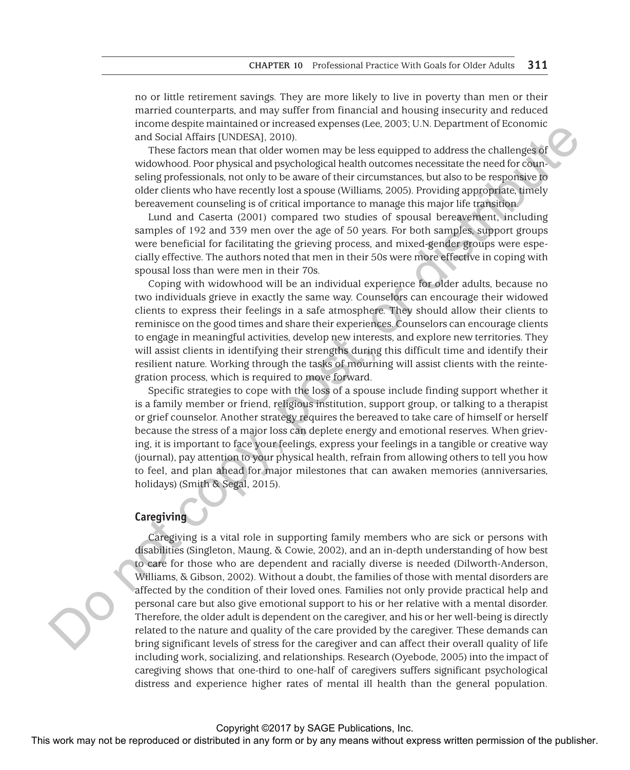no or little retirement savings. They are more likely to live in poverty than men or their married counterparts, and may suffer from financial and housing insecurity and reduced income despite maintained or increased expenses (Lee, 2003; U.N. Department of Economic and Social Affairs [UNDESA], 2010).

These factors mean that older women may be less equipped to address the challenges of widowhood. Poor physical and psychological health outcomes necessitate the need for counseling professionals, not only to be aware of their circumstances, but also to be responsive to older clients who have recently lost a spouse (Williams, 2005). Providing appropriate, timely bereavement counseling is of critical importance to manage this major life transition.

Lund and Caserta (2001) compared two studies of spousal bereavement, including samples of 192 and 339 men over the age of 50 years. For both samples, support groups were beneficial for facilitating the grieving process, and mixed-gender groups were especially effective. The authors noted that men in their 50s were more effective in coping with spousal loss than were men in their 70s.

Coping with widowhood will be an individual experience for older adults, because no two individuals grieve in exactly the same way. Counselors can encourage their widowed clients to express their feelings in a safe atmosphere. They should allow their clients to reminisce on the good times and share their experiences. Counselors can encourage clients to engage in meaningful activities, develop new interests, and explore new territories. They will assist clients in identifying their strengths during this difficult time and identify their resilient nature. Working through the tasks of mourning will assist clients with the reintegration process, which is required to move forward.

Specific strategies to cope with the loss of a spouse include finding support whether it is a family member or friend, religious institution, support group, or talking to a therapist or grief counselor. Another strategy requires the bereaved to take care of himself or herself because the stress of a major loss can deplete energy and emotional reserves. When grieving, it is important to face your feelings, express your feelings in a tangible or creative way (journal), pay attention to your physical health, refrain from allowing others to tell you how to feel, and plan ahead for major milestones that can awaken memories (anniversaries, holidays) (Smith & Segal, 2015).

### Caregiving

Caregiving is a vital role in supporting family members who are sick or persons with disabilities (Singleton, Maung, & Cowie, 2002), and an in-depth understanding of how best to care for those who are dependent and racially diverse is needed (Dilworth-Anderson, Williams, & Gibson, 2002). Without a doubt, the families of those with mental disorders are affected by the condition of their loved ones. Families not only provide practical help and personal care but also give emotional support to his or her relative with a mental disorder. Therefore, the older adult is dependent on the caregiver, and his or her well-being is directly related to the nature and quality of the care provided by the caregiver. These demands can bring significant levels of stress for the caregiver and can affect their overall quality of life including work, socializing, and relationships. Research (Oyebode, 2005) into the impact of caregiving shows that one-third to one-half of caregivers suffers significant psychological distress and experience higher rates of mental ill health than the general population.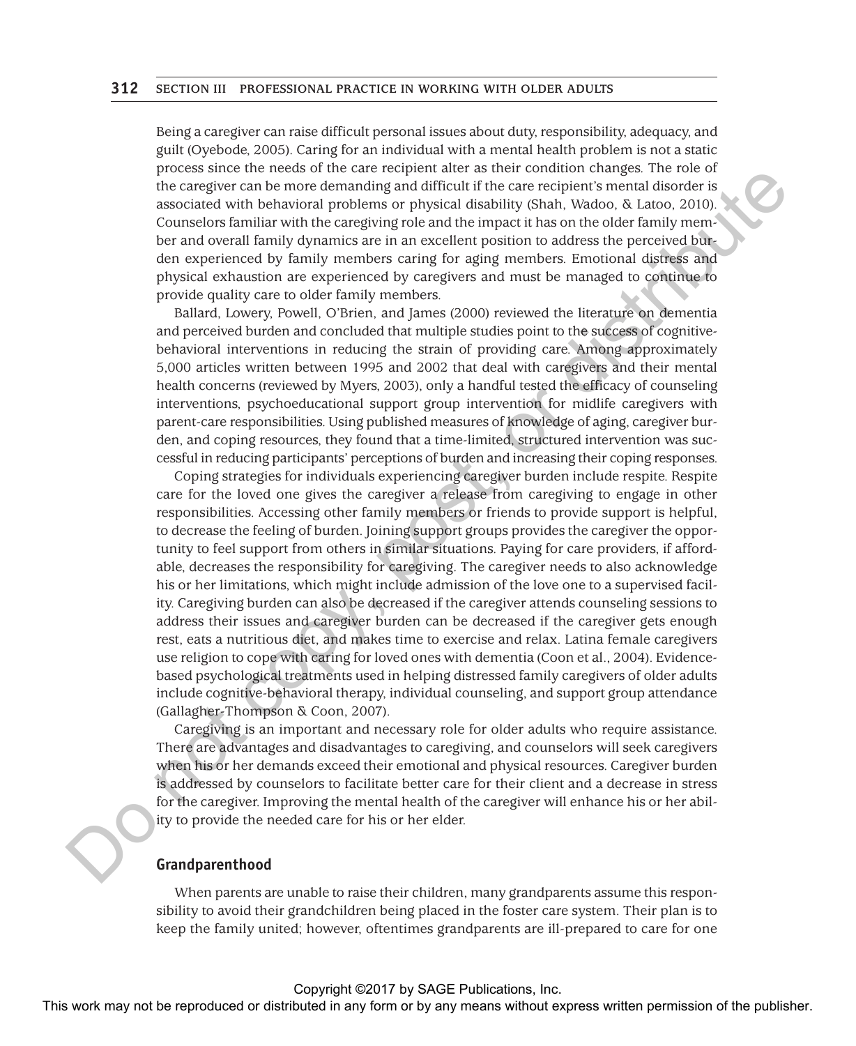Being a caregiver can raise difficult personal issues about duty, responsibility, adequacy, and guilt (Oyebode, 2005). Caring for an individual with a mental health problem is not a static process since the needs of the care recipient alter as their condition changes. The role of the caregiver can be more demanding and difficult if the care recipient's mental disorder is associated with behavioral problems or physical disability (Shah, Wadoo, & Latoo, 2010). Counselors familiar with the caregiving role and the impact it has on the older family member and overall family dynamics are in an excellent position to address the perceived burden experienced by family members caring for aging members. Emotional distress and physical exhaustion are experienced by caregivers and must be managed to continue to provide quality care to older family members.

Ballard, Lowery, Powell, O'Brien, and James (2000) reviewed the literature on dementia and perceived burden and concluded that multiple studies point to the success of cognitive-behavioral interventions in reducing the strain of providing care. Among approximately 5,000 articles written between 1995 and 2002 that deal with caregivers and their mental health concerns (reviewed by Myers, 2003), only a handful tested the efficacy of counseling interventions, psychoeducational support group intervention for midlife caregivers with parent-care responsibilities. Using published measures of knowledge of aging, caregiver burden, and coping resources, they found that a time-limited, structured intervention was successful in reducing participants' perceptions of burden and increasing their coping responses.

Coping strategies for individuals experiencing caregiver burden include respite. Respite care for the loved one gives the caregiver a release from caregiving to engage in other responsibilities. Accessing other family members or friends to provide support is helpful, to decrease the feeling of burden. Joining support groups provides the caregiver the opportunity to feel support from others in similar situations. Paying for care providers, if affordable, decreases the responsibility for caregiving. The caregiver needs to also acknowledge his or her limitations, which might include admission of the love one to a supervised facility. Caregiving burden can also be decreased if the caregiver attends counseling sessions to address their issues and caregiver burden can be decreased if the caregiver gets enough rest, eats a nutritious diet, and makes time to exercise and relax. Latina female caregivers use religion to cope with caring for loved ones with dementia (Coon et al., 2004). Evidence-based psychological treatments used in helping distressed family caregivers of older adults include cognitive-behavioral therapy, individual counseling, and support group attendance (Gallagher-Thompson & Coon, 2007).

Caregiving is an important and necessary role for older adults who require assistance. There are advantages and disadvantages to caregiving, and counselors will seek caregivers when his or her demands exceed their emotional and physical resources. Caregiver burden is addressed by counselors to facilitate better care for their client and a decrease in stress for the caregiver. Improving the mental health of the caregiver will enhance his or her ability to provide the needed care for his or her elder.

## Grandparenthood

When parents are unable to raise their children, many grandparents assume this responsibility to avoid their grandchildren being placed in the foster care system. Their plan is to keep the family united; however, oftentimes grandparents are ill-prepared to care for one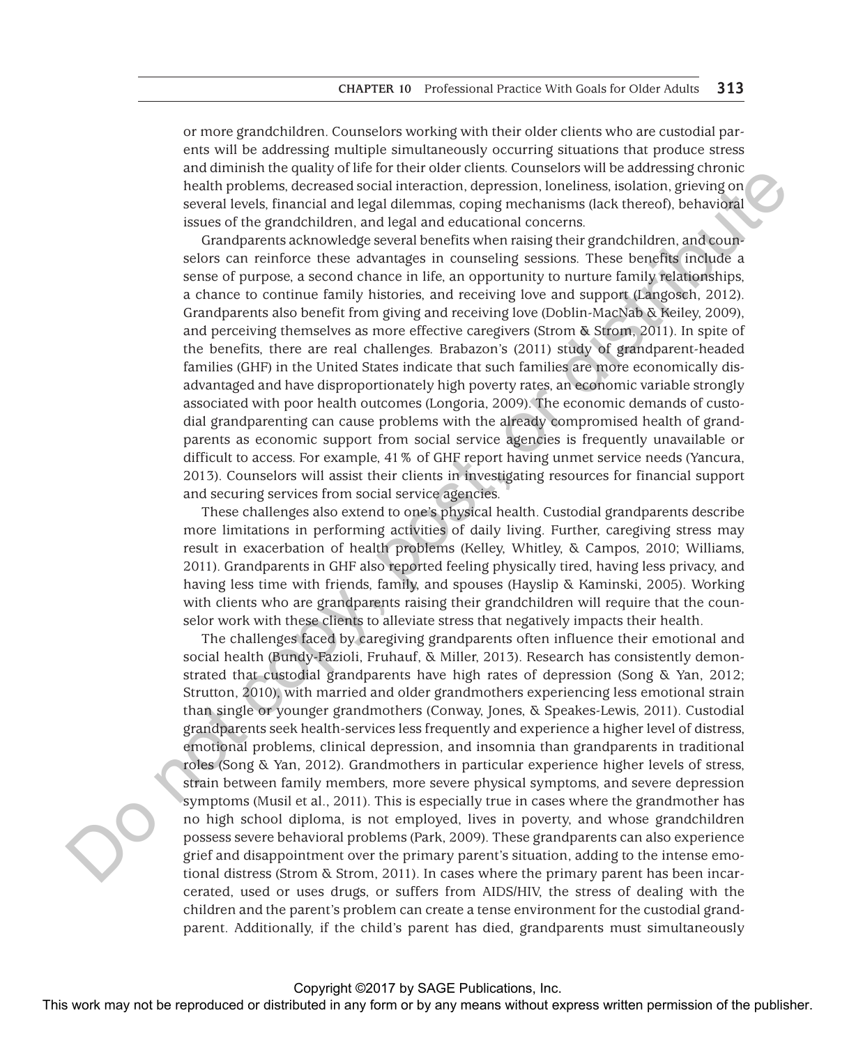or more grandchildren. Counselors working with their older clients who are custodial parents will be addressing multiple simultaneously occurring situations that produce stress and diminish the quality of life for their older clients. Counselors will be addressing chronic health problems, decreased social interaction, depression, loneliness, isolation, grieving on several levels, financial and legal dilemmas, coping mechanisms (lack thereof), behavioral issues of the grandchildren, and legal and educational concerns.

Grandparents acknowledge several benefits when raising their grandchildren, and counselors can reinforce these advantages in counseling sessions. These benefits include a sense of purpose, a second chance in life, an opportunity to nurture family relationships, a chance to continue family histories, and receiving love and support (Langosch, 2012). Grandparents also benefit from giving and receiving love (Doblin-MacNab & Keiley, 2009), and perceiving themselves as more effective caregivers (Strom & Strom, 2011). In spite of the benefits, there are real challenges. Brabazon's (2011) study of grandparent-headed families (GHF) in the United States indicate that such families are more economically disadvantaged and have disproportionately high poverty rates, an economic variable strongly associated with poor health outcomes (Longoria, 2009). The economic demands of custodial grandparenting can cause problems with the already compromised health of grandparents as economic support from social service agencies is frequently unavailable or difficult to access. For example, 41% of GHF report having unmet service needs (Yancura, 2013). Counselors will assist their clients in investigating resources for financial support and securing services from social service agencies.

These challenges also extend to one's physical health. Custodial grandparents describe more limitations in performing activities of daily living. Further, caregiving stress may result in exacerbation of health problems (Kelley, Whitley, & Campos, 2010; Williams, 2011). Grandparents in GHF also reported feeling physically tired, having less privacy, and having less time with friends, family, and spouses (Hayslip & Kaminski, 2005). Working with clients who are grandparents raising their grandchildren will require that the counselor work with these clients to alleviate stress that negatively impacts their health.

The challenges faced by caregiving grandparents often influence their emotional and social health (Bundy-Fazioli, Fruhauf, & Miller, 2013). Research has consistently demonstrated that custodial grandparents have high rates of depression (Song & Yan, 2012; Strutton, 2010), with married and older grandmothers experiencing less emotional strain than single or younger grandmothers (Conway, Jones, & Speakes-Lewis, 2011). Custodial grandparents seek health-services less frequently and experience a higher level of distress, emotional problems, clinical depression, and insomnia than grandparents in traditional roles (Song & Yan, 2012). Grandmothers in particular experience higher levels of stress, strain between family members, more severe physical symptoms, and severe depression symptoms (Musil et al., 2011). This is especially true in cases where the grandmother has no high school diploma, is not employed, lives in poverty, and whose grandchildren possess severe behavioral problems (Park, 2009). These grandparents can also experience grief and disappointment over the primary parent's situation, adding to the intense emotional distress (Strom & Strom, 2011). In cases where the primary parent has been incarcerated, used or uses drugs, or suffers from AIDS/HIV, the stress of dealing with the children and the parent's problem can create a tense environment for the custodial grandparent. Additionally, if the child's parent has died, grandparents must simultaneously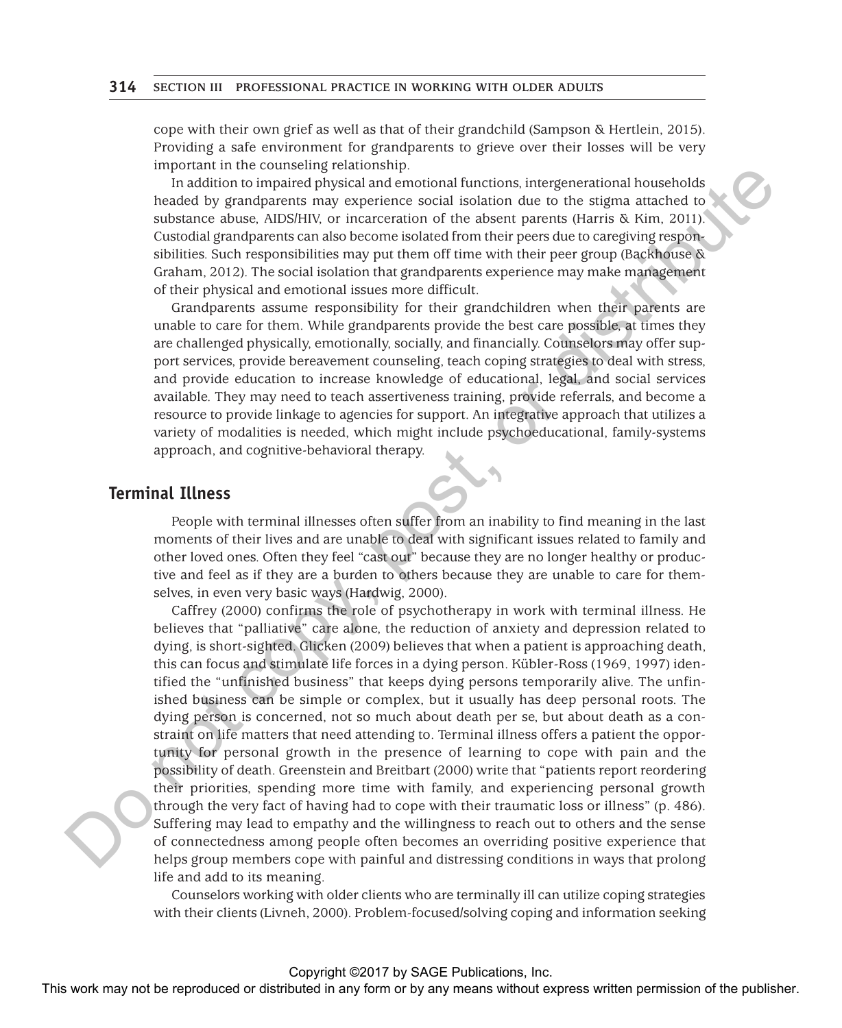cope with their own grief as well as that of their grandchild (Sampson & Hertlein, 2015). Providing a safe environment for grandparents to grieve over their losses will be very important in the counseling relationship.

In addition to impaired physical and emotional functions, intergenerational households headed by grandparents may experience social isolation due to the stigma attached to substance abuse, AIDS/HIV, or incarceration of the absent parents (Harris & Kim, 2011). Custodial grandparents can also become isolated from their peers due to caregiving responsibilities. Such responsibilities may put them off time with their peer group (Backhouse & Graham, 2012). The social isolation that grandparents experience may make management of their physical and emotional issues more difficult.

Grandparents assume responsibility for their grandchildren when their parents are unable to care for them. While grandparents provide the best care possible, at times they are challenged physically, emotionally, socially, and financially. Counselors may offer support services, provide bereavement counseling, teach coping strategies to deal with stress, and provide education to increase knowledge of educational, legal, and social services available. They may need to teach assertiveness training, provide referrals, and become a resource to provide linkage to agencies for support. An integrative approach that utilizes a variety of modalities is needed, which might include psychoeducational, family-systems approach, and cognitive-behavioral therapy.

## Terminal Illness

People with terminal illnesses often suffer from an inability to find meaning in the last moments of their lives and are unable to deal with significant issues related to family and other loved ones. Often they feel "cast out" because they are no longer healthy or productive and feel as if they are a burden to others because they are unable to care for themselves, in even very basic ways (Hardwig, 2000).

Caffrey (2000) confirms the role of psychotherapy in work with terminal illness. He believes that "palliative" care alone, the reduction of anxiety and depression related to dying, is short-sighted. Glicken (2009) believes that when a patient is approaching death, this can focus and stimulate life forces in a dying person. Kübler-Ross (1969, 1997) identified the "unfinished business" that keeps dying persons temporarily alive. The unfinished business can be simple or complex, but it usually has deep personal roots. The dying person is concerned, not so much about death per se, but about death as a constraint on life matters that need attending to. Terminal illness offers a patient the opportunity for personal growth in the presence of learning to cope with pain and the possibility of death. Greenstein and Breitbart (2000) write that "patients report reordering their priorities, spending more time with family, and experiencing personal growth through the very fact of having had to cope with their traumatic loss or illness" (p. 486). Suffering may lead to empathy and the willingness to reach out to others and the sense of connectedness among people often becomes an overriding positive experience that helps group members cope with painful and distressing conditions in ways that prolong life and add to its meaning.

Counselors working with older clients who are terminally ill can utilize coping strategies with their clients (Livneh, 2000). Problem-focused/solving coping and information seeking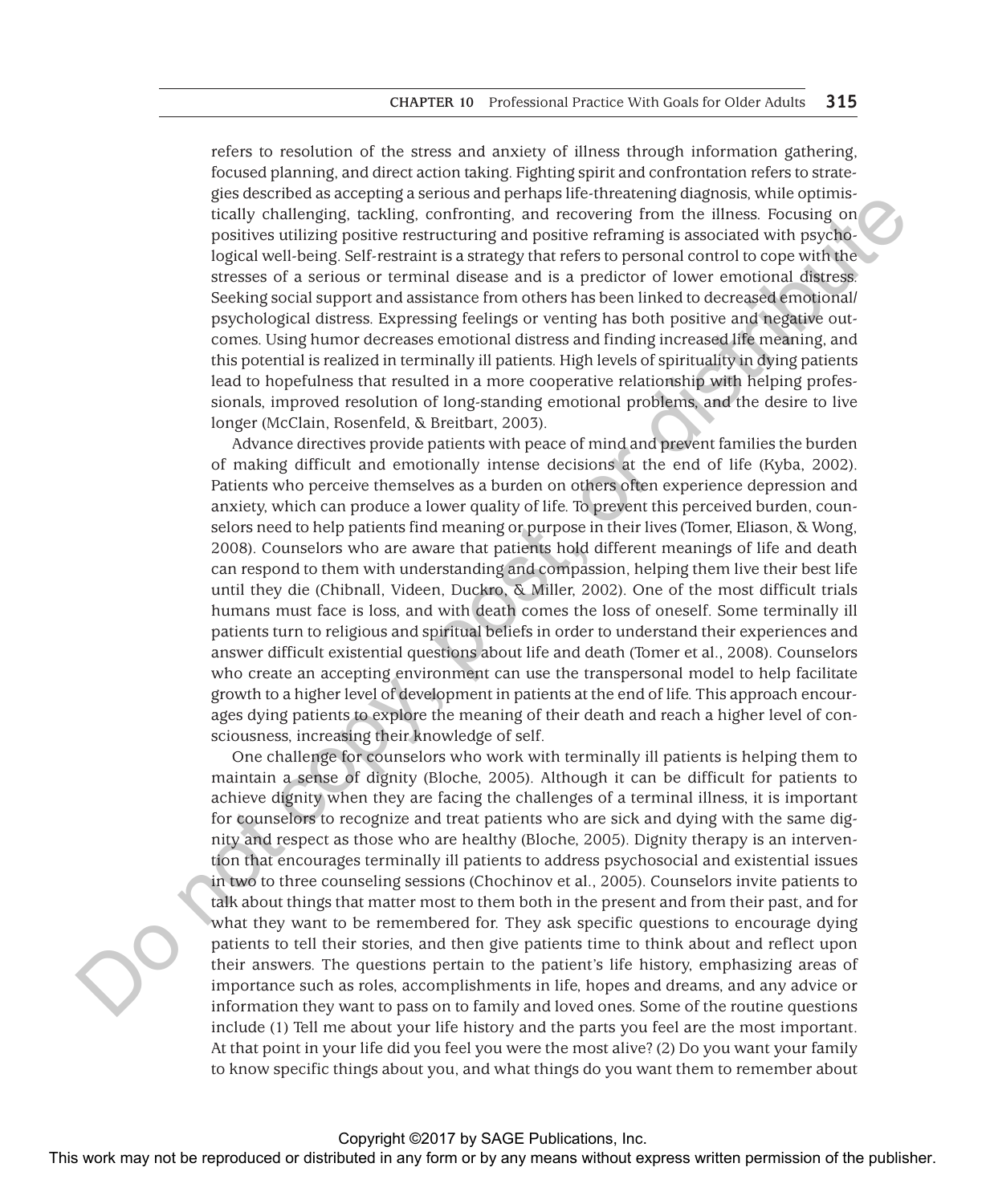refers to resolution of the stress and anxiety of illness through information gathering, focused planning, and direct action taking. Fighting spirit and confrontation refers to strategies described as accepting a serious and perhaps life-threatening diagnosis, while optimistically challenging, tackling, confronting, and recovering from the illness. Focusing on positives utilizing positive restructuring and positive reframing is associated with psychological well-being. Self-restraint is a strategy that refers to personal control to cope with the stresses of a serious or terminal disease and is a predictor of lower emotional distress. Seeking social support and assistance from others has been linked to decreased emotional/psychological distress. Expressing feelings or venting has both positive and negative outcomes. Using humor decreases emotional distress and finding increased life meaning, and this potential is realized in terminally ill patients. High levels of spirituality in dying patients lead to hopefulness that resulted in a more cooperative relationship with helping professionals, improved resolution of long-standing emotional problems, and the desire to live longer (McClain, Rosenfeld, & Breitbart, 2003).

Advance directives provide patients with peace of mind and prevent families the burden of making difficult and emotionally intense decisions at the end of life (Kyba, 2002). Patients who perceive themselves as a burden on others often experience depression and anxiety, which can produce a lower quality of life. To prevent this perceived burden, counselors need to help patients find meaning or purpose in their lives (Tomer, Eliason, & Wong, 2008). Counselors who are aware that patients hold different meanings of life and death can respond to them with understanding and compassion, helping them live their best life until they die (Chibnall, Videen, Duckro, & Miller, 2002). One of the most difficult trials humans must face is loss, and with death comes the loss of oneself. Some terminally ill patients turn to religious and spiritual beliefs in order to understand their experiences and answer difficult existential questions about life and death (Tomer et al., 2008). Counselors who create an accepting environment can use the transpersonal model to help facilitate growth to a higher level of development in patients at the end of life. This approach encourages dying patients to explore the meaning of their death and reach a higher level of consciousness, increasing their knowledge of self.

One challenge for counselors who work with terminally ill patients is helping them to maintain a sense of dignity (Bloche, 2005). Although it can be difficult for patients to achieve dignity when they are facing the challenges of a terminal illness, it is important for counselors to recognize and treat patients who are sick and dying with the same dignity and respect as those who are healthy (Bloche, 2005). Dignity therapy is an intervention that encourages terminally ill patients to address psychosocial and existential issues in two to three counseling sessions (Chochinov et al., 2005). Counselors invite patients to talk about things that matter most to them both in the present and from their past, and for what they want to be remembered for. They ask specific questions to encourage dying patients to tell their stories, and then give patients time to think about and reflect upon their answers. The questions pertain to the patient's life history, emphasizing areas of importance such as roles, accomplishments in life, hopes and dreams, and any advice or information they want to pass on to family and loved ones. Some of the routine questions include (1) Tell me about your life history and the parts you feel are the most important. At that point in your life did you feel you were the most alive? (2) Do you want your family to know specific things about you, and what things do you want them to remember about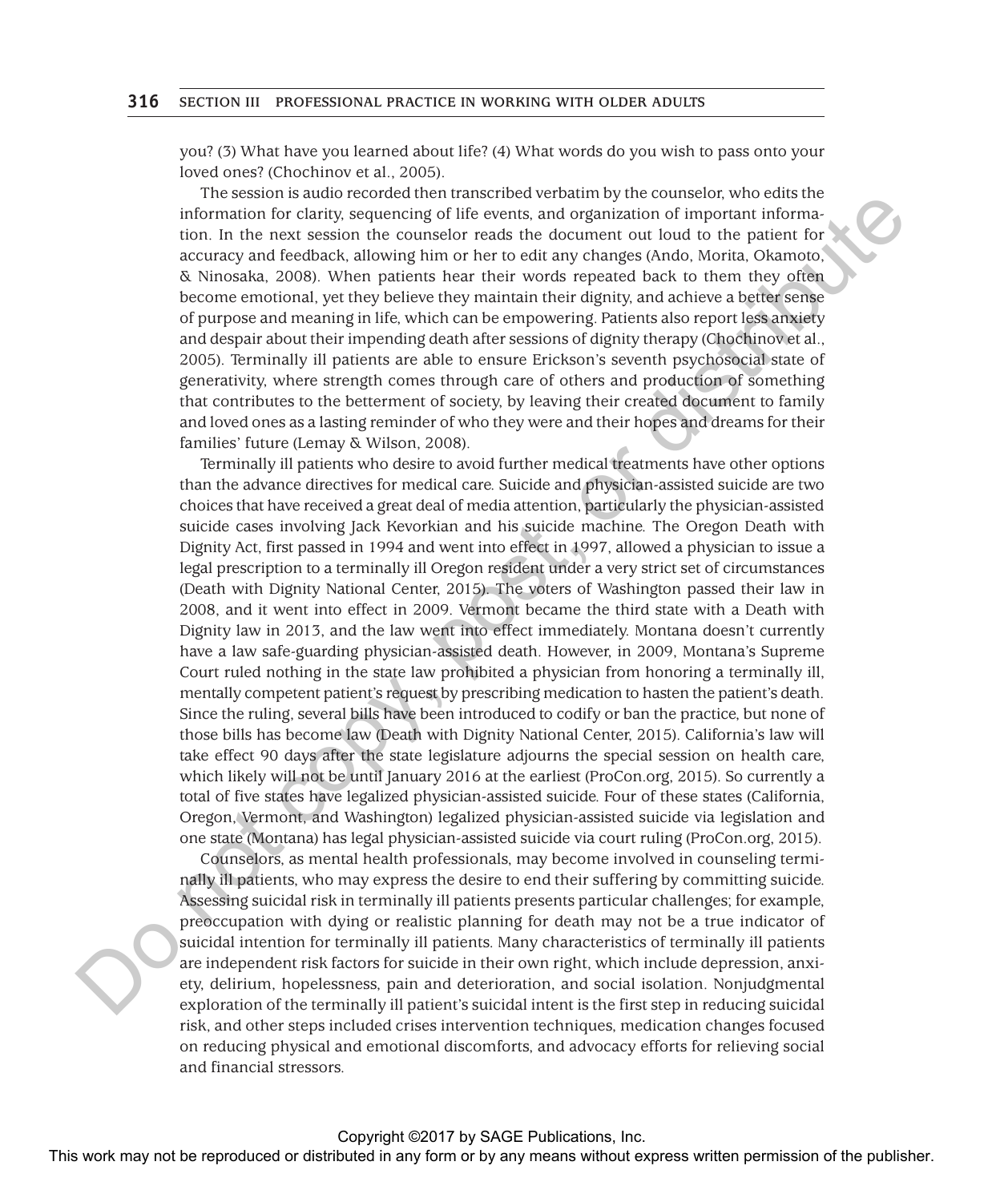you? (3) What have you learned about life? (4) What words do you wish to pass onto your loved ones? (Chochinov et al., 2005).

The session is audio recorded then transcribed verbatim by the counselor, who edits the information for clarity, sequencing of life events, and organization of important information. In the next session the counselor reads the document out loud to the patient for accuracy and feedback, allowing him or her to edit any changes (Ando, Morita, Okamoto, & Ninosaka, 2008). When patients hear their words repeated back to them they often become emotional, yet they believe they maintain their dignity, and achieve a better sense of purpose and meaning in life, which can be empowering. Patients also report less anxiety and despair about their impending death after sessions of dignity therapy (Chochinov et al., 2005). Terminally ill patients are able to ensure Erickson's seventh psychosocial state of generativity, where strength comes through care of others and production of something that contributes to the betterment of society, by leaving their created document to family and loved ones as a lasting reminder of who they were and their hopes and dreams for their families' future (Lemay & Wilson, 2008).

Terminally ill patients who desire to avoid further medical treatments have other options than the advance directives for medical care. Suicide and physician-assisted suicide are two choices that have received a great deal of media attention, particularly the physician-assisted suicide cases involving Jack Kevorkian and his suicide machine. The Oregon Death with Dignity Act, first passed in 1994 and went into effect in 1997, allowed a physician to issue a legal prescription to a terminally ill Oregon resident under a very strict set of circumstances (Death with Dignity National Center, 2015). The voters of Washington passed their law in 2008, and it went into effect in 2009. Vermont became the third state with a Death with Dignity law in 2013, and the law went into effect immediately. Montana doesn't currently have a law safe-guarding physician-assisted death. However, in 2009, Montana's Supreme Court ruled nothing in the state law prohibited a physician from honoring a terminally ill, mentally competent patient's request by prescribing medication to hasten the patient's death. Since the ruling, several bills have been introduced to codify or ban the practice, but none of those bills has become law (Death with Dignity National Center, 2015). California's law will take effect 90 days after the state legislature adjourns the special session on health care, which likely will not be until January 2016 at the earliest (ProCon.org, 2015). So currently a total of five states have legalized physician-assisted suicide. Four of these states (California, Oregon, Vermont, and Washington) legalized physician-assisted suicide via legislation and one state (Montana) has legal physician-assisted suicide via court ruling (ProCon.org, 2015).

Counselors, as mental health professionals, may become involved in counseling terminally ill patients, who may express the desire to end their suffering by committing suicide. Assessing suicidal risk in terminally ill patients presents particular challenges; for example, preoccupation with dying or realistic planning for death may not be a true indicator of suicidal intention for terminally ill patients. Many characteristics of terminally ill patients are independent risk factors for suicide in their own right, which include depression, anxiety, delirium, hopelessness, pain and deterioration, and social isolation. Nonjudgmental exploration of the terminally ill patient's suicidal intent is the first step in reducing suicidal risk, and other steps included crises intervention techniques, medication changes focused on reducing physical and emotional discomforts, and advocacy efforts for relieving social and financial stressors.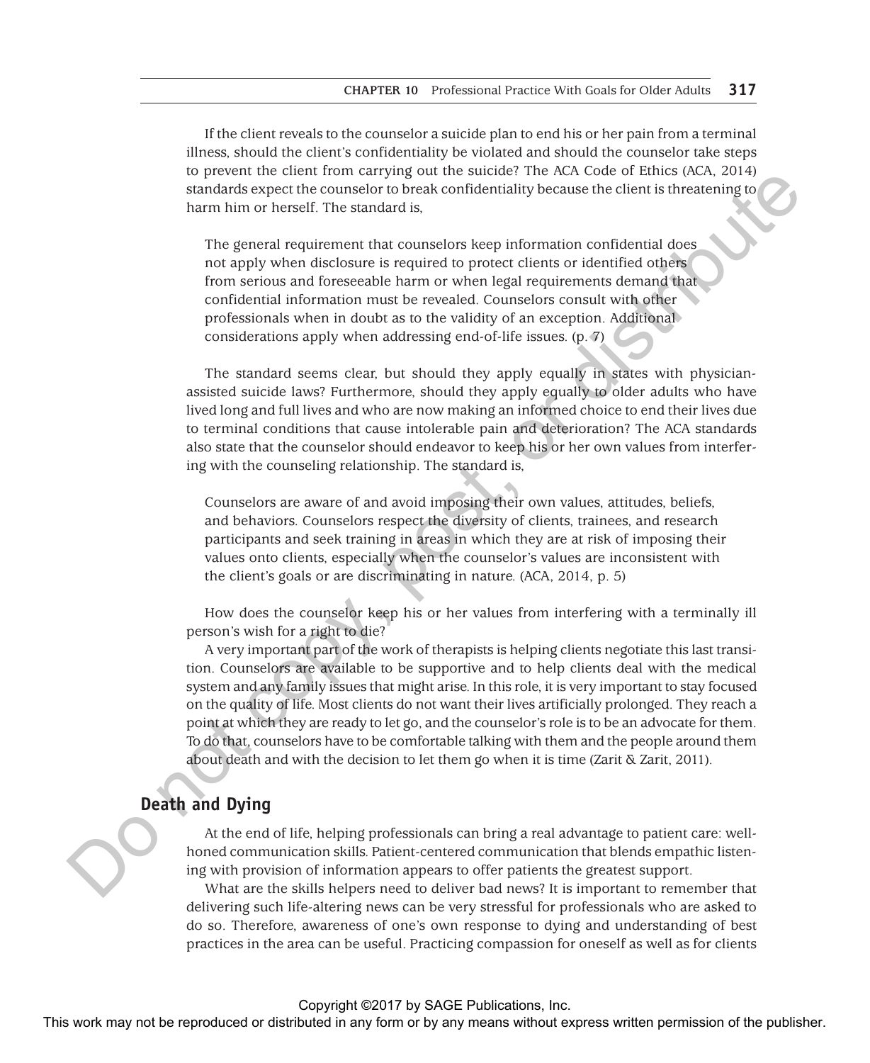If the client reveals to the counselor a suicide plan to end his or her pain from a terminal illness, should the client's confidentiality be violated and should the counselor take steps to prevent the client from carrying out the suicide? The ACA Code of Ethics (ACA, 2014) standards expect the counselor to break confidentiality because the client is threatening to harm him or herself. The standard is,

> The general requirement that counselors keep information confidential does not apply when disclosure is required to protect clients or identified others from serious and foreseeable harm or when legal requirements demand that confidential information must be revealed. Counselors consult with other professionals when in doubt as to the validity of an exception. Additional considerations apply when addressing end-of-life issues. (p. 7)

The standard seems clear, but should they apply equally in states with physician-assisted suicide laws? Furthermore, should they apply equally to older adults who have lived long and full lives and who are now making an informed choice to end their lives due to terminal conditions that cause intolerable pain and deterioration? The ACA standards also state that the counselor should endeavor to keep his or her own values from interfering with the counseling relationship. The standard is,

> Counselors are aware of and avoid imposing their own values, attitudes, beliefs, and behaviors. Counselors respect the diversity of clients, trainees, and research participants and seek training in areas in which they are at risk of imposing their values onto clients, especially when the counselor's values are inconsistent with the client's goals or are discriminating in nature. (ACA, 2014, p. 5)

How does the counselor keep his or her values from interfering with a terminally ill person's wish for a right to die?

A very important part of the work of therapists is helping clients negotiate this last transition. Counselors are available to be supportive and to help clients deal with the medical system and any family issues that might arise. In this role, it is very important to stay focused on the quality of life. Most clients do not want their lives artificially prolonged. They reach a point at which they are ready to let go, and the counselor's role is to be an advocate for them. To do that, counselors have to be comfortable talking with them and the people around them about death and with the decision to let them go when it is time (Zarit & Zarit, 2011).

## Death and Dying

At the end of life, helping professionals can bring a real advantage to patient care: well-honed communication skills. Patient-centered communication that blends empathic listening with provision of information appears to offer patients the greatest support.

What are the skills helpers need to deliver bad news? It is important to remember that delivering such life-altering news can be very stressful for professionals who are asked to do so. Therefore, awareness of one's own response to dying and understanding of best practices in the area can be useful. Practicing compassion for oneself as well as for clients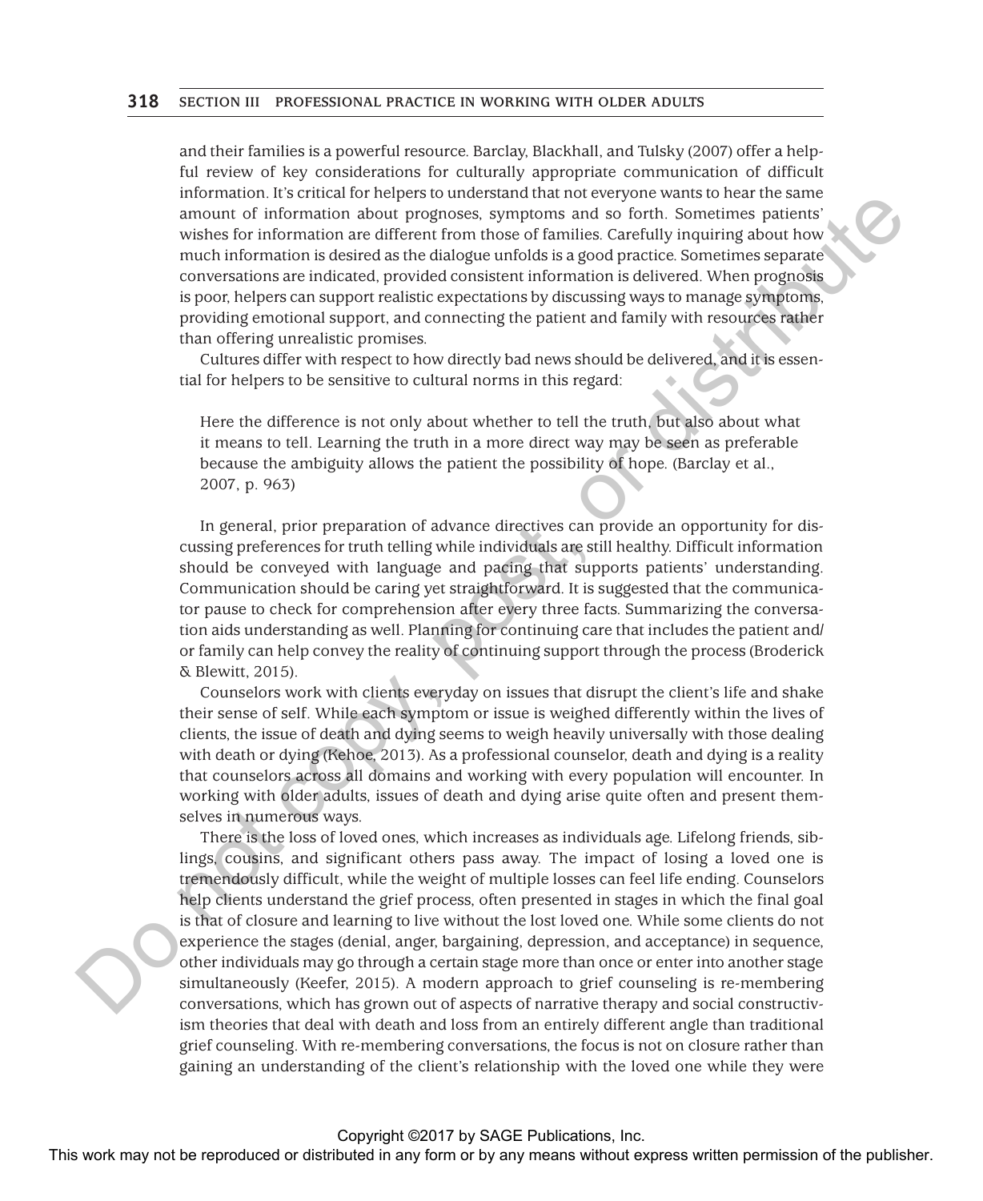and their families is a powerful resource. Barclay, Blackhall, and Tulsky (2007) offer a helpful review of key considerations for culturally appropriate communication of difficult information. It's critical for helpers to understand that not everyone wants to hear the same amount of information about prognoses, symptoms and so forth. Sometimes patients' wishes for information are different from those of families. Carefully inquiring about how much information is desired as the dialogue unfolds is a good practice. Sometimes separate conversations are indicated, provided consistent information is delivered. When prognosis is poor, helpers can support realistic expectations by discussing ways to manage symptoms, providing emotional support, and connecting the patient and family with resources rather than offering unrealistic promises.

Cultures differ with respect to how directly bad news should be delivered, and it is essential for helpers to be sensitive to cultural norms in this regard:

> Here the difference is not only about whether to tell the truth, but also about what it means to tell. Learning the truth in a more direct way may be seen as preferable because the ambiguity allows the patient the possibility of hope. (Barclay et al., 2007, p. 963)

In general, prior preparation of advance directives can provide an opportunity for discussing preferences for truth telling while individuals are still healthy. Difficult information should be conveyed with language and pacing that supports patients' understanding. Communication should be caring yet straightforward. It is suggested that the communicator pause to check for comprehension after every three facts. Summarizing the conversation aids understanding as well. Planning for continuing care that includes the patient and/or family can help convey the reality of continuing support through the process (Broderick & Blewitt, 2015).

Counselors work with clients everyday on issues that disrupt the client's life and shake their sense of self. While each symptom or issue is weighed differently within the lives of clients, the issue of death and dying seems to weigh heavily universally with those dealing with death or dying (Kehoe, 2013). As a professional counselor, death and dying is a reality that counselors across all domains and working with every population will encounter. In working with older adults, issues of death and dying arise quite often and present themselves in numerous ways.

There is the loss of loved ones, which increases as individuals age. Lifelong friends, siblings, cousins, and significant others pass away. The impact of losing a loved one is tremendously difficult, while the weight of multiple losses can feel life ending. Counselors help clients understand the grief process, often presented in stages in which the final goal is that of closure and learning to live without the lost loved one. While some clients do not experience the stages (denial, anger, bargaining, depression, and acceptance) in sequence, other individuals may go through a certain stage more than once or enter into another stage simultaneously (Keefer, 2015). A modern approach to grief counseling is re-membering conversations, which has grown out of aspects of narrative therapy and social constructivism theories that deal with death and loss from an entirely different angle than traditional grief counseling. With re-membering conversations, the focus is not on closure rather than gaining an understanding of the client's relationship with the loved one while they were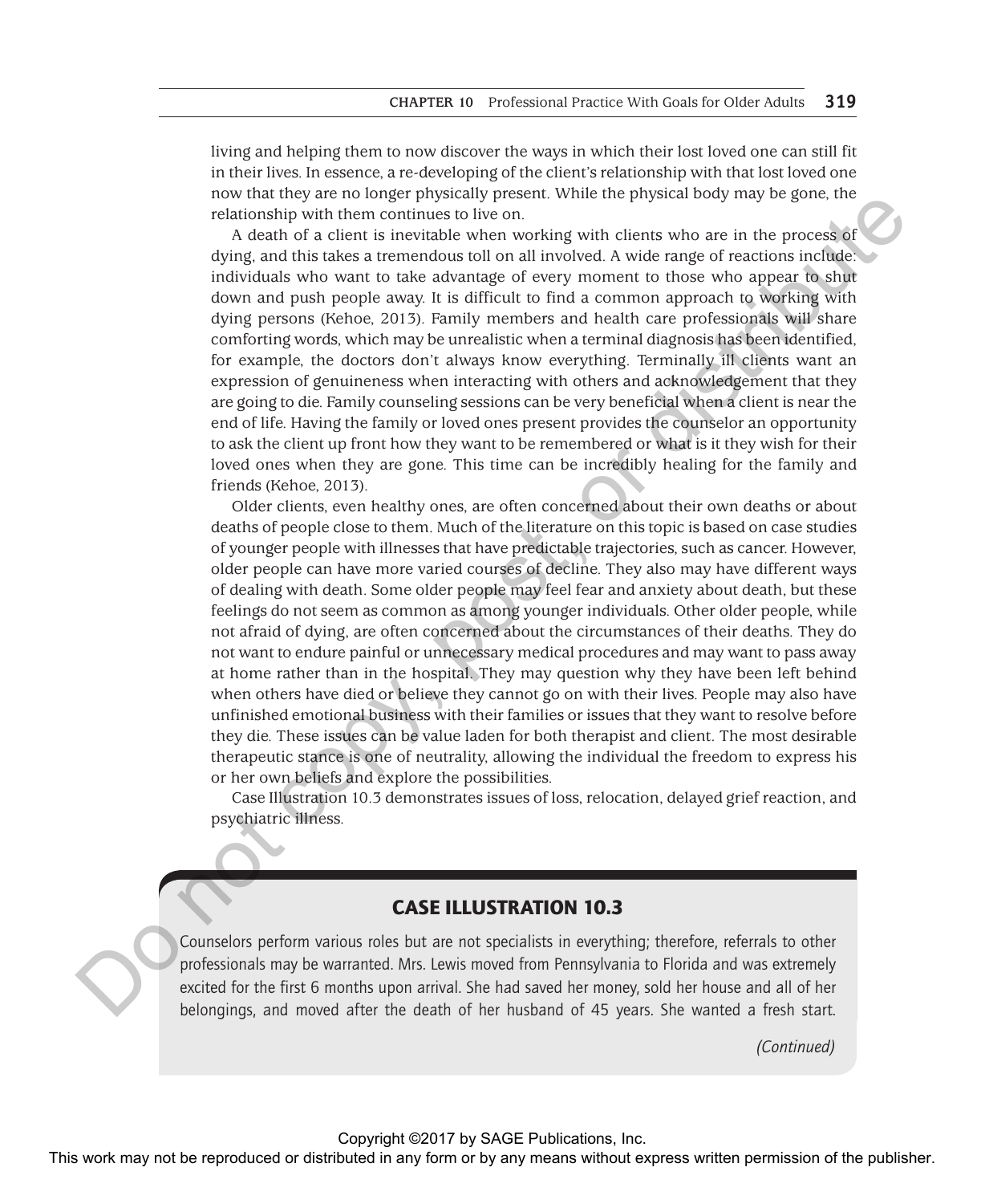living and helping them to now discover the ways in which their lost loved one can still fit in their lives. In essence, a re-developing of the client's relationship with that lost loved one now that they are no longer physically present. While the physical body may be gone, the relationship with them continues to live on.

A death of a client is inevitable when working with clients who are in the process of dying, and this takes a tremendous toll on all involved. A wide range of reactions include: individuals who want to take advantage of every moment to those who appear to shut down and push people away. It is difficult to find a common approach to working with dying persons (Kehoe, 2013). Family members and health care professionals will share comforting words, which may be unrealistic when a terminal diagnosis has been identified, for example, the doctors don't always know everything. Terminally ill clients want an expression of genuineness when interacting with others and acknowledgement that they are going to die. Family counseling sessions can be very beneficial when a client is near the end of life. Having the family or loved ones present provides the counselor an opportunity to ask the client up front how they want to be remembered or what is it they wish for their loved ones when they are gone. This time can be incredibly healing for the family and friends (Kehoe, 2013).

Older clients, even healthy ones, are often concerned about their own deaths or about deaths of people close to them. Much of the literature on this topic is based on case studies of younger people with illnesses that have predictable trajectories, such as cancer. However, older people can have more varied courses of decline. They also may have different ways of dealing with death. Some older people may feel fear and anxiety about death, but these feelings do not seem as common as among younger individuals. Other older people, while not afraid of dying, are often concerned about the circumstances of their deaths. They do not want to endure painful or unnecessary medical procedures and may want to pass away at home rather than in the hospital. They may question why they have been left behind when others have died or believe they cannot go on with their lives. People may also have unfinished emotional business with their families or issues that they want to resolve before they die. These issues can be value laden for both therapist and client. The most desirable therapeutic stance is one of neutrality, allowing the individual the freedom to express his or her own beliefs and explore the possibilities.

Case Illustration 10.3 demonstrates issues of loss, relocation, delayed grief reaction, and psychiatric illness.

## CASE ILLUSTRATION 10.3

Counselors perform various roles but are not specialists in everything; therefore, referrals to other professionals may be warranted. Mrs. Lewis moved from Pennsylvania to Florida and was extremely excited for the first 6 months upon arrival. She had saved her money, sold her house and all of her belongings, and moved after the death of her husband of 45 years. She wanted a fresh start.

*(Continued)*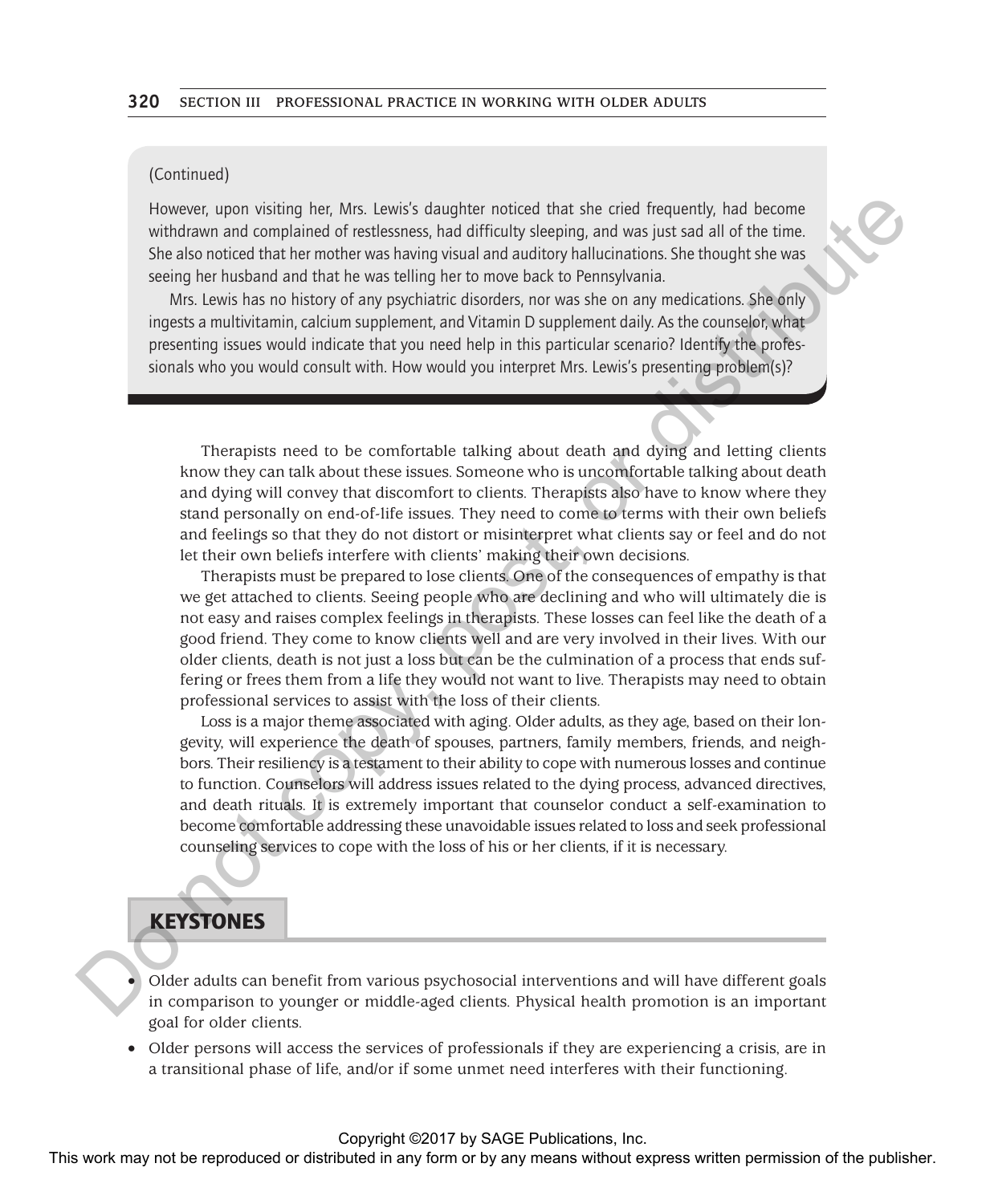(Continued)

However, upon visiting her, Mrs. Lewis's daughter noticed that she cried frequently, had become withdrawn and complained of restlessness, had difficulty sleeping, and was just sad all of the time. She also noticed that her mother was having visual and auditory hallucinations. She thought she was seeing her husband and that he was telling her to move back to Pennsylvania.

Mrs. Lewis has no history of any psychiatric disorders, nor was she on any medications. She only ingests a multivitamin, calcium supplement, and Vitamin D supplement daily. As the counselor, what presenting issues would indicate that you need help in this particular scenario? Identify the professionals who you would consult with. How would you interpret Mrs. Lewis's presenting problem(s)?

Therapists need to be comfortable talking about death and dying and letting clients know they can talk about these issues. Someone who is uncomfortable talking about death and dying will convey that discomfort to clients. Therapists also have to know where they stand personally on end-of-life issues. They need to come to terms with their own beliefs and feelings so that they do not distort or misinterpret what clients say or feel and do not let their own beliefs interfere with clients' making their own decisions.

Therapists must be prepared to lose clients. One of the consequences of empathy is that we get attached to clients. Seeing people who are declining and who will ultimately die is not easy and raises complex feelings in therapists. These losses can feel like the death of a good friend. They come to know clients well and are very involved in their lives. With our older clients, death is not just a loss but can be the culmination of a process that ends suffering or frees them from a life they would not want to live. Therapists may need to obtain professional services to assist with the loss of their clients.

Loss is a major theme associated with aging. Older adults, as they age, based on their longevity, will experience the death of spouses, partners, family members, friends, and neighbors. Their resiliency is a testament to their ability to cope with numerous losses and continue to function. Counselors will address issues related to the dying process, advanced directives, and death rituals. It is extremely important that counselor conduct a self-examination to become comfortable addressing these unavoidable issues related to loss and seek professional counseling services to cope with the loss of his or her clients, if it is necessary.

## KEYSTONES

- Older adults can benefit from various psychosocial interventions and will have different goals in comparison to younger or middle-aged clients. Physical health promotion is an important goal for older clients.
- Older persons will access the services of professionals if they are experiencing a crisis, are in a transitional phase of life, and/or if some unmet need interferes with their functioning.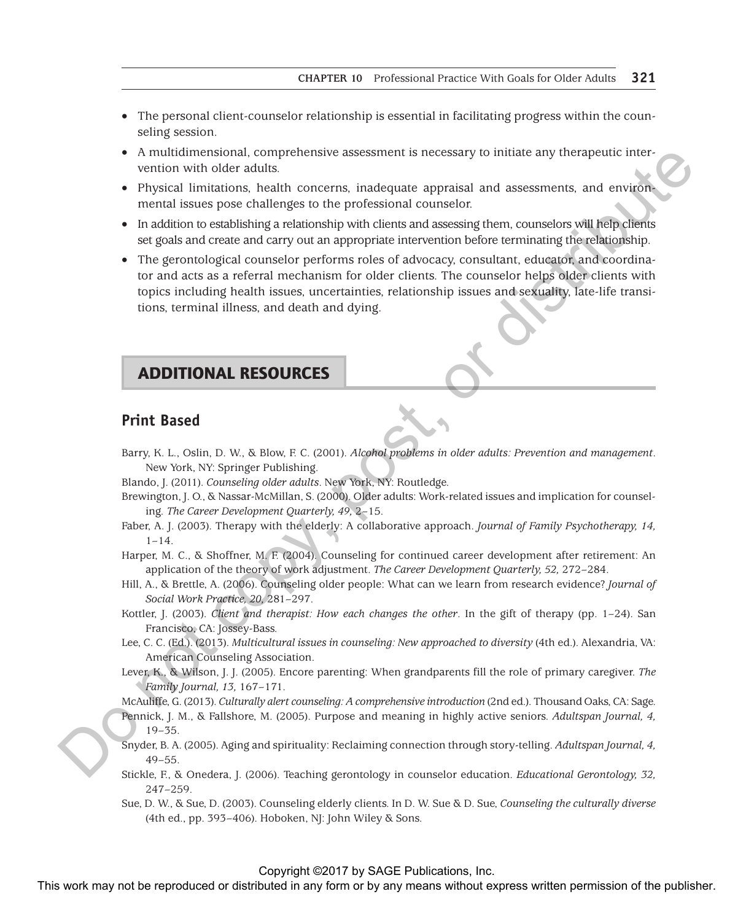- The personal client-counselor relationship is essential in facilitating progress within the counseling session.
- A multidimensional, comprehensive assessment is necessary to initiate any therapeutic intervention with older adults.
- Physical limitations, health concerns, inadequate appraisal and assessments, and environmental issues pose challenges to the professional counselor.
- In addition to establishing a relationship with clients and assessing them, counselors will help clients set goals and create and carry out an appropriate intervention before terminating the relationship.
- The gerontological counselor performs roles of advocacy, consultant, educator, and coordinator and acts as a referral mechanism for older clients. The counselor helps older clients with topics including health issues, uncertainties, relationship issues and sexuality, late-life transitions, terminal illness, and death and dying.

## ADDITIONAL RESOURCES

### Print Based

Barry, K. L., Oslin, D. W., & Blow, F. C. (2001). *Alcohol problems in older adults: Prevention and management*. New York, NY: Springer Publishing.

Blando, J. (2011). *Counseling older adults*. New York, NY: Routledge.

Brewington, J. O., & Nassar-McMillan, S. (2000). Older adults: Work-related issues and implication for counseling. *The Career Development Quarterly, 49,* 2–15.

Faber, A. J. (2003). Therapy with the elderly: A collaborative approach. *Journal of Family Psychotherapy, 14,* 1–14.

Harper, M. C., & Shoffner, M. F. (2004). Counseling for continued career development after retirement: An application of the theory of work adjustment. *The Career Development Quarterly, 52,* 272–284.

Hill, A., & Brettle, A. (2006). Counseling older people: What can we learn from research evidence? *Journal of Social Work Practice, 20,* 281–297.

Kottler, J. (2003). *Client and therapist: How each changes the other*. In the gift of therapy (pp. 1–24). San Francisco, CA: Jossey-Bass.

Lee, C. C. (Ed.). (2013). *Multicultural issues in counseling: New approached to diversity* (4th ed.). Alexandria, VA: American Counseling Association.

Lever, K., & Wilson, J. J. (2005). Encore parenting: When grandparents fill the role of primary caregiver. *The Family Journal, 13,* 167–171.

McAuliffe, G. (2013). *Culturally alert counseling: A comprehensive introduction* (2nd ed.). Thousand Oaks, CA: Sage.

Pennick, J. M., & Fallshore, M. (2005). Purpose and meaning in highly active seniors. *Adultspan Journal, 4,* 19–35.

Snyder, B. A. (2005). Aging and spirituality: Reclaiming connection through story-telling. *Adultspan Journal, 4,* 49–55.

Stickle, F., & Onedera, J. (2006). Teaching gerontology in counselor education. *Educational Gerontology, 32,* 247–259.

Sue, D. W., & Sue, D. (2003). Counseling elderly clients. In D. W. Sue & D. Sue, *Counseling the culturally diverse* (4th ed., pp. 393–406). Hoboken, NJ: John Wiley & Sons.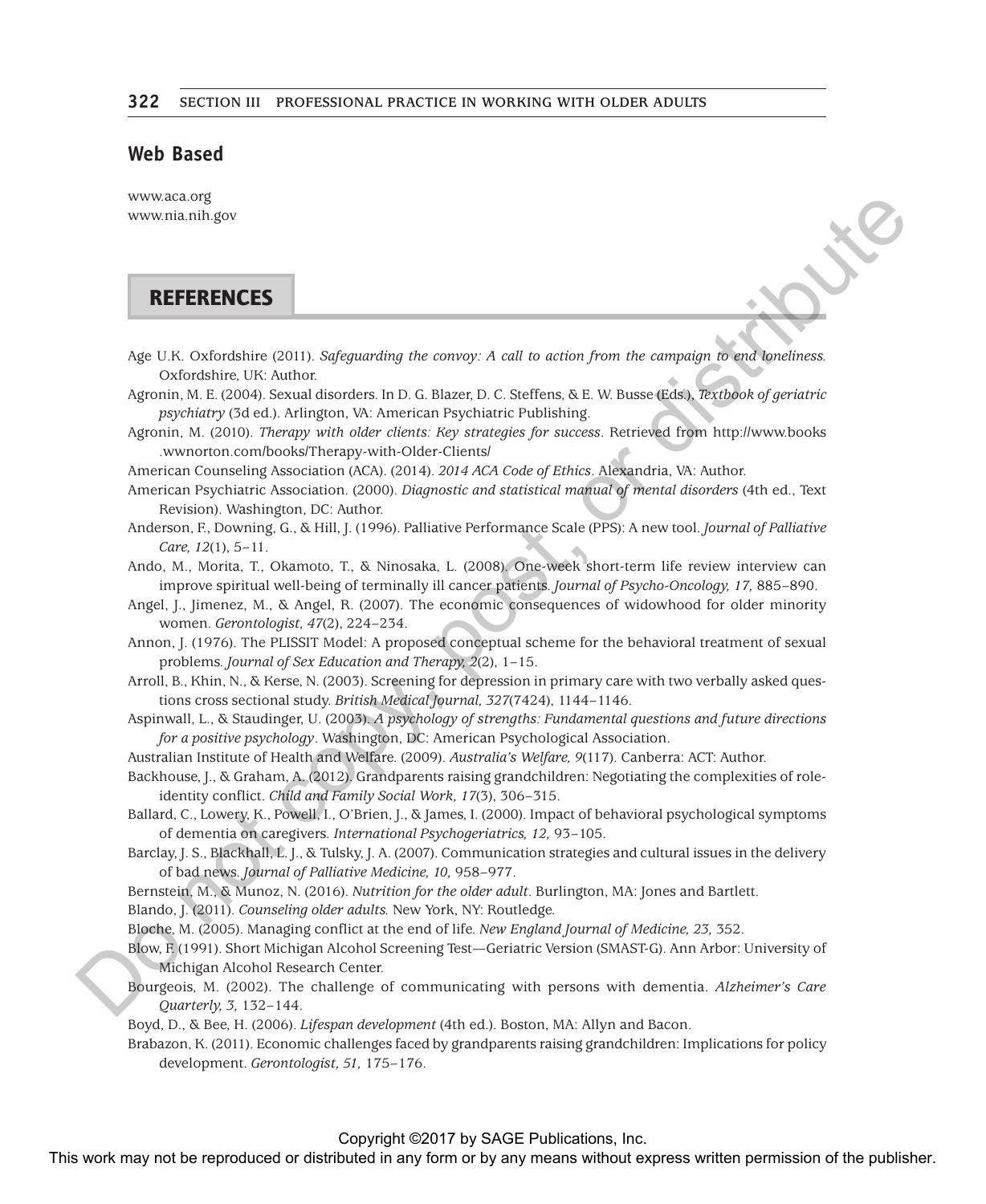## Web Based

www.aca.org
www.nia.nih.gov

## REFERENCES

Age U.K. Oxfordshire (2011). *Safeguarding the convoy: A call to action from the campaign to end loneliness.* Oxfordshire, UK: Author.

Agronin, M. E. (2004). Sexual disorders. In D. G. Blazer, D. C. Steffens, & E. W. Busse (Eds.), *Textbook of geriatric psychiatry* (3d ed.). Arlington, VA: American Psychiatric Publishing.

Agronin, M. (2010). *Therapy with older clients: Key strategies for success*. Retrieved from http://www.books.wwnorton.com/books/Therapy-with-Older-Clients/

American Counseling Association (ACA). (2014). *2014 ACA Code of Ethics*. Alexandria, VA: Author.

American Psychiatric Association. (2000). *Diagnostic and statistical manual of mental disorders* (4th ed., Text Revision). Washington, DC: Author.

Anderson, F., Downing, G., & Hill, J. (1996). Palliative Performance Scale (PPS): A new tool. *Journal of Palliative Care, 12*(1), 5–11.

Ando, M., Morita, T., Okamoto, T., & Ninosaka, L. (2008). One-week short-term life review interview can improve spiritual well-being of terminally ill cancer patients. *Journal of Psycho-Oncology, 17,* 885–890.

Angel, J., Jimenez, M., & Angel, R. (2007). The economic consequences of widowhood for older minority women. *Gerontologist, 47*(2), 224–234.

Annon, J. (1976). The PLISSIT Model: A proposed conceptual scheme for the behavioral treatment of sexual problems. *Journal of Sex Education and Therapy, 2*(2), 1–15.

Arroll, B., Khin, N., & Kerse, N. (2003). Screening for depression in primary care with two verbally asked questions cross sectional study. *British Medical Journal, 327*(7424), 1144–1146.

Aspinwall, L., & Staudinger, U. (2003). *A psychology of strengths: Fundamental questions and future directions for a positive psychology*. Washington, DC: American Psychological Association.

Australian Institute of Health and Welfare. (2009). *Australia's Welfare, 9*(117). Canberra: ACT: Author.

Backhouse, J., & Graham, A. (2012). Grandparents raising grandchildren: Negotiating the complexities of role-identity conflict. *Child and Family Social Work, 17*(3), 306–315.

Ballard, C., Lowery, K., Powell, I., O'Brien, J., & James, I. (2000). Impact of behavioral psychological symptoms of dementia on caregivers. *International Psychogeriatrics, 12,* 93–105.

Barclay, J. S., Blackhall, L. J., & Tulsky, J. A. (2007). Communication strategies and cultural issues in the delivery of bad news. *Journal of Palliative Medicine, 10,* 958–977.

Bernstein, M., & Munoz, N. (2016). *Nutrition for the older adult*. Burlington, MA: Jones and Bartlett.

Blando, J. (2011). *Counseling older adults.* New York, NY: Routledge.

Bloche, M. (2005). Managing conflict at the end of life. *New England Journal of Medicine, 23,* 352.

Blow, F. (1991). Short Michigan Alcohol Screening Test—Geriatric Version (SMAST-G). Ann Arbor: University of Michigan Alcohol Research Center.

Bourgeois, M. (2002). The challenge of communicating with persons with dementia. *Alzheimer's Care Quarterly, 3,* 132–144.

Boyd, D., & Bee, H. (2006). *Lifespan development* (4th ed.). Boston, MA: Allyn and Bacon.

Brabazon, K. (2011). Economic challenges faced by grandparents raising grandchildren: Implications for policy development. *Gerontologist, 51,* 175–176.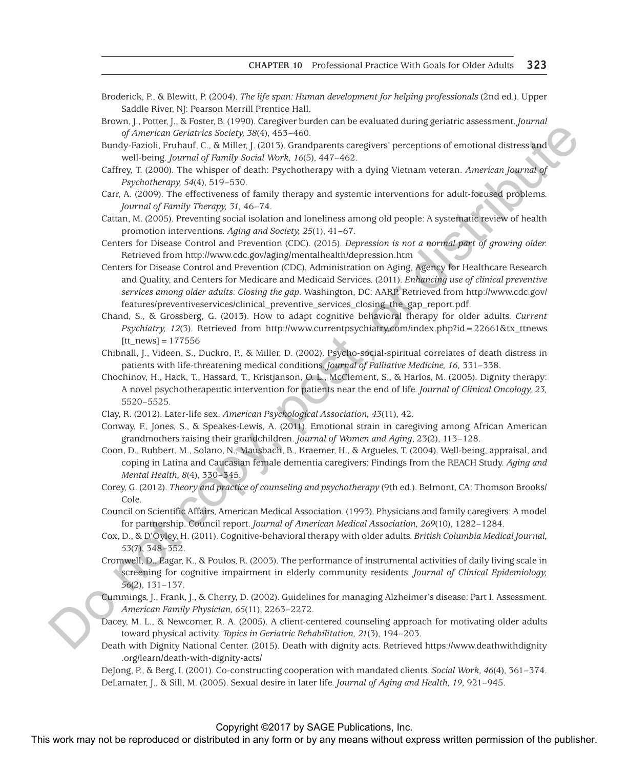Broderick, P., & Blewitt, P. (2004). *The life span: Human development for helping professionals* (2nd ed.). Upper Saddle River, NJ: Pearson Merrill Prentice Hall.

Brown, J., Potter, J., & Foster, B. (1990). Caregiver burden can be evaluated during geriatric assessment. *Journal of American Geriatrics Society, 38*(4), 453–460.

Bundy-Fazioli, Fruhauf, C., & Miller, J. (2013). Grandparents caregivers' perceptions of emotional distress and well-being. *Journal of Family Social Work, 16*(5), 447–462.

Caffrey, T. (2000). The whisper of death: Psychotherapy with a dying Vietnam veteran. *American Journal of Psychotherapy, 54*(4), 519–530.

Carr, A. (2009). The effectiveness of family therapy and systemic interventions for adult-focused problems. *Journal of Family Therapy, 31,* 46–74.

Cattan, M. (2005). Preventing social isolation and loneliness among old people: A systematic review of health promotion interventions. *Aging and Society, 25*(1), 41–67.

Centers for Disease Control and Prevention (CDC). (2015). *Depression is not a normal part of growing older.* Retrieved from http://www.cdc.gov/aging/mentalhealth/depression.htm

Centers for Disease Control and Prevention (CDC), Administration on Aging, Agency for Healthcare Research and Quality, and Centers for Medicare and Medicaid Services. (2011). *Enhancing use of clinical preventive services among older adults: Closing the gap*. Washington, DC: AARP. Retrieved from http://www.cdc.gov/features/preventiveservices/clinical_preventive_services_closing_the_gap_report.pdf.

Chand, S., & Grossberg, G. (2013). How to adapt cognitive behavioral therapy for older adults. *Current Psychiatry, 12*(3). Retrieved from http://www.currentpsychiatry.com/index.php?id = 22661&tx_ttnews [tt_news] = 177556

Chibnall, J., Videen, S., Duckro, P., & Miller, D. (2002). Psycho-social-spiritual correlates of death distress in patients with life-threatening medical conditions. *Journal of Palliative Medicine, 16,* 331–338.

Chochinov, H., Hack, T., Hassard, T., Kristjanson, O. L., McClement, S., & Harlos, M. (2005). Dignity therapy: A novel psychotherapeutic intervention for patients near the end of life. *Journal of Clinical Oncology, 23,* 5520–5525.

Clay, R. (2012). Later-life sex. *American Psychological Association, 43*(11), 42.

Conway, F., Jones, S., & Speakes-Lewis, A. (2011). Emotional strain in caregiving among African American grandmothers raising their grandchildren. *Journal of Women and Aging*, 23(2), 113–128.

Coon, D., Rubbert, M., Solano, N., Mausbach, B., Kraemer, H., & Argueles, T. (2004). Well-being, appraisal, and coping in Latina and Caucasian female dementia caregivers: Findings from the REACH Study. *Aging and Mental Health, 8*(4), 330–345.

Corey, G. (2012). *Theory and practice of counseling and psychotherapy* (9th ed.). Belmont, CA: Thomson Brooks/Cole.

Council on Scientific Affairs, American Medical Association. (1993). Physicians and family caregivers: A model for partnership. Council report. *Journal of American Medical Association, 269*(10), 1282–1284.

Cox, D., & D'Oyley, H. (2011). Cognitive-behavioral therapy with older adults. *British Columbia Medical Journal, 53*(7), 348–352.

Cromwell, D., Eagar, K., & Poulos, R. (2003). The performance of instrumental activities of daily living scale in screening for cognitive impairment in elderly community residents. *Journal of Clinical Epidemiology, 56*(2), 131–137.

Cummings, J., Frank, J., & Cherry, D. (2002). Guidelines for managing Alzheimer's disease: Part I. Assessment. *American Family Physician, 65*(11), 2263–2272.

Dacey, M. L., & Newcomer, R. A. (2005). A client-centered counseling approach for motivating older adults toward physical activity. *Topics in Geriatric Rehabilitation, 21*(3), 194–203.

Death with Dignity National Center. (2015). Death with dignity acts. Retrieved https://www.deathwithdignity.org/learn/death-with-dignity-acts/

DeJong, P., & Berg, I. (2001). Co-constructing cooperation with mandated clients. *Social Work, 46*(4), 361–374.

DeLamater, J., & Sill, M. (2005). Sexual desire in later life. *Journal of Aging and Health, 19,* 921–945.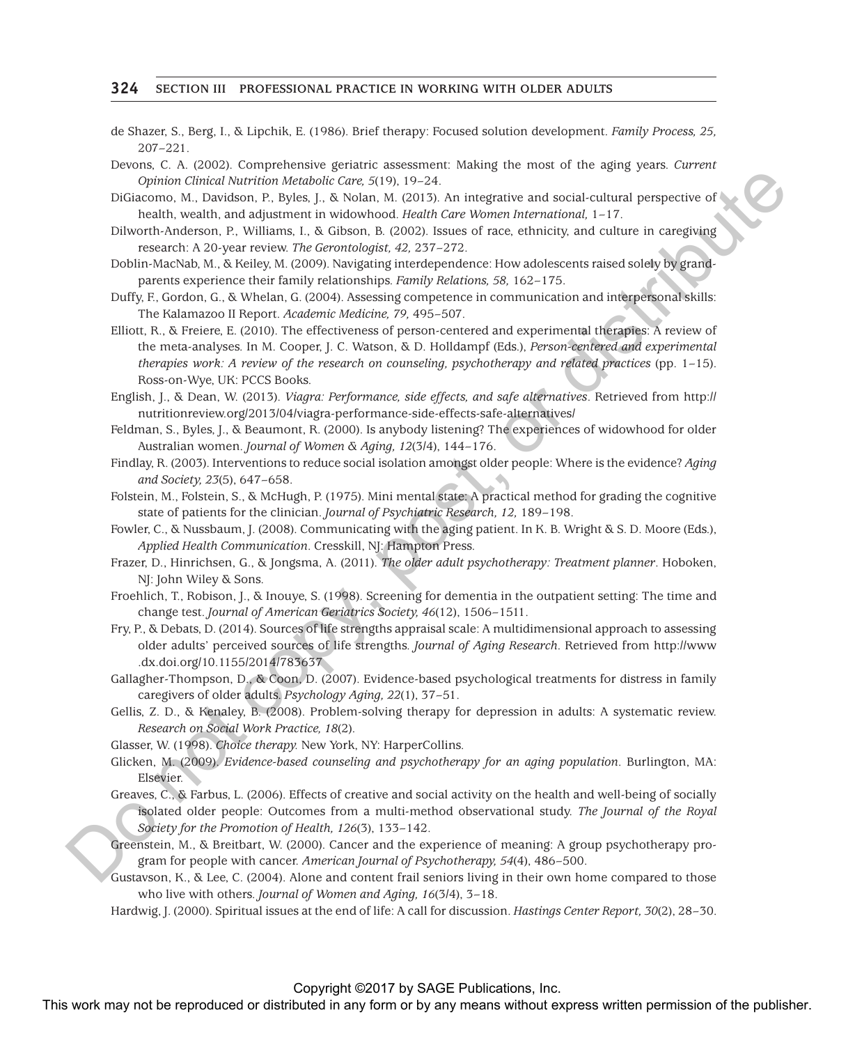de Shazer, S., Berg, I., & Lipchik, E. (1986). Brief therapy: Focused solution development. *Family Process, 25,* 207–221.

Devons, C. A. (2002). Comprehensive geriatric assessment: Making the most of the aging years. *Current Opinion Clinical Nutrition Metabolic Care, 5*(19), 19–24.

DiGiacomo, M., Davidson, P., Byles, J., & Nolan, M. (2013). An integrative and social-cultural perspective of health, wealth, and adjustment in widowhood. *Health Care Women International,* 1–17.

Dilworth-Anderson, P., Williams, I., & Gibson, B. (2002). Issues of race, ethnicity, and culture in caregiving research: A 20-year review. *The Gerontologist, 42,* 237–272.

Doblin-MacNab, M., & Keiley, M. (2009). Navigating interdependence: How adolescents raised solely by grandparents experience their family relationships. *Family Relations, 58,* 162–175.

Duffy, F., Gordon, G., & Whelan, G. (2004). Assessing competence in communication and interpersonal skills: The Kalamazoo II Report. *Academic Medicine, 79,* 495–507.

Elliott, R., & Freiere, E. (2010). The effectiveness of person-centered and experimental therapies: A review of the meta-analyses. In M. Cooper, J. C. Watson, & D. Holldampf (Eds.), *Person-centered and experimental therapies work: A review of the research on counseling, psychotherapy and related practices* (pp. 1–15). Ross-on-Wye, UK: PCCS Books.

English, J., & Dean, W. (2013). *Viagra: Performance, side effects, and safe alternatives*. Retrieved from http://nutritionreview.org/2013/04/viagra-performance-side-effects-safe-alternatives/

Feldman, S., Byles, J., & Beaumont, R. (2000). Is anybody listening? The experiences of widowhood for older Australian women. *Journal of Women & Aging, 12*(3/4), 144–176.

Findlay, R. (2003). Interventions to reduce social isolation amongst older people: Where is the evidence? *Aging and Society, 23*(5), 647–658.

Folstein, M., Folstein, S., & McHugh, P. (1975). Mini mental state: A practical method for grading the cognitive state of patients for the clinician. *Journal of Psychiatric Research, 12,* 189–198.

Fowler, C., & Nussbaum, J. (2008). Communicating with the aging patient. In K. B. Wright & S. D. Moore (Eds.), *Applied Health Communication*. Cresskill, NJ: Hampton Press.

Frazer, D., Hinrichsen, G., & Jongsma, A. (2011). *The older adult psychotherapy: Treatment planner*. Hoboken, NJ: John Wiley & Sons.

Froehlich, T., Robison, J., & Inouye, S. (1998). Screening for dementia in the outpatient setting: The time and change test. *Journal of American Geriatrics Society, 46*(12), 1506–1511.

Fry, P., & Debats, D. (2014). Sources of life strengths appraisal scale: A multidimensional approach to assessing older adults' perceived sources of life strengths. *Journal of Aging Research*. Retrieved from http://www.dx.doi.org/10.1155/2014/783637

Gallagher-Thompson, D., & Coon, D. (2007). Evidence-based psychological treatments for distress in family caregivers of older adults. *Psychology Aging, 22*(1), 37–51.

Gellis, Z. D., & Kenaley, B. (2008). Problem-solving therapy for depression in adults: A systematic review. *Research on Social Work Practice, 18*(2).

Glasser, W. (1998). *Choice therapy.* New York, NY: HarperCollins.

Glicken, M. (2009). *Evidence-based counseling and psychotherapy for an aging population*. Burlington, MA: Elsevier.

Greaves, C., & Farbus, L. (2006). Effects of creative and social activity on the health and well-being of socially isolated older people: Outcomes from a multi-method observational study. *The Journal of the Royal Society for the Promotion of Health, 126*(3), 133–142.

Greenstein, M., & Breitbart, W. (2000). Cancer and the experience of meaning: A group psychotherapy program for people with cancer. *American Journal of Psychotherapy, 54*(4), 486–500.

Gustavson, K., & Lee, C. (2004). Alone and content frail seniors living in their own home compared to those who live with others. *Journal of Women and Aging, 16*(3/4), 3–18.

Hardwig, J. (2000). Spiritual issues at the end of life: A call for discussion. *Hastings Center Report, 30*(2), 28–30.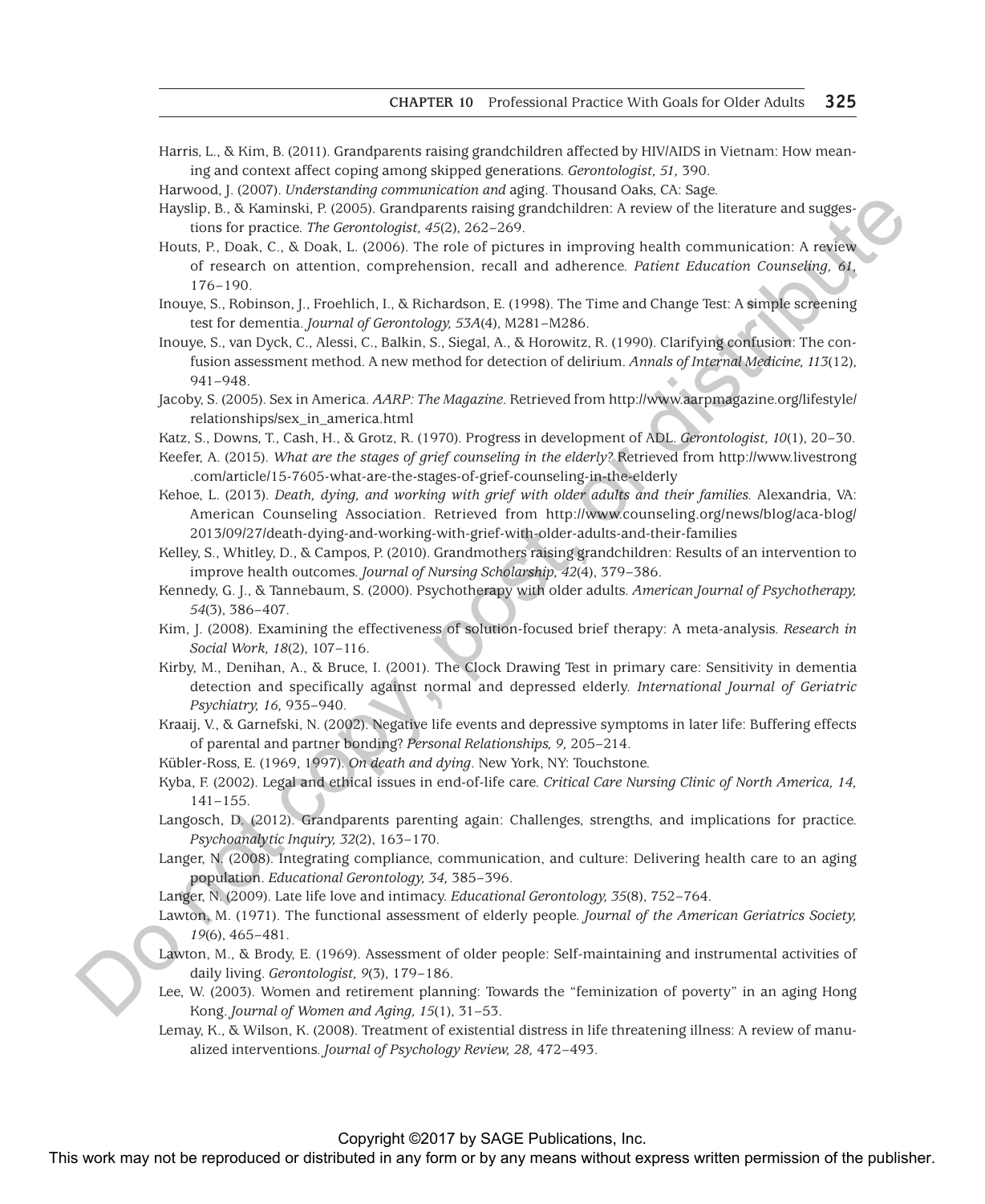Harris, L., & Kim, B. (2011). Grandparents raising grandchildren affected by HIV/AIDS in Vietnam: How meaning and context affect coping among skipped generations. *Gerontologist, 51,* 390.

Harwood, J. (2007). *Understanding communication and* aging. Thousand Oaks, CA: Sage.

Hayslip, B., & Kaminski, P. (2005). Grandparents raising grandchildren: A review of the literature and suggestions for practice. *The Gerontologist, 45*(2), 262–269.

Houts, P., Doak, C., & Doak, L. (2006). The role of pictures in improving health communication: A review of research on attention, comprehension, recall and adherence. *Patient Education Counseling, 61,* 176–190.

Inouye, S., Robinson, J., Froehlich, I., & Richardson, E. (1998). The Time and Change Test: A simple screening test for dementia. *Journal of Gerontology, 53A*(4), M281–M286.

Inouye, S., van Dyck, C., Alessi, C., Balkin, S., Siegal, A., & Horowitz, R. (1990). Clarifying confusion: The confusion assessment method. A new method for detection of delirium. *Annals of Internal Medicine, 113*(12), 941–948.

Jacoby, S. (2005). Sex in America. *AARP: The Magazine*. Retrieved from http://www.aarpmagazine.org/lifestyle/relationships/sex_in_america.html

Katz, S., Downs, T., Cash, H., & Grotz, R. (1970). Progress in development of ADL. *Gerontologist, 10*(1), 20–30.

Keefer, A. (2015). *What are the stages of grief counseling in the elderly?* Retrieved from http://www.livestrong.com/article/15-7605-what-are-the-stages-of-grief-counseling-in-the-elderly

Kehoe, L. (2013). *Death, dying, and working with grief with older adults and their families.* Alexandria, VA: American Counseling Association. Retrieved from http://www.counseling.org/news/blog/aca-blog/2013/09/27/death-dying-and-working-with-grief-with-older-adults-and-their-families

Kelley, S., Whitley, D., & Campos, P. (2010). Grandmothers raising grandchildren: Results of an intervention to improve health outcomes. *Journal of Nursing Scholarship, 42*(4), 379–386.

Kennedy, G. J., & Tannebaum, S. (2000). Psychotherapy with older adults. *American Journal of Psychotherapy, 54*(3), 386–407.

Kim, J. (2008). Examining the effectiveness of solution-focused brief therapy: A meta-analysis. *Research in Social Work, 18*(2), 107–116.

Kirby, M., Denihan, A., & Bruce, I. (2001). The Clock Drawing Test in primary care: Sensitivity in dementia detection and specifically against normal and depressed elderly. *International Journal of Geriatric Psychiatry, 16,* 935–940.

Kraaij, V., & Garnefski, N. (2002). Negative life events and depressive symptoms in later life: Buffering effects of parental and partner bonding? *Personal Relationships, 9,* 205–214.

Kübler-Ross, E. (1969, 1997). *On death and dying*. New York, NY: Touchstone.

Kyba, F. (2002). Legal and ethical issues in end-of-life care. *Critical Care Nursing Clinic of North America, 14,* 141–155.

Langosch, D. (2012). Grandparents parenting again: Challenges, strengths, and implications for practice. *Psychoanalytic Inquiry, 32*(2), 163–170.

Langer, N. (2008). Integrating compliance, communication, and culture: Delivering health care to an aging population. *Educational Gerontology, 34,* 385–396.

Langer, N. (2009). Late life love and intimacy. *Educational Gerontology, 35*(8), 752–764.

Lawton, M. (1971). The functional assessment of elderly people. *Journal of the American Geriatrics Society, 19*(6), 465–481.

Lawton, M., & Brody, E. (1969). Assessment of older people: Self-maintaining and instrumental activities of daily living. *Gerontologist, 9*(3), 179–186.

Lee, W. (2003). Women and retirement planning: Towards the "feminization of poverty" in an aging Hong Kong. *Journal of Women and Aging, 15*(1), 31–53.

Lemay, K., & Wilson, K. (2008). Treatment of existential distress in life threatening illness: A review of manualized interventions. *Journal of Psychology Review, 28,* 472–493.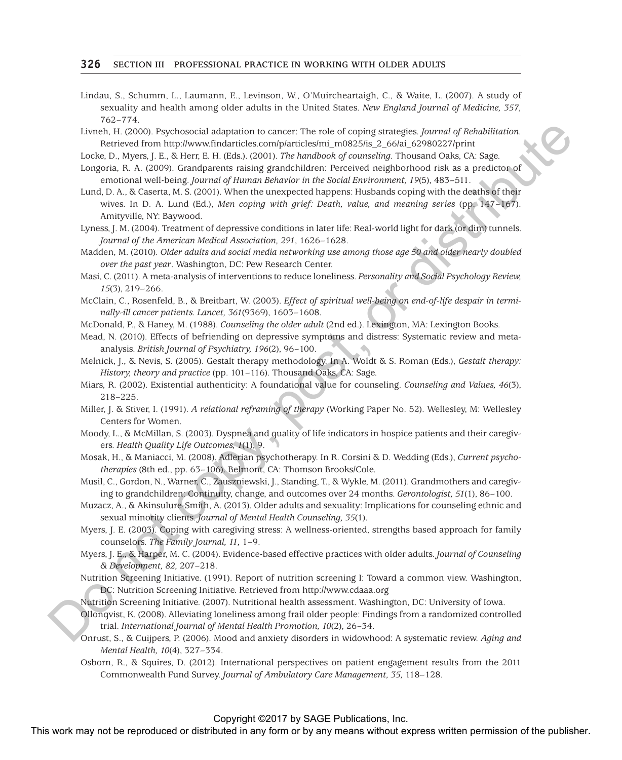Lindau, S., Schumm, L., Laumann, E., Levinson, W., O'Muircheartaigh, C., & Waite, L. (2007). A study of sexuality and health among older adults in the United States. *New England Journal of Medicine, 357,* 762–774.

Livneh, H. (2000). Psychosocial adaptation to cancer: The role of coping strategies. *Journal of Rehabilitation*. Retrieved from http://www.findarticles.com/p/articles/mi_m0825/is_2_66/ai_62980227/print

Locke, D., Myers, J. E., & Herr, E. H. (Eds.). (2001). *The handbook of counseling*. Thousand Oaks, CA: Sage.

Longoria, R. A. (2009). Grandparents raising grandchildren: Perceived neighborhood risk as a predictor of emotional well-being. *Journal of Human Behavior in the Social Environment, 19*(5), 483–511.

Lund, D. A., & Caserta, M. S. (2001). When the unexpected happens: Husbands coping with the deaths of their wives. In D. A. Lund (Ed.), *Men coping with grief: Death, value, and meaning series* (pp. 147–167). Amityville, NY: Baywood.

Lyness, J. M. (2004). Treatment of depressive conditions in later life: Real-world light for dark (or dim) tunnels. *Journal of the American Medical Association, 291*, 1626–1628.

Madden, M. (2010). *Older adults and social media networking use among those age 50 and older nearly doubled over the past year*. Washington, DC: Pew Research Center.

Masi, C. (2011). A meta-analysis of interventions to reduce loneliness. *Personality and Social Psychology Review, 15*(3), 219–266.

McClain, C., Rosenfeld, B., & Breitbart, W. (2003). *Effect of spiritual well-being on end-of-life despair in terminally-ill cancer patients. Lancet, 361*(9369), 1603–1608.

McDonald, P., & Haney, M. (1988). *Counseling the older adult* (2nd ed.). Lexington, MA: Lexington Books.

Mead, N. (2010). Effects of befriending on depressive symptoms and distress: Systematic review and meta-analysis. *British Journal of Psychiatry, 196*(2), 96–100.

Melnick, J., & Nevis, S. (2005). Gestalt therapy methodology. In A. Woldt & S. Roman (Eds.), *Gestalt therapy: History, theory and practice* (pp. 101–116). Thousand Oaks, CA: Sage.

Miars, R. (2002). Existential authenticity: A foundational value for counseling. *Counseling and Values, 46*(3), 218–225.

Miller, J. & Stiver, I. (1991). *A relational reframing of therapy* (Working Paper No. 52). Wellesley, M: Wellesley Centers for Women.

Moody, L., & McMillan, S. (2003). Dyspnea and quality of life indicators in hospice patients and their caregivers. *Health Quality Life Outcomes, 1*(1), 9.

Mosak, H., & Maniacci, M. (2008). Adlerian psychotherapy. In R. Corsini & D. Wedding (Eds.), *Current psychotherapies* (8th ed., pp. 63–106). Belmont, CA: Thomson Brooks/Cole.

Musil, C., Gordon, N., Warner, C., Zauszniewski, J., Standing, T., & Wykle, M. (2011). Grandmothers and caregiving to grandchildren: Continuity, change, and outcomes over 24 months. *Gerontologist, 51*(1), 86–100.

Muzacz, A., & Akinsulure-Smith, A. (2013). Older adults and sexuality: Implications for counseling ethnic and sexual minority clients. *Journal of Mental Health Counseling, 35*(1).

Myers, J. E. (2003). Coping with caregiving stress: A wellness-oriented, strengths based approach for family counselors. *The Family Journal, 11,* 1–9.

Myers, J. E., & Harper, M. C. (2004). Evidence-based effective practices with older adults. *Journal of Counseling & Development, 82,* 207–218.

Nutrition Screening Initiative. (1991). Report of nutrition screening I: Toward a common view. Washington, DC: Nutrition Screening Initiative. Retrieved from http://www.cdaaa.org

Nutrition Screening Initiative. (2007). Nutritional health assessment. Washington, DC: University of Iowa.

Ollonqvist, K. (2008). Alleviating loneliness among frail older people: Findings from a randomized controlled trial. *International Journal of Mental Health Promotion, 10*(2), 26–34.

Onrust, S., & Cuijpers, P. (2006). Mood and anxiety disorders in widowhood: A systematic review. *Aging and Mental Health, 10*(4), 327–334.

Osborn, R., & Squires, D. (2012). International perspectives on patient engagement results from the 2011 Commonwealth Fund Survey. *Journal of Ambulatory Care Management, 35,* 118–128.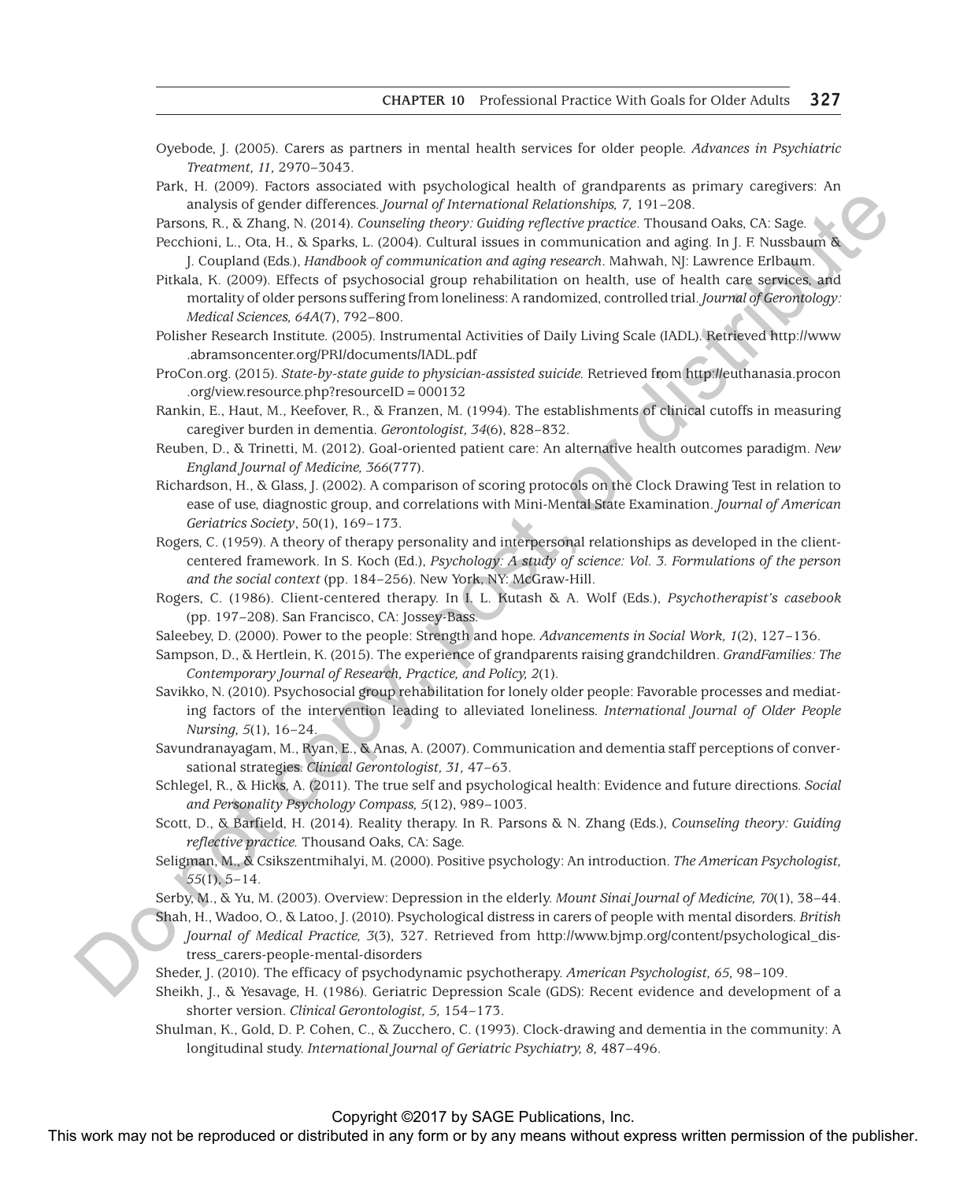Oyebode, J. (2005). Carers as partners in mental health services for older people. *Advances in Psychiatric Treatment, 11,* 2970–3043.

Park, H. (2009). Factors associated with psychological health of grandparents as primary caregivers: An analysis of gender differences. *Journal of International Relationships, 7,* 191–208.

Parsons, R., & Zhang, N. (2014). *Counseling theory: Guiding reflective practice*. Thousand Oaks, CA: Sage.

Pecchioni, L., Ota, H., & Sparks, L. (2004). Cultural issues in communication and aging. In J. F. Nussbaum & J. Coupland (Eds.), *Handbook of communication and aging research*. Mahwah, NJ: Lawrence Erlbaum.

Pitkala, K. (2009). Effects of psychosocial group rehabilitation on health, use of health care services, and mortality of older persons suffering from loneliness: A randomized, controlled trial. *Journal of Gerontology: Medical Sciences, 64A*(7), 792–800.

Polisher Research Institute. (2005). Instrumental Activities of Daily Living Scale (IADL). Retrieved http://www.abramsoncenter.org/PRI/documents/IADL.pdf

ProCon.org. (2015). *State-by-state guide to physician-assisted suicide.* Retrieved from http://euthanasia.procon.org/view.resource.php?resourceID = 000132

Rankin, E., Haut, M., Keefover, R., & Franzen, M. (1994). The establishments of clinical cutoffs in measuring caregiver burden in dementia. *Gerontologist, 34*(6), 828–832.

Reuben, D., & Trinetti, M. (2012). Goal-oriented patient care: An alternative health outcomes paradigm. *New England Journal of Medicine, 366*(777).

Richardson, H., & Glass, J. (2002). A comparison of scoring protocols on the Clock Drawing Test in relation to ease of use, diagnostic group, and correlations with Mini-Mental State Examination. *Journal of American Geriatrics Society*, 50(1), 169–173.

Rogers, C. (1959). A theory of therapy personality and interpersonal relationships as developed in the client-centered framework. In S. Koch (Ed.), *Psychology: A study of science: Vol. 3. Formulations of the person and the social context* (pp. 184–256). New York, NY: McGraw-Hill.

Rogers, C. (1986). Client-centered therapy. In I. L. Kutash & A. Wolf (Eds.), *Psychotherapist's casebook* (pp. 197–208). San Francisco, CA: Jossey-Bass.

Saleebey, D. (2000). Power to the people: Strength and hope. *Advancements in Social Work, 1*(2), 127–136.

Sampson, D., & Hertlein, K. (2015). The experience of grandparents raising grandchildren. *GrandFamilies: The Contemporary Journal of Research, Practice, and Policy, 2*(1).

Savikko, N. (2010). Psychosocial group rehabilitation for lonely older people: Favorable processes and mediating factors of the intervention leading to alleviated loneliness. *International Journal of Older People Nursing, 5*(1), 16–24.

Savundranayagam, M., Ryan, E., & Anas, A. (2007). Communication and dementia staff perceptions of conversational strategies. *Clinical Gerontologist, 31,* 47–63.

Schlegel, R., & Hicks, A. (2011). The true self and psychological health: Evidence and future directions. *Social and Personality Psychology Compass, 5*(12), 989–1003.

Scott, D., & Barfield, H. (2014). Reality therapy. In R. Parsons & N. Zhang (Eds.), *Counseling theory: Guiding reflective practice.* Thousand Oaks, CA: Sage.

Seligman, M., & Csikszentmihalyi, M. (2000). Positive psychology: An introduction. *The American Psychologist, 55*(1), 5–14.

Serby, M., & Yu, M. (2003). Overview: Depression in the elderly. *Mount Sinai Journal of Medicine, 70*(1), 38–44.

Shah, H., Wadoo, O., & Latoo, J. (2010). Psychological distress in carers of people with mental disorders. *British Journal of Medical Practice, 3*(3), 327. Retrieved from http://www.bjmp.org/content/psychological_distress_carers-people-mental-disorders

Sheder, J. (2010). The efficacy of psychodynamic psychotherapy. *American Psychologist, 65,* 98–109.

Sheikh, J., & Yesavage, H. (1986). Geriatric Depression Scale (GDS): Recent evidence and development of a shorter version. *Clinical Gerontologist, 5,* 154–173.

Shulman, K., Gold, D. P. Cohen, C., & Zucchero, C. (1993). Clock-drawing and dementia in the community: A longitudinal study. *International Journal of Geriatric Psychiatry, 8,* 487–496.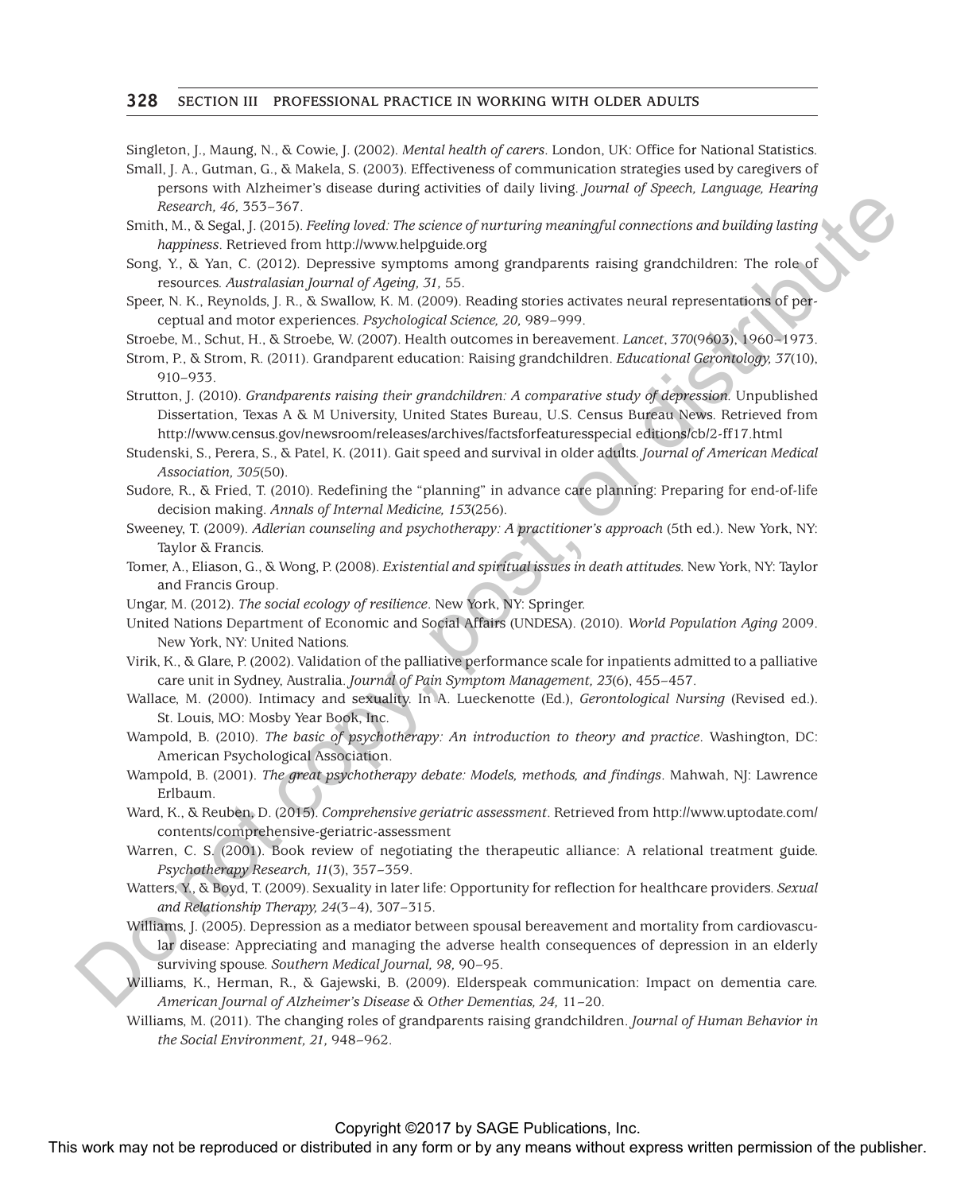Singleton, J., Maung, N., & Cowie, J. (2002). *Mental health of carers*. London, UK: Office for National Statistics.

Small, J. A., Gutman, G., & Makela, S. (2003). Effectiveness of communication strategies used by caregivers of persons with Alzheimer's disease during activities of daily living. *Journal of Speech, Language, Hearing Research, 46,* 353–367.

Smith, M., & Segal, J. (2015). *Feeling loved: The science of nurturing meaningful connections and building lasting happiness*. Retrieved from http://www.helpguide.org

Song, Y., & Yan, C. (2012). Depressive symptoms among grandparents raising grandchildren: The role of resources. *Australasian Journal of Ageing, 31,* 55.

Speer, N. K., Reynolds, J. R., & Swallow, K. M. (2009). Reading stories activates neural representations of perceptual and motor experiences. *Psychological Science, 20,* 989–999.

Stroebe, M., Schut, H., & Stroebe, W. (2007). Health outcomes in bereavement. *Lancet*, *370*(9603), 1960–1973.

Strom, P., & Strom, R. (2011). Grandparent education: Raising grandchildren. *Educational Gerontology, 37*(10), 910–933.

Strutton, J. (2010). *Grandparents raising their grandchildren: A comparative study of depression.* Unpublished Dissertation, Texas A & M University, United States Bureau, U.S. Census Bureau News. Retrieved from http://www.census.gov/newsroom/releases/archives/factsforfeaturesspecial editions/cb/2-ff17.html

Studenski, S., Perera, S., & Patel, K. (2011). Gait speed and survival in older adults. *Journal of American Medical Association, 305*(50).

Sudore, R., & Fried, T. (2010). Redefining the "planning" in advance care planning: Preparing for end-of-life decision making. *Annals of Internal Medicine, 153*(256).

Sweeney, T. (2009). *Adlerian counseling and psychotherapy: A practitioner's approach* (5th ed.). New York, NY: Taylor & Francis.

Tomer, A., Eliason, G., & Wong, P. (2008). *Existential and spiritual issues in death attitudes.* New York, NY: Taylor and Francis Group.

Ungar, M. (2012). *The social ecology of resilience*. New York, NY: Springer.

United Nations Department of Economic and Social Affairs (UNDESA). (2010). *World Population Aging* 2009. New York, NY: United Nations.

Virik, K., & Glare, P. (2002). Validation of the palliative performance scale for inpatients admitted to a palliative care unit in Sydney, Australia. *Journal of Pain Symptom Management, 23*(6), 455–457.

Wallace, M. (2000). Intimacy and sexuality. In A. Lueckenotte (Ed.), *Gerontological Nursing* (Revised ed.). St. Louis, MO: Mosby Year Book, Inc.

Wampold, B. (2010). *The basic of psychotherapy: An introduction to theory and practice*. Washington, DC: American Psychological Association.

Wampold, B. (2001). *The great psychotherapy debate: Models, methods, and findings*. Mahwah, NJ: Lawrence Erlbaum.

Ward, K., & Reuben, D. (2015). *Comprehensive geriatric assessment*. Retrieved from http://www.uptodate.com/contents/comprehensive-geriatric-assessment

Warren, C. S. (2001). Book review of negotiating the therapeutic alliance: A relational treatment guide. *Psychotherapy Research, 11*(3), 357–359.

Watters, Y., & Boyd, T. (2009). Sexuality in later life: Opportunity for reflection for healthcare providers. *Sexual and Relationship Therapy, 24*(3–4), 307–315.

Williams, J. (2005). Depression as a mediator between spousal bereavement and mortality from cardiovascular disease: Appreciating and managing the adverse health consequences of depression in an elderly surviving spouse. *Southern Medical Journal, 98,* 90–95.

Williams, K., Herman, R., & Gajewski, B. (2009). Elderspeak communication: Impact on dementia care. *American Journal of Alzheimer's Disease & Other Dementias, 24,* 11–20.

Williams, M. (2011). The changing roles of grandparents raising grandchildren. *Journal of Human Behavior in the Social Environment, 21,* 948–962.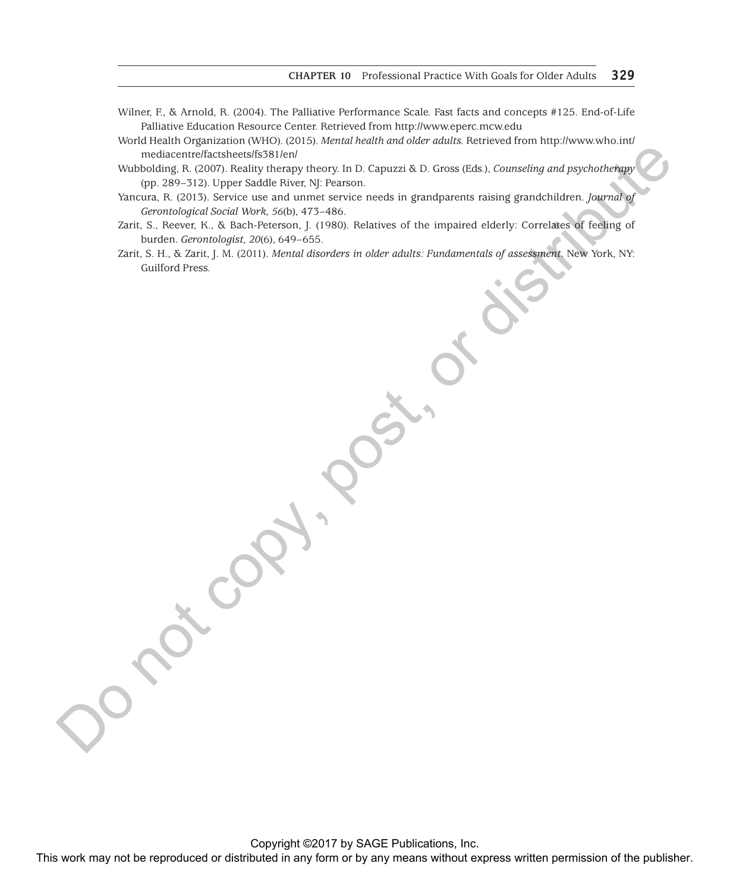Wilner, F., & Arnold, R. (2004). The Palliative Performance Scale. Fast facts and concepts #125. End-of-Life Palliative Education Resource Center. Retrieved from http://www.eperc.mcw.edu

World Health Organization (WHO). (2015). *Mental health and older adults*. Retrieved from http://www.who.int/mediacentre/factsheets/fs381/en/

Wubbolding, R. (2007). Reality therapy theory. In D. Capuzzi & D. Gross (Eds.), *Counseling and psychotherapy* (pp. 289–312). Upper Saddle River, NJ: Pearson.

Yancura, R. (2013). Service use and unmet service needs in grandparents raising grandchildren. *Journal of Gerontological Social Work, 56*(b), 473–486.

Zarit, S., Reever, K., & Bach-Peterson, J. (1980). Relatives of the impaired elderly: Correlates of feeling of burden. *Gerontologist, 20*(6), 649–655.

Zarit, S. H., & Zarit, J. M. (2011). *Mental disorders in older adults: Fundamentals of assessment*. New York, NY: Guilford Press.